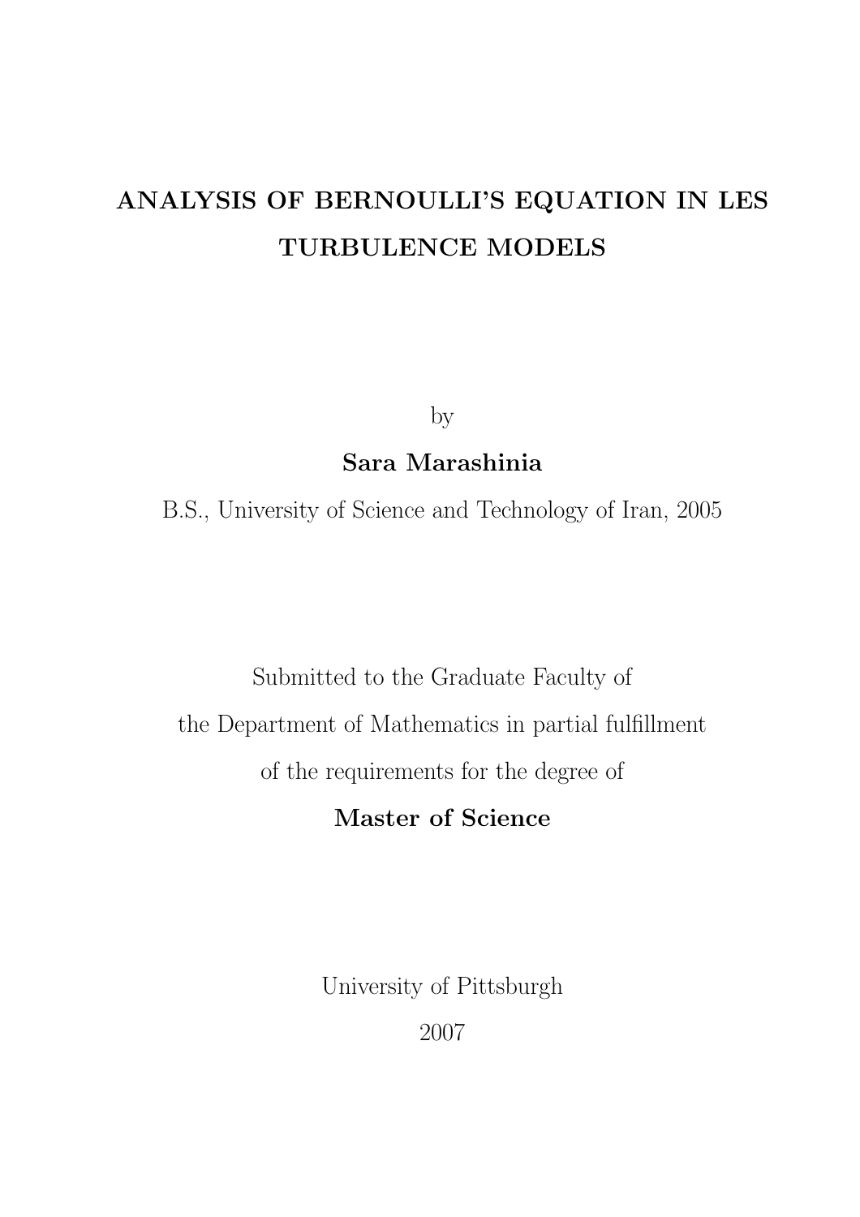# ANALYSIS OF BERNOULLI'S EQUATION IN LES TURBULENCE MODELS

by

**Sara Marashinia**

B.S., University of Science and Technology of Iran, 2005

Submitted to the Graduate Faculty of
the Department of Mathematics in partial fulfillment
of the requirements for the degree of

**Master of Science**

University of Pittsburgh

2007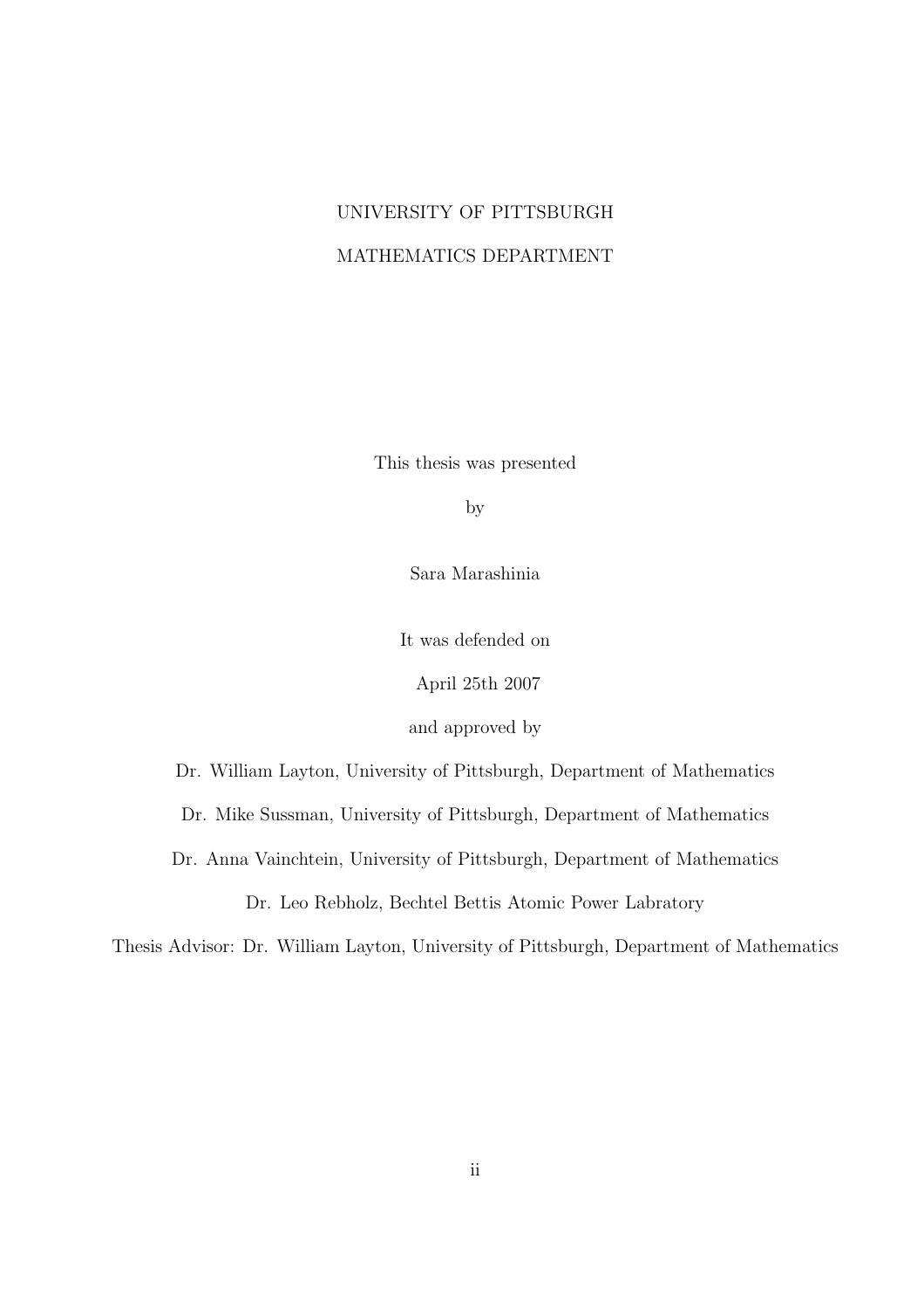UNIVERSITY OF PITTSBURGH

MATHEMATICS DEPARTMENT

This thesis was presented

by

Sara Marashinia

It was defended on

April 25th 2007

and approved by

Dr. William Layton, University of Pittsburgh, Department of Mathematics

Dr. Mike Sussman, University of Pittsburgh, Department of Mathematics

Dr. Anna Vainchtein, University of Pittsburgh, Department of Mathematics

Dr. Leo Rebholz, Bechtel Bettis Atomic Power Labratory

Thesis Advisor: Dr. William Layton, University of Pittsburgh, Department of Mathematics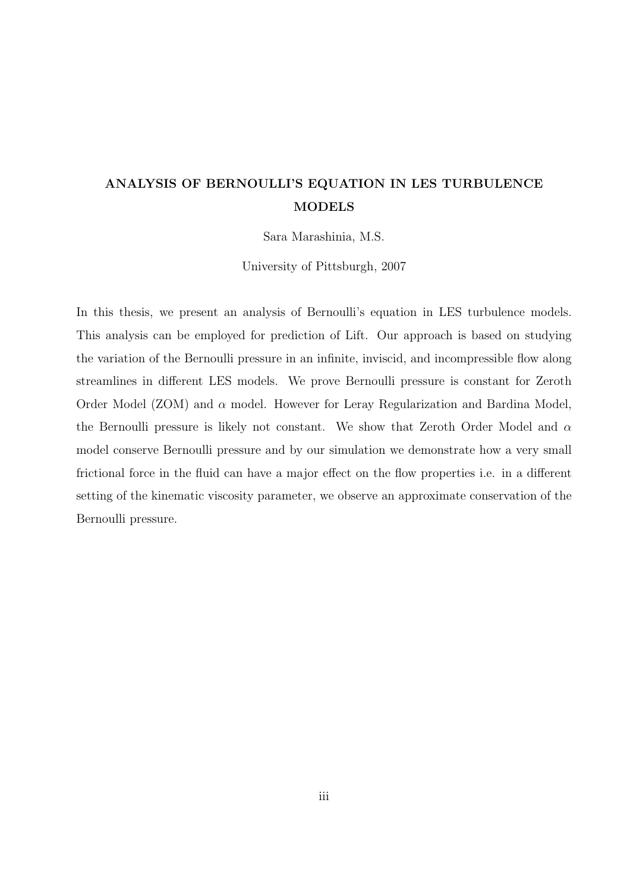# ANALYSIS OF BERNOULLI'S EQUATION IN LES TURBULENCE MODELS

Sara Marashinia, M.S.

University of Pittsburgh, 2007

In this thesis, we present an analysis of Bernoulli's equation in LES turbulence models. This analysis can be employed for prediction of Lift. Our approach is based on studying the variation of the Bernoulli pressure in an infinite, inviscid, and incompressible flow along streamlines in different LES models. We prove Bernoulli pressure is constant for Zeroth Order Model (ZOM) and $\alpha$ model. However for Leray Regularization and Bardina Model, the Bernoulli pressure is likely not constant. We show that Zeroth Order Model and $\alpha$ model conserve Bernoulli pressure and by our simulation we demonstrate how a very small frictional force in the fluid can have a major effect on the flow properties i.e. in a different setting of the kinematic viscosity parameter, we observe an approximate conservation of the Bernoulli pressure.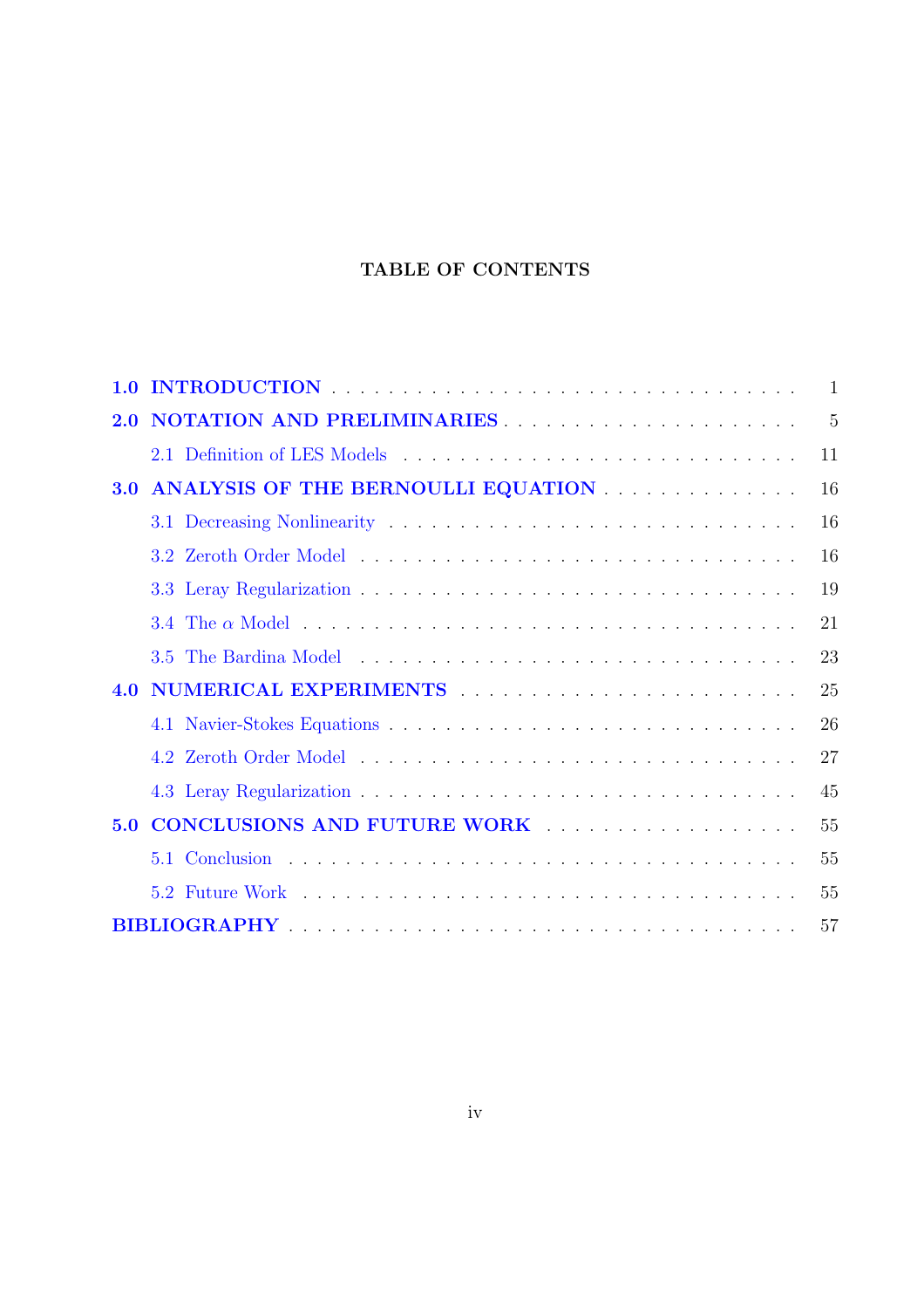**TABLE OF CONTENTS**

- **1.0 INTRODUCTION** . . . . . . . . . . 1
- **2.0 NOTATION AND PRELIMINARIES** . . . . . . . . . . 5
  - 2.1 Definition of LES Models . . . . . . . . . . 11
- **3.0 ANALYSIS OF THE BERNOULLI EQUATION** . . . . . . . . . . 16
  - 3.1 Decreasing Nonlinearity . . . . . . . . . . 16
  - 3.2 Zeroth Order Model . . . . . . . . . . 16
  - 3.3 Leray Regularization . . . . . . . . . . 19
  - 3.4 The $\alpha$ Model . . . . . . . . . . 21
  - 3.5 The Bardina Model . . . . . . . . . . 23
- **4.0 NUMERICAL EXPERIMENTS** . . . . . . . . . . 25
  - 4.1 Navier-Stokes Equations . . . . . . . . . . 26
  - 4.2 Zeroth Order Model . . . . . . . . . . 27
  - 4.3 Leray Regularization . . . . . . . . . . 45
- **5.0 CONCLUSIONS AND FUTURE WORK** . . . . . . . . . . 55
  - 5.1 Conclusion . . . . . . . . . . 55
  - 5.2 Future Work . . . . . . . . . . 55
- **BIBLIOGRAPHY** . . . . . . . . . . 57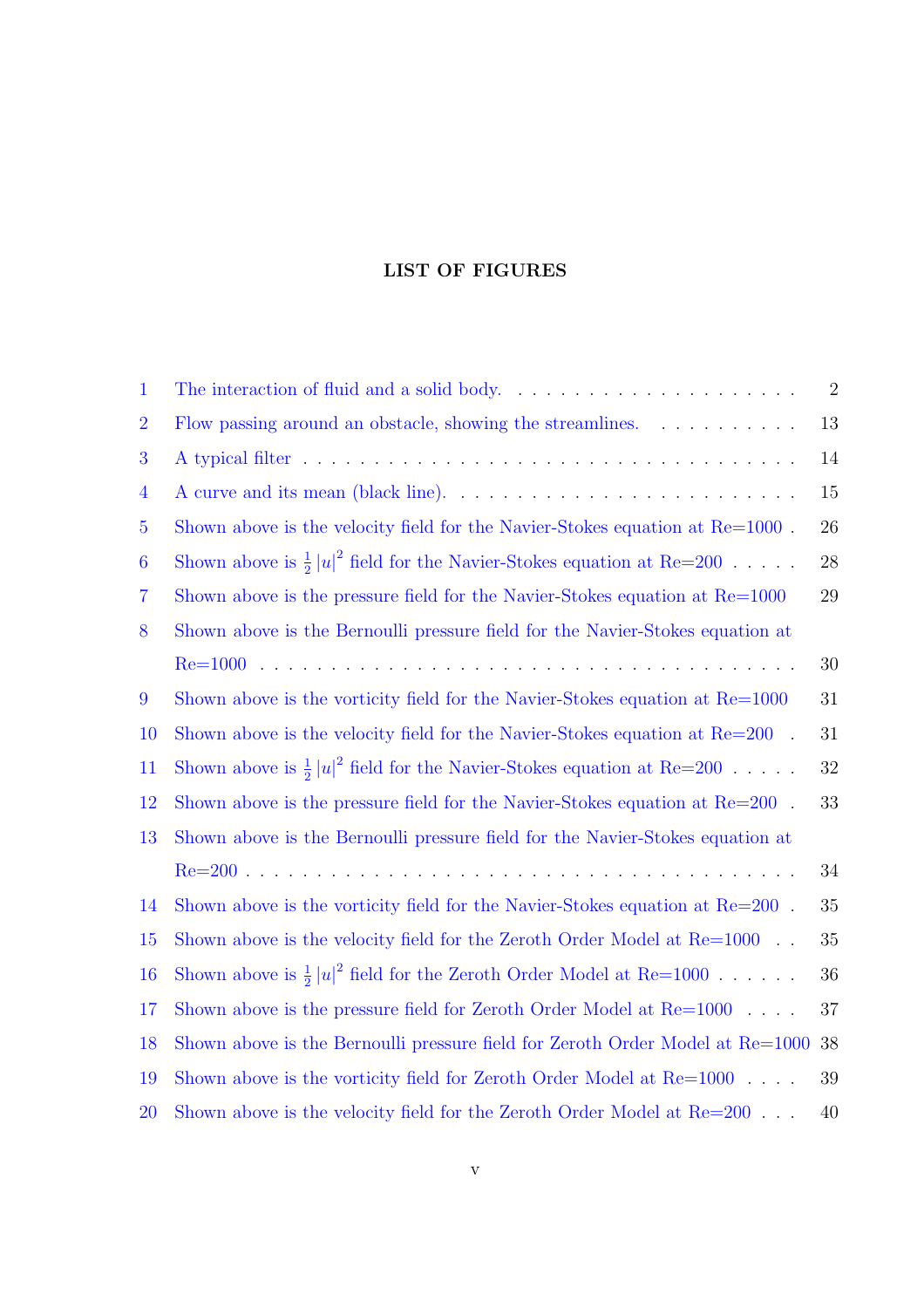## LIST OF FIGURES

1 The interaction of fluid and a solid body. . . . . . . . . . . . . . . . . . . . . 2

2 Flow passing around an obstacle, showing the streamlines. . . . . . . . . . . 13

3 A typical filter . . . . . . . . . . . . . . . . . . . . . . . . . . . . . . . . . . . 14

4 A curve and its mean (black line). . . . . . . . . . . . . . . . . . . . . . . . . 15

5 Shown above is the velocity field for the Navier-Stokes equation at Re=1000 . 26

6 Shown above is $\frac{1}{2}|u|^2$ field for the Navier-Stokes equation at Re=200 . . . . . 28

7 Shown above is the pressure field for the Navier-Stokes equation at Re=1000 29

8 Shown above is the Bernoulli pressure field for the Navier-Stokes equation at Re=1000 . . . . . . . . . . . . . . . . . . . . . . . . . . . . . . . . . . . . . 30

9 Shown above is the vorticity field for the Navier-Stokes equation at Re=1000 31

10 Shown above is the velocity field for the Navier-Stokes equation at Re=200 . 31

11 Shown above is $\frac{1}{2}|u|^2$ field for the Navier-Stokes equation at Re=200 . . . . . 32

12 Shown above is the pressure field for the Navier-Stokes equation at Re=200 . 33

13 Shown above is the Bernoulli pressure field for the Navier-Stokes equation at Re=200 . . . . . . . . . . . . . . . . . . . . . . . . . . . . . . . . . . . . . 34

14 Shown above is the vorticity field for the Navier-Stokes equation at Re=200 . 35

15 Shown above is the velocity field for the Zeroth Order Model at Re=1000 . . 35

16 Shown above is $\frac{1}{2}|u|^2$ field for the Zeroth Order Model at Re=1000 . . . . . . 36

17 Shown above is the pressure field for Zeroth Order Model at Re=1000 . . . . 37

18 Shown above is the Bernoulli pressure field for Zeroth Order Model at Re=1000 38

19 Shown above is the vorticity field for Zeroth Order Model at Re=1000 . . . . 39

20 Shown above is the velocity field for the Zeroth Order Model at Re=200 . . . 40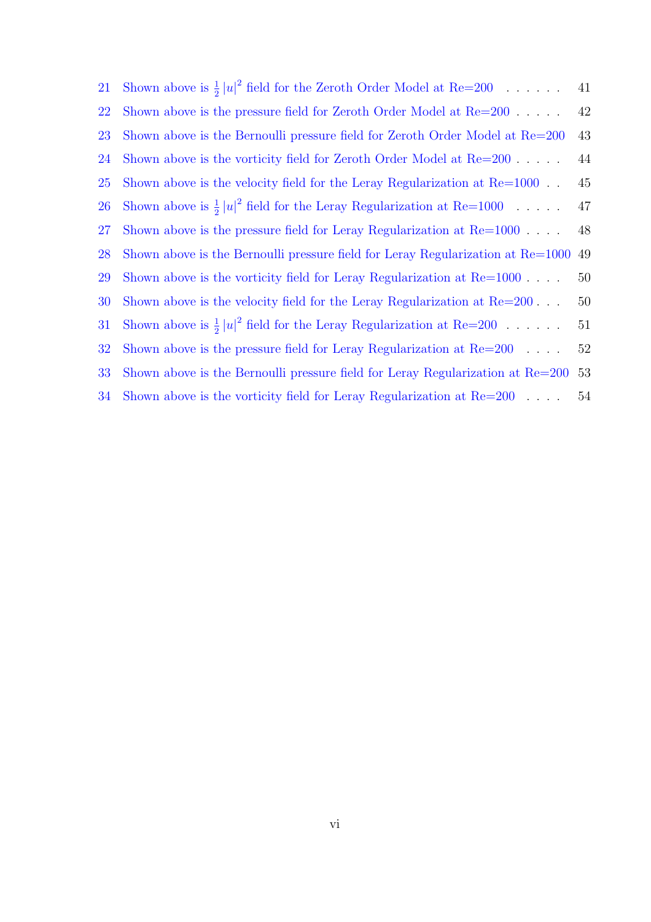21 Shown above is $\frac{1}{2}|u|^2$ field for the Zeroth Order Model at Re=200 . . . . . . 41

22 Shown above is the pressure field for Zeroth Order Model at Re=200 . . . . . 42

23 Shown above is the Bernoulli pressure field for Zeroth Order Model at Re=200 43

24 Shown above is the vorticity field for Zeroth Order Model at Re=200 . . . . . 44

25 Shown above is the velocity field for the Leray Regularization at Re=1000 . . 45

26 Shown above is $\frac{1}{2}|u|^2$ field for the Leray Regularization at Re=1000 . . . . . 47

27 Shown above is the pressure field for Leray Regularization at Re=1000 . . . . 48

28 Shown above is the Bernoulli pressure field for Leray Regularization at Re=1000 49

29 Shown above is the vorticity field for Leray Regularization at Re=1000 . . . . 50

30 Shown above is the velocity field for the Leray Regularization at Re=200 . . . 50

31 Shown above is $\frac{1}{2}|u|^2$ field for the Leray Regularization at Re=200 . . . . . . 51

32 Shown above is the pressure field for Leray Regularization at Re=200 . . . . 52

33 Shown above is the Bernoulli pressure field for Leray Regularization at Re=200 53

34 Shown above is the vorticity field for Leray Regularization at Re=200 . . . . 54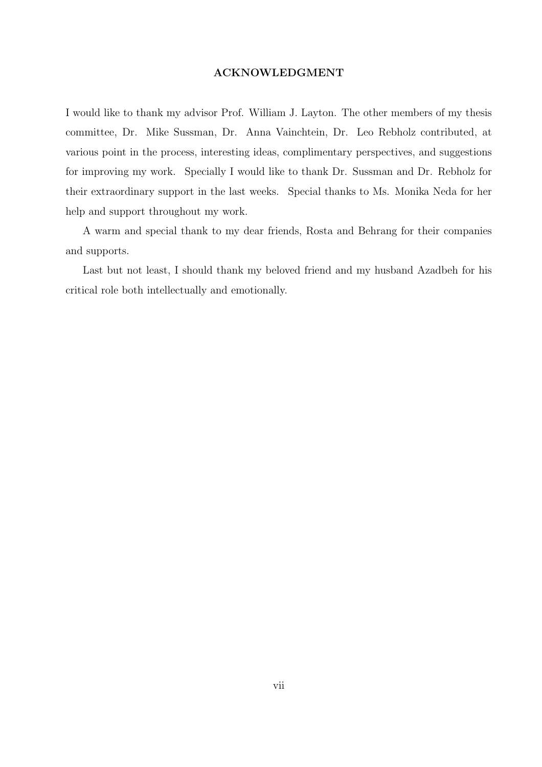## ACKNOWLEDGMENT

I would like to thank my advisor Prof. William J. Layton. The other members of my thesis committee, Dr. Mike Sussman, Dr. Anna Vainchtein, Dr. Leo Rebholz contributed, at various point in the process, interesting ideas, complimentary perspectives, and suggestions for improving my work. Specially I would like to thank Dr. Sussman and Dr. Rebholz for their extraordinary support in the last weeks. Special thanks to Ms. Monika Neda for her help and support throughout my work.

A warm and special thank to my dear friends, Rosta and Behrang for their companies and supports.

Last but not least, I should thank my beloved friend and my husband Azadbeh for his critical role both intellectually and emotionally.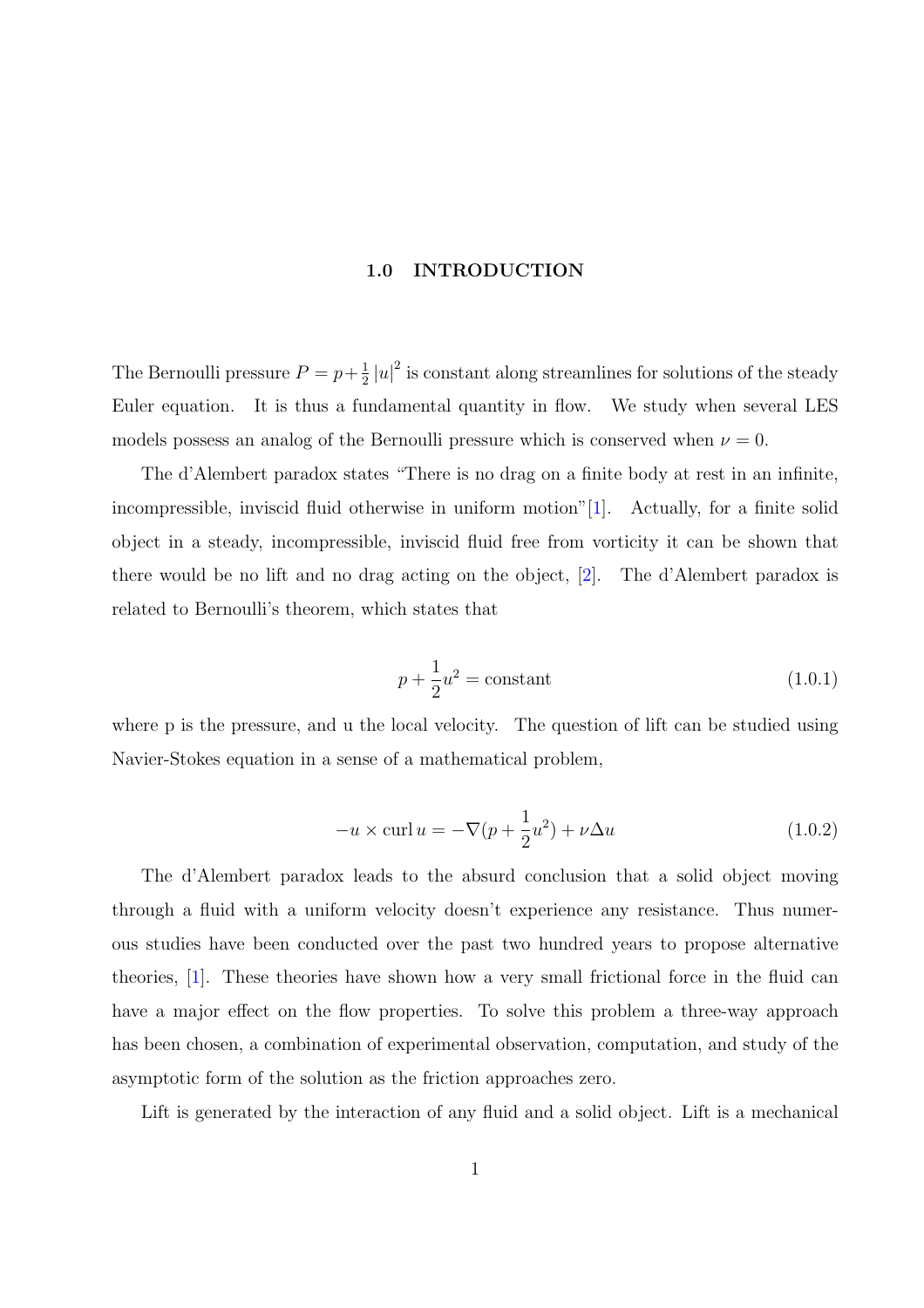# 1.0 INTRODUCTION

The Bernoulli pressure $P = p + \frac{1}{2}|u|^2$ is constant along streamlines for solutions of the steady Euler equation. It is thus a fundamental quantity in flow. We study when several LES models possess an analog of the Bernoulli pressure which is conserved when $\nu = 0$.

The d'Alembert paradox states "There is no drag on a finite body at rest in an infinite, incompressible, inviscid fluid otherwise in uniform motion"[1]. Actually, for a finite solid object in a steady, incompressible, inviscid fluid free from vorticity it can be shown that there would be no lift and no drag acting on the object, [2]. The d'Alembert paradox is related to Bernoulli's theorem, which states that

$$p + \frac{1}{2}u^2 = \text{constant} \tag{1.0.1}$$

where p is the pressure, and u the local velocity. The question of lift can be studied using Navier-Stokes equation in a sense of a mathematical problem,

$$-u \times \operatorname{curl} u = -\nabla(p + \frac{1}{2}u^2) + \nu\Delta u \tag{1.0.2}$$

The d'Alembert paradox leads to the absurd conclusion that a solid object moving through a fluid with a uniform velocity doesn't experience any resistance. Thus numerous studies have been conducted over the past two hundred years to propose alternative theories, [1]. These theories have shown how a very small frictional force in the fluid can have a major effect on the flow properties. To solve this problem a three-way approach has been chosen, a combination of experimental observation, computation, and study of the asymptotic form of the solution as the friction approaches zero.

Lift is generated by the interaction of any fluid and a solid object. Lift is a mechanical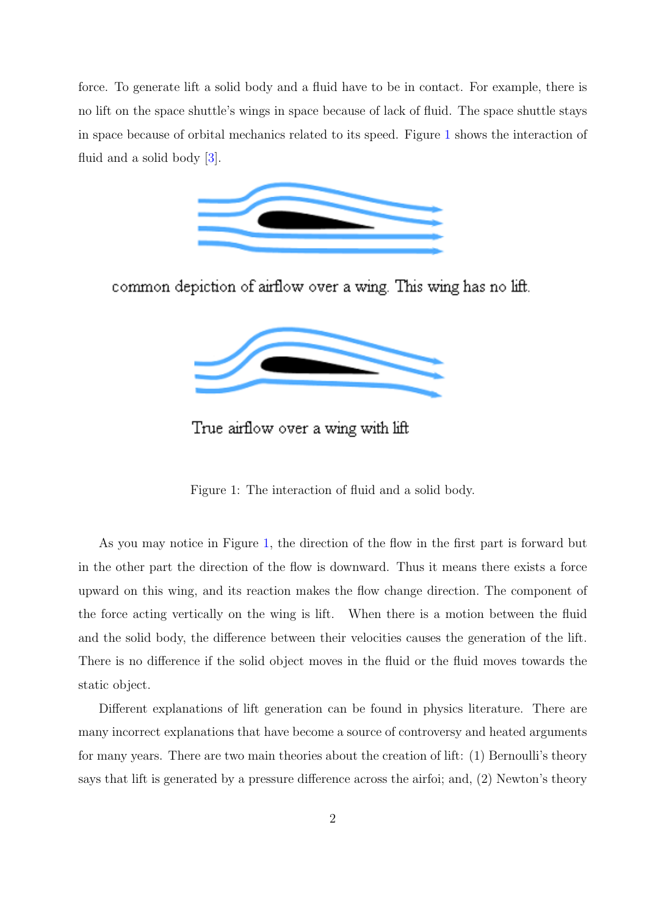force. To generate lift a solid body and a fluid have to be in contact. For example, there is no lift on the space shuttle's wings in space because of lack of fluid. The space shuttle stays in space because of orbital mechanics related to its speed. Figure 1 shows the interaction of fluid and a solid body [3].

common depiction of airflow over a wing. This wing has no lift.

True airflow over a wing with lift

Figure 1: The interaction of fluid and a solid body.

As you may notice in Figure 1, the direction of the flow in the first part is forward but in the other part the direction of the flow is downward. Thus it means there exists a force upward on this wing, and its reaction makes the flow change direction. The component of the force acting vertically on the wing is lift. When there is a motion between the fluid and the solid body, the difference between their velocities causes the generation of the lift. There is no difference if the solid object moves in the fluid or the fluid moves towards the static object.

Different explanations of lift generation can be found in physics literature. There are many incorrect explanations that have become a source of controversy and heated arguments for many years. There are two main theories about the creation of lift: (1) Bernoulli's theory says that lift is generated by a pressure difference across the airfoi; and, (2) Newton's theory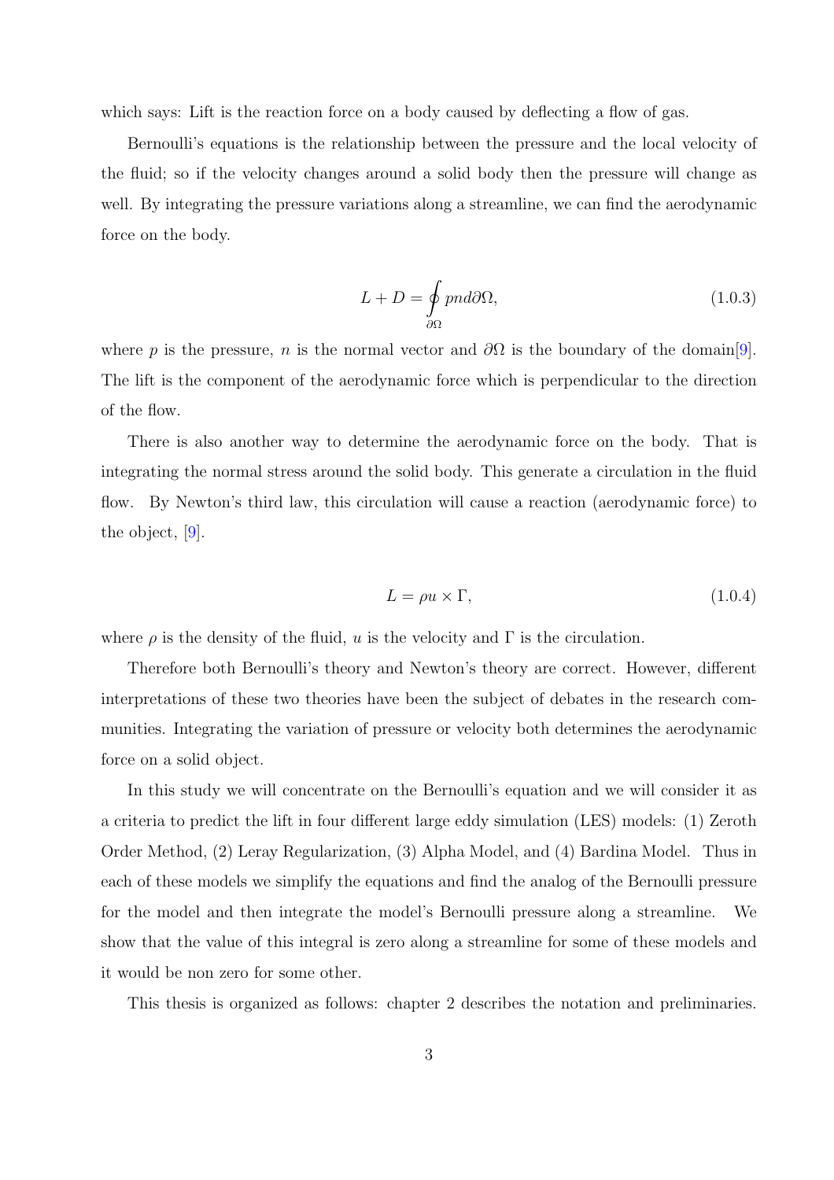which says: Lift is the reaction force on a body caused by deflecting a flow of gas.

Bernoulli's equations is the relationship between the pressure and the local velocity of the fluid; so if the velocity changes around a solid body then the pressure will change as well. By integrating the pressure variations along a streamline, we can find the aerodynamic force on the body.

$$L + D = \oint_{\partial\Omega} pnd\partial\Omega, \tag{1.0.3}$$

where $p$ is the pressure, $n$ is the normal vector and $\partial\Omega$ is the boundary of the domain[9]. The lift is the component of the aerodynamic force which is perpendicular to the direction of the flow.

There is also another way to determine the aerodynamic force on the body. That is integrating the normal stress around the solid body. This generate a circulation in the fluid flow. By Newton's third law, this circulation will cause a reaction (aerodynamic force) to the object, [9].

$$L = \rho u \times \Gamma, \tag{1.0.4}$$

where $\rho$ is the density of the fluid, $u$ is the velocity and $\Gamma$ is the circulation.

Therefore both Bernoulli's theory and Newton's theory are correct. However, different interpretations of these two theories have been the subject of debates in the research communities. Integrating the variation of pressure or velocity both determines the aerodynamic force on a solid object.

In this study we will concentrate on the Bernoulli's equation and we will consider it as a criteria to predict the lift in four different large eddy simulation (LES) models: (1) Zeroth Order Method, (2) Leray Regularization, (3) Alpha Model, and (4) Bardina Model. Thus in each of these models we simplify the equations and find the analog of the Bernoulli pressure for the model and then integrate the model's Bernoulli pressure along a streamline. We show that the value of this integral is zero along a streamline for some of these models and it would be non zero for some other.

This thesis is organized as follows: chapter 2 describes the notation and preliminaries.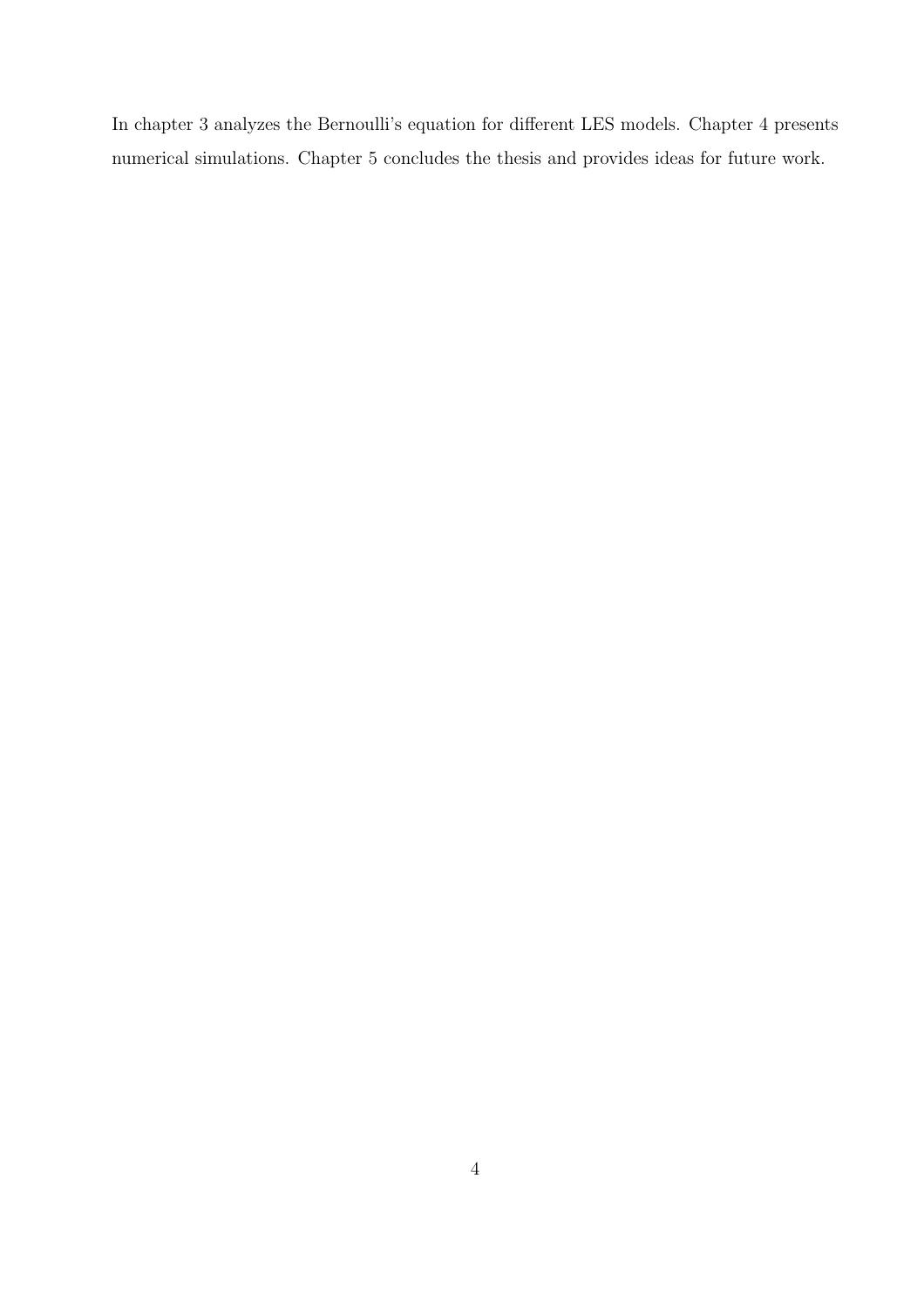In chapter 3 analyzes the Bernoulli's equation for different LES models. Chapter 4 presents numerical simulations. Chapter 5 concludes the thesis and provides ideas for future work.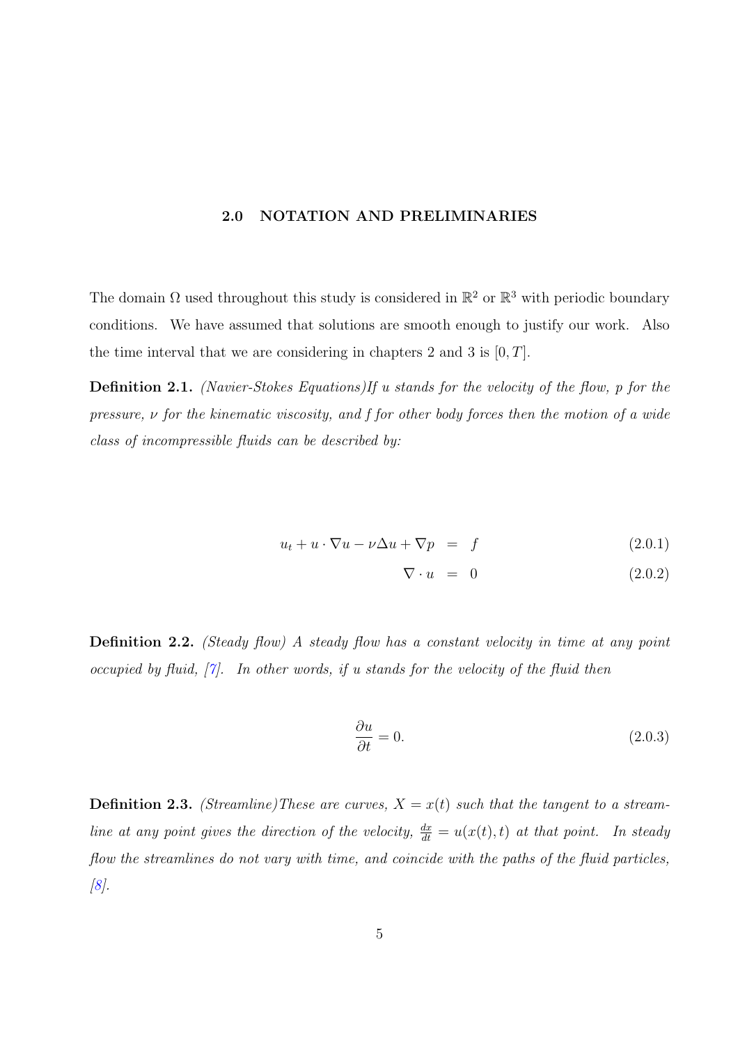## 2.0 NOTATION AND PRELIMINARIES

The domain $\Omega$ used throughout this study is considered in $\mathbb{R}^2$ or $\mathbb{R}^3$ with periodic boundary conditions. We have assumed that solutions are smooth enough to justify our work. Also the time interval that we are considering in chapters 2 and 3 is $[0, T]$.

**Definition 2.1.** *(Navier-Stokes Equations)If $u$ stands for the velocity of the flow, $p$ for the pressure, $\nu$ for the kinematic viscosity, and $f$ for other body forces then the motion of a wide class of incompressible fluids can be described by:*

$$u_t + u \cdot \nabla u - \nu \Delta u + \nabla p = f \tag{2.0.1}$$

$$\nabla \cdot u = 0 \tag{2.0.2}$$

**Definition 2.2.** *(Steady flow) A steady flow has a constant velocity in time at any point occupied by fluid, [7]. In other words, if $u$ stands for the velocity of the fluid then*

$$\frac{\partial u}{\partial t} = 0. \tag{2.0.3}$$

**Definition 2.3.** *(Streamline)These are curves, $X = x(t)$ such that the tangent to a streamline at any point gives the direction of the velocity, $\frac{dx}{dt} = u(x(t), t)$ at that point. In steady flow the streamlines do not vary with time, and coincide with the paths of the fluid particles, [8].*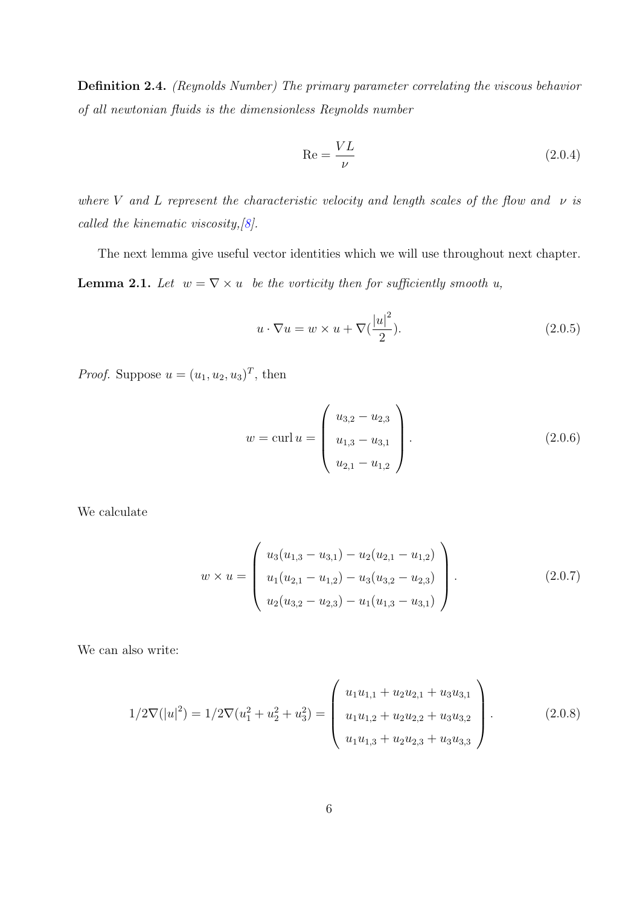**Definition 2.4.** *(Reynolds Number) The primary parameter correlating the viscous behavior of all newtonian fluids is the dimensionless Reynolds number*

$$\mathrm{Re} = \frac{VL}{\nu} \tag{2.0.4}$$

*where $V$ and $L$ represent the characteristic velocity and length scales of the flow and $\nu$ is called the kinematic viscosity,[8].*

The next lemma give useful vector identities which we will use throughout next chapter.

**Lemma 2.1.** *Let $w = \nabla \times u$ be the vorticity then for sufficiently smooth $u$,*

$$u \cdot \nabla u = w \times u + \nabla(\frac{|u|^2}{2}). \tag{2.0.5}$$

*Proof.* Suppose $u = (u_1, u_2, u_3)^T$, then

$$w = \operatorname{curl} u = \begin{pmatrix} u_{3,2} - u_{2,3} \\ u_{1,3} - u_{3,1} \\ u_{2,1} - u_{1,2} \end{pmatrix}. \tag{2.0.6}$$

We calculate

$$w \times u = \begin{pmatrix} u_3(u_{1,3} - u_{3,1}) - u_2(u_{2,1} - u_{1,2}) \\ u_1(u_{2,1} - u_{1,2}) - u_3(u_{3,2} - u_{2,3}) \\ u_2(u_{3,2} - u_{2,3}) - u_1(u_{1,3} - u_{3,1}) \end{pmatrix}. \tag{2.0.7}$$

We can also write:

$$1/2\nabla(|u|^2) = 1/2\nabla(u_1^2 + u_2^2 + u_3^2) = \begin{pmatrix} u_1 u_{1,1} + u_2 u_{2,1} + u_3 u_{3,1} \\ u_1 u_{1,2} + u_2 u_{2,2} + u_3 u_{3,2} \\ u_1 u_{1,3} + u_2 u_{2,3} + u_3 u_{3,3} \end{pmatrix}. \tag{2.0.8}$$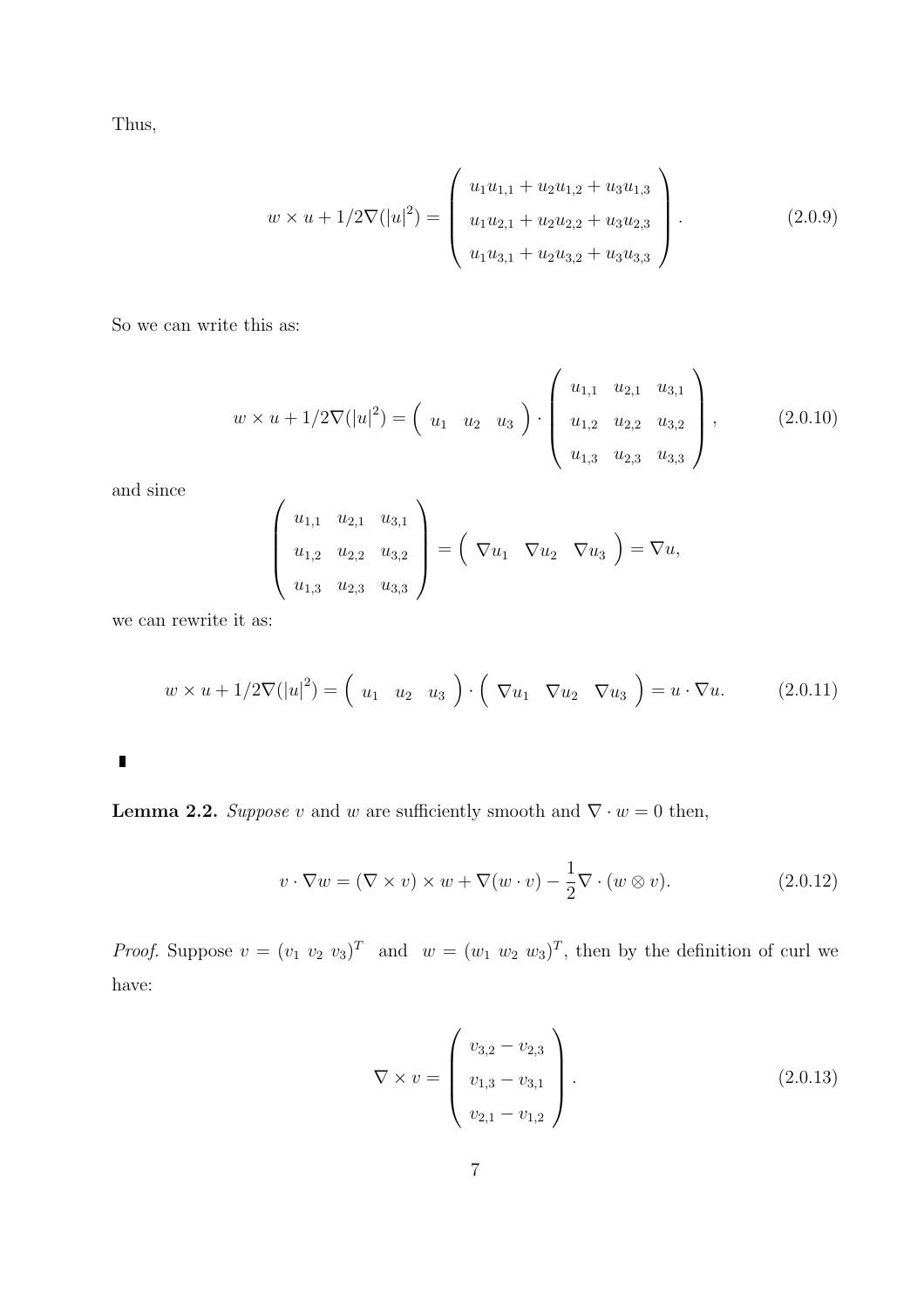Thus,

$$
w \times u + 1/2\nabla(|u|^2) = \begin{pmatrix} u_1 u_{1,1} + u_2 u_{1,2} + u_3 u_{1,3} \\ u_1 u_{2,1} + u_2 u_{2,2} + u_3 u_{2,3} \\ u_1 u_{3,1} + u_2 u_{3,2} + u_3 u_{3,3} \end{pmatrix}. \tag{2.0.9}
$$

So we can write this as:

$$
w \times u + 1/2\nabla(|u|^2) = \begin{pmatrix} u_1 & u_2 & u_3 \end{pmatrix} \cdot \begin{pmatrix} u_{1,1} & u_{2,1} & u_{3,1} \\ u_{1,2} & u_{2,2} & u_{3,2} \\ u_{1,3} & u_{2,3} & u_{3,3} \end{pmatrix}, \tag{2.0.10}
$$

and since

$$
\begin{pmatrix} u_{1,1} & u_{2,1} & u_{3,1} \\ u_{1,2} & u_{2,2} & u_{3,2} \\ u_{1,3} & u_{2,3} & u_{3,3} \end{pmatrix} = \begin{pmatrix} \nabla u_1 & \nabla u_2 & \nabla u_3 \end{pmatrix} = \nabla u,
$$

we can rewrite it as:

$$
w \times u + 1/2\nabla(|u|^2) = \begin{pmatrix} u_1 & u_2 & u_3 \end{pmatrix} \cdot \begin{pmatrix} \nabla u_1 & \nabla u_2 & \nabla u_3 \end{pmatrix} = u \cdot \nabla u. \tag{2.0.11}
$$

∎

**Lemma 2.2.** *Suppose $v$ and $w$ are sufficiently smooth and $\nabla \cdot w = 0$ then,*

$$
v \cdot \nabla w = (\nabla \times v) \times w + \nabla(w \cdot v) - \frac{1}{2}\nabla \cdot (w \otimes v). \tag{2.0.12}
$$

*Proof.* Suppose $v = (v_1\ v_2\ v_3)^T$ and $w = (w_1\ w_2\ w_3)^T$, then by the definition of curl we have:

$$
\nabla \times v = \begin{pmatrix} v_{3,2} - v_{2,3} \\ v_{1,3} - v_{3,1} \\ v_{2,1} - v_{1,2} \end{pmatrix}. \tag{2.0.13}
$$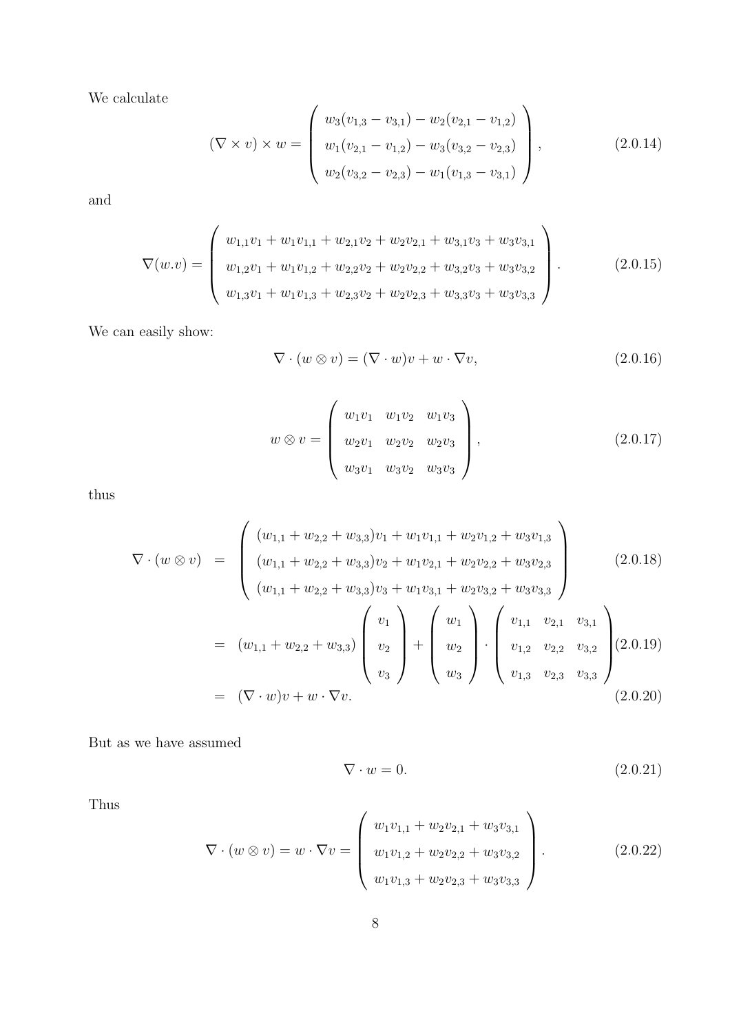We calculate

$$(\nabla \times v) \times w = \begin{pmatrix} w_3(v_{1,3} - v_{3,1}) - w_2(v_{2,1} - v_{1,2}) \\ w_1(v_{2,1} - v_{1,2}) - w_3(v_{3,2} - v_{2,3}) \\ w_2(v_{3,2} - v_{2,3}) - w_1(v_{1,3} - v_{3,1}) \end{pmatrix}, \tag{2.0.14}$$

and

$$\nabla(w.v) = \begin{pmatrix} w_{1,1}v_1 + w_1 v_{1,1} + w_{2,1}v_2 + w_2 v_{2,1} + w_{3,1}v_3 + w_3 v_{3,1} \\ w_{1,2}v_1 + w_1 v_{1,2} + w_{2,2}v_2 + w_2 v_{2,2} + w_{3,2}v_3 + w_3 v_{3,2} \\ w_{1,3}v_1 + w_1 v_{1,3} + w_{2,3}v_2 + w_2 v_{2,3} + w_{3,3}v_3 + w_3 v_{3,3} \end{pmatrix}. \tag{2.0.15}$$

We can easily show:

$$\nabla \cdot (w \otimes v) = (\nabla \cdot w)v + w \cdot \nabla v, \tag{2.0.16}$$

$$w \otimes v = \begin{pmatrix} w_1 v_1 & w_1 v_2 & w_1 v_3 \\ w_2 v_1 & w_2 v_2 & w_2 v_3 \\ w_3 v_1 & w_3 v_2 & w_3 v_3 \end{pmatrix}, \tag{2.0.17}$$

thus

$$\begin{aligned} \nabla \cdot (w \otimes v) &= \begin{pmatrix} (w_{1,1} + w_{2,2} + w_{3,3})v_1 + w_1 v_{1,1} + w_2 v_{1,2} + w_3 v_{1,3} \\ (w_{1,1} + w_{2,2} + w_{3,3})v_2 + w_1 v_{2,1} + w_2 v_{2,2} + w_3 v_{2,3} \\ (w_{1,1} + w_{2,2} + w_{3,3})v_3 + w_1 v_{3,1} + w_2 v_{3,2} + w_3 v_{3,3} \end{pmatrix} & (2.0.18) \\ &= (w_{1,1} + w_{2,2} + w_{3,3}) \begin{pmatrix} v_1 \\ v_2 \\ v_3 \end{pmatrix} + \begin{pmatrix} w_1 \\ w_2 \\ w_3 \end{pmatrix} \cdot \begin{pmatrix} v_{1,1} & v_{2,1} & v_{3,1} \\ v_{1,2} & v_{2,2} & v_{3,2} \\ v_{1,3} & v_{2,3} & v_{3,3} \end{pmatrix} & (2.0.19) \\ &= (\nabla \cdot w)v + w \cdot \nabla v. & (2.0.20) \end{aligned}$$

But as we have assumed

$$\nabla \cdot w = 0. \tag{2.0.21}$$

Thus

$$\nabla \cdot (w \otimes v) = w \cdot \nabla v = \begin{pmatrix} w_1 v_{1,1} + w_2 v_{2,1} + w_3 v_{3,1} \\ w_1 v_{1,2} + w_2 v_{2,2} + w_3 v_{3,2} \\ w_1 v_{1,3} + w_2 v_{2,3} + w_3 v_{3,3} \end{pmatrix}. \tag{2.0.22}$$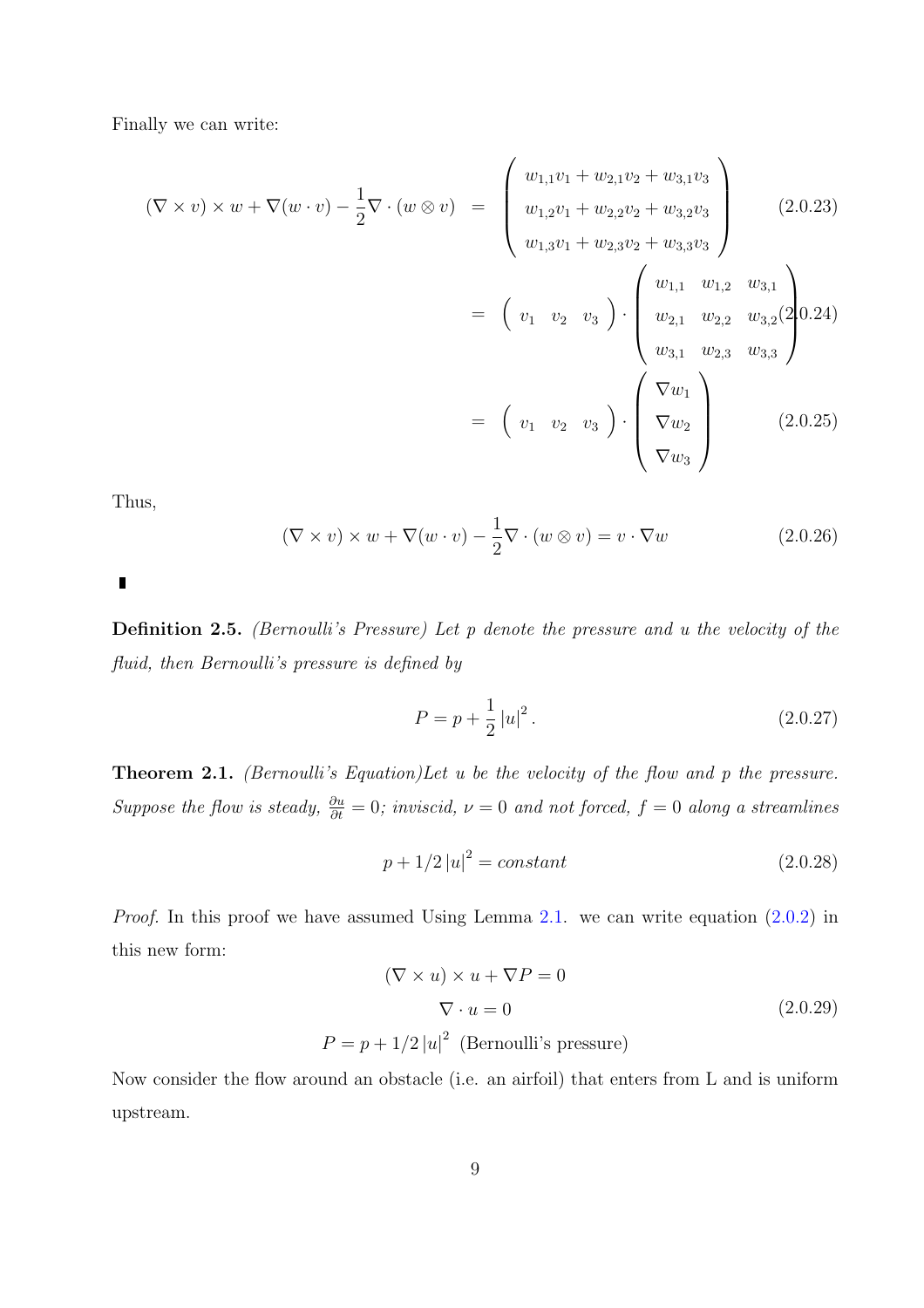Finally we can write:

$$
\begin{aligned}
(\nabla \times v) \times w + \nabla(w \cdot v) - \frac{1}{2}\nabla \cdot (w \otimes v) &= \begin{pmatrix} w_{1,1}v_1 + w_{2,1}v_2 + w_{3,1}v_3 \\ w_{1,2}v_1 + w_{2,2}v_2 + w_{3,2}v_3 \\ w_{1,3}v_1 + w_{2,3}v_2 + w_{3,3}v_3 \end{pmatrix} && (2.0.23) \\
&= \begin{pmatrix} v_1 & v_2 & v_3 \end{pmatrix} \cdot \begin{pmatrix} w_{1,1} & w_{1,2} & w_{3,1} \\ w_{2,1} & w_{2,2} & w_{3,2} \\ w_{3,1} & w_{2,3} & w_{3,3} \end{pmatrix} && (2.0.24) \\
&= \begin{pmatrix} v_1 & v_2 & v_3 \end{pmatrix} \cdot \begin{pmatrix} \nabla w_1 \\ \nabla w_2 \\ \nabla w_3 \end{pmatrix} && (2.0.25)
\end{aligned}
$$

Thus,

$$(\nabla \times v) \times w + \nabla(w \cdot v) - \frac{1}{2}\nabla \cdot (w \otimes v) = v \cdot \nabla w \tag{2.0.26}$$

∎

**Definition 2.5.** *(Bernoulli's Pressure) Let $p$ denote the pressure and $u$ the velocity of the fluid, then Bernoulli's pressure is defined by*

$$P = p + \frac{1}{2}|u|^2. \tag{2.0.27}$$

**Theorem 2.1.** *(Bernoulli's Equation)Let $u$ be the velocity of the flow and $p$ the pressure. Suppose the flow is steady, $\frac{\partial u}{\partial t} = 0$; inviscid, $\nu = 0$ and not forced, $f = 0$ along a streamlines*

$$p + 1/2\,|u|^2 = constant \tag{2.0.28}$$

*Proof.* In this proof we have assumed Using Lemma 2.1. we can write equation (2.0.2) in this new form:

$$
\begin{aligned}
(\nabla \times u) \times u + \nabla P &= 0 \\
\nabla \cdot u &= 0 \\
P = p + 1/2\,|u|^2 & \text{ (Bernoulli's pressure)}
\end{aligned} \tag{2.0.29}
$$

Now consider the flow around an obstacle (i.e. an airfoil) that enters from L and is uniform upstream.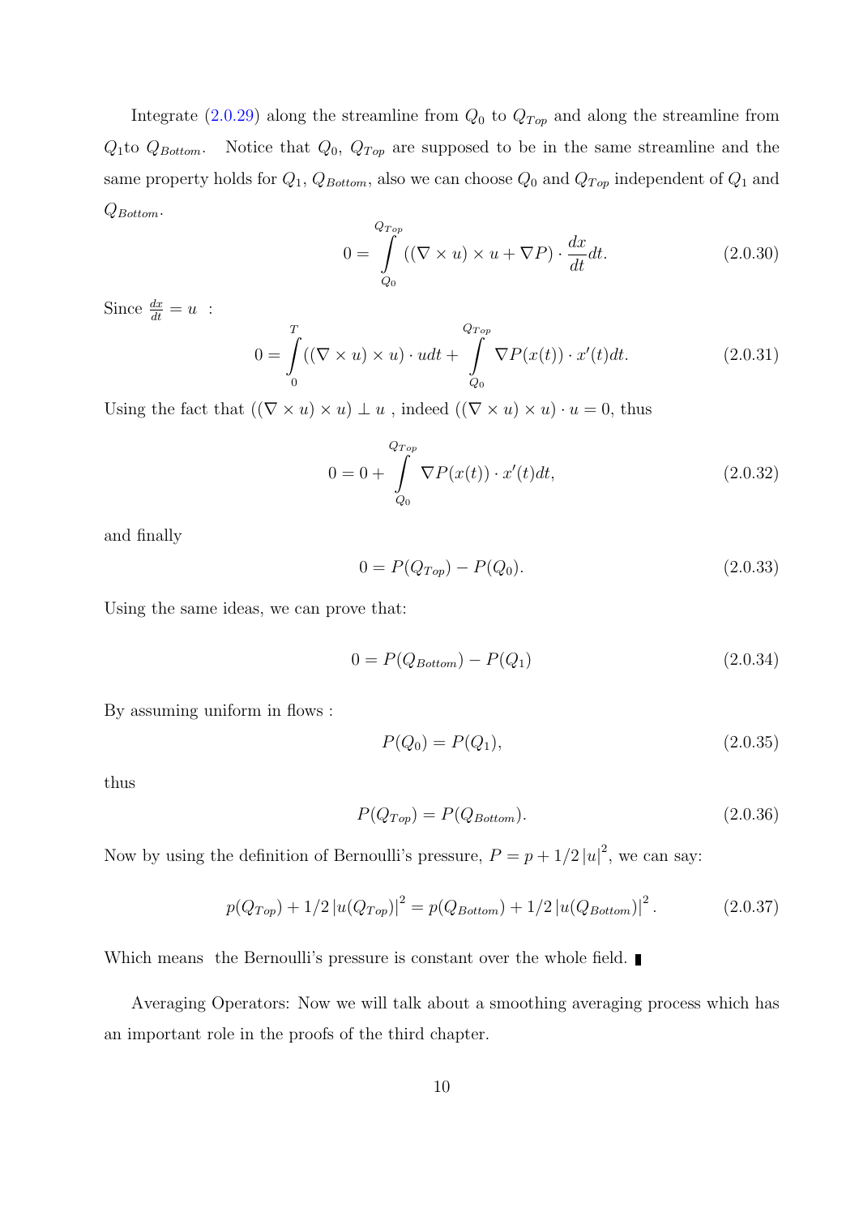Integrate (2.0.29) along the streamline from $Q_0$ to $Q_{Top}$ and along the streamline from $Q_1$to $Q_{Bottom}$. Notice that $Q_0$, $Q_{Top}$ are supposed to be in the same streamline and the same property holds for $Q_1$, $Q_{Bottom}$, also we can choose $Q_0$ and $Q_{Top}$ independent of $Q_1$ and $Q_{Bottom}$.

$$0 = \int_{Q_0}^{Q_{Top}} ((\nabla \times u) \times u + \nabla P) \cdot \frac{dx}{dt} dt. \tag{2.0.30}$$

Since $\frac{dx}{dt} = u$ :

$$0 = \int_0^T ((\nabla \times u) \times u) \cdot u dt + \int_{Q_0}^{Q_{Top}} \nabla P(x(t)) \cdot x'(t) dt. \tag{2.0.31}$$

Using the fact that $((\nabla \times u) \times u) \perp u$ , indeed $((\nabla \times u) \times u) \cdot u = 0$, thus

$$0 = 0 + \int_{Q_0}^{Q_{Top}} \nabla P(x(t)) \cdot x'(t) dt, \tag{2.0.32}$$

and finally

$$0 = P(Q_{Top}) - P(Q_0). \tag{2.0.33}$$

Using the same ideas, we can prove that:

$$0 = P(Q_{Bottom}) - P(Q_1) \tag{2.0.34}$$

By assuming uniform in flows :

$$P(Q_0) = P(Q_1), \tag{2.0.35}$$

thus

$$P(Q_{Top}) = P(Q_{Bottom}). \tag{2.0.36}$$

Now by using the definition of Bernoulli's pressure, $P = p + 1/2 |u|^2$, we can say:

$$p(Q_{Top}) + 1/2 |u(Q_{Top})|^2 = p(Q_{Bottom}) + 1/2 |u(Q_{Bottom})|^2 . \tag{2.0.37}$$

Which means the Bernoulli's pressure is constant over the whole field. ∎

Averaging Operators: Now we will talk about a smoothing averaging process which has an important role in the proofs of the third chapter.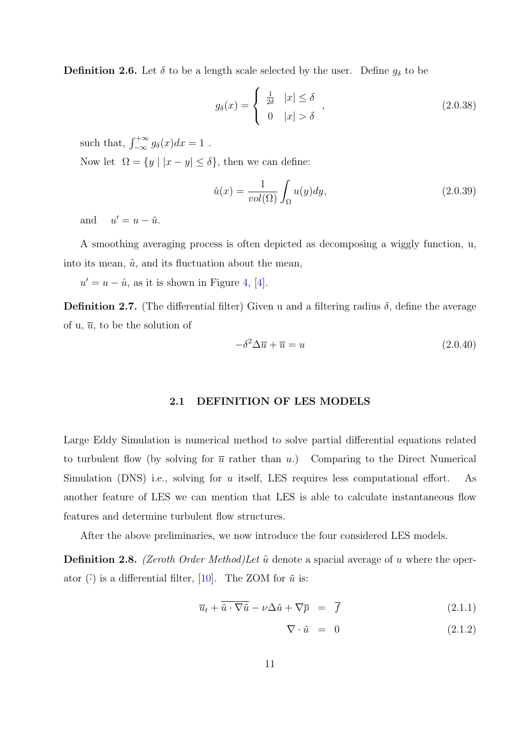**Definition 2.6.** Let $\delta$ to be a length scale selected by the user. Define $g_\delta$ to be

$$g_\delta(x) = \begin{cases} \frac{1}{2\delta} & |x| \leq \delta \\ 0 & |x| > \delta \end{cases}, \tag{2.0.38}$$

such that, $\int_{-\infty}^{+\infty} g_\delta(x)dx = 1$ .

Now let $\Omega = \{y \mid |x-y| \leq \delta\}$, then we can define:

$$\bar{u}(x) = \frac{1}{vol(\Omega)} \int_\Omega u(y)dy, \tag{2.0.39}$$

and $u' = u - \bar{u}$.

A smoothing averaging process is often depicted as decomposing a wiggly function, u, into its mean, $\bar{u}$, and its fluctuation about the mean,

$u' = u - \bar{u}$, as it is shown in Figure 4, [4].

**Definition 2.7.** (The differential filter) Given u and a filtering radius $\delta$, define the average of u, $\overline{u}$, to be the solution of

$$-\delta^2 \Delta \overline{u} + \overline{u} = u \tag{2.0.40}$$

## 2.1 DEFINITION OF LES MODELS

Large Eddy Simulation is numerical method to solve partial differential equations related to turbulent flow (by solving for $\overline{u}$ rather than $u$.) Comparing to the Direct Numerical Simulation (DNS) i.e., solving for $u$ itself, LES requires less computational effort. As another feature of LES we can mention that LES is able to calculate instantaneous flow features and determine turbulent flow structures.

After the above preliminaries, we now introduce the four considered LES models.

**Definition 2.8.** *(Zeroth Order Method)Let* $\bar{u}$ *denote a spacial average of* $u$ *where the operator* $\bar{(\cdot)}$ *is a differential filter,* [10]. *The ZOM for* $\bar{u}$ *is:*

$$\overline{u}_t + \overline{\bar{u} \cdot \nabla \bar{u}} - \nu \Delta \bar{u} + \nabla \overline{p} = \overline{f} \tag{2.1.1}$$

$$\nabla \cdot \bar{u} = 0 \tag{2.1.2}$$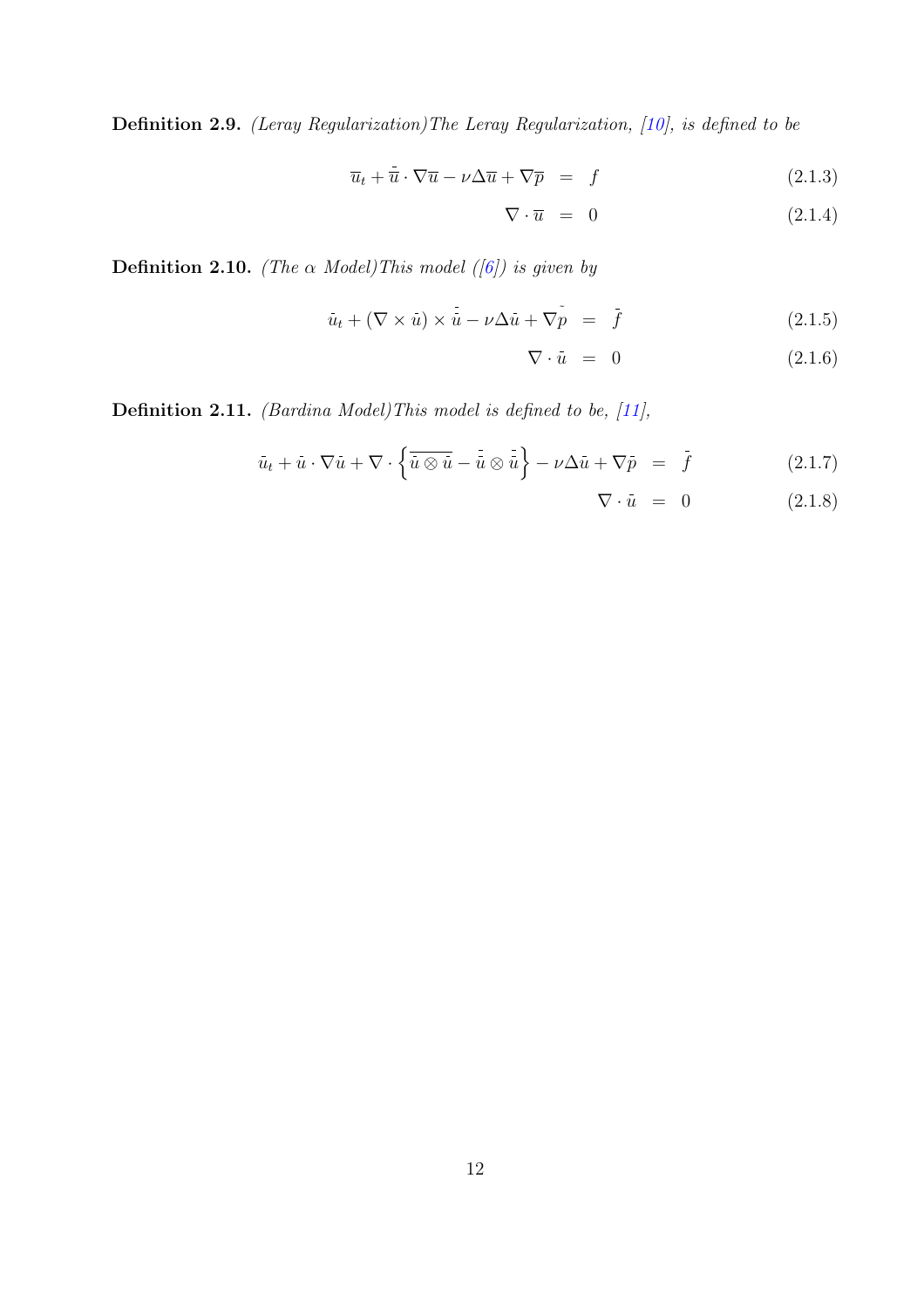**Definition 2.9.** *(Leray Regularization)The Leray Regularization, [10], is defined to be*

$$\overline{u}_t + \bar{\overline{u}} \cdot \nabla \overline{u} - \nu \Delta \overline{u} + \nabla \overline{p} = f \tag{2.1.3}$$

$$\nabla \cdot \overline{u} = 0 \tag{2.1.4}$$

**Definition 2.10.** *(The $\alpha$ Model)This model ([6]) is given by*

$$\bar{u}_t + (\nabla \times \bar{u}) \times \bar{\bar{u}} - \nu \Delta \bar{u} + \nabla \tilde{\bar{p}} = \bar{f} \tag{2.1.5}$$

$$\nabla \cdot \bar{u} = 0 \tag{2.1.6}$$

**Definition 2.11.** *(Bardina Model)This model is defined to be, [11],*

$$\bar{u}_t + \bar{u} \cdot \nabla \bar{u} + \nabla \cdot \left\{ \overline{\bar{u} \otimes \bar{u}} - \bar{\bar{u}} \otimes \bar{\bar{u}} \right\} - \nu \Delta \bar{u} + \nabla \bar{p} = \bar{f} \tag{2.1.7}$$

$$\nabla \cdot \bar{u} = 0 \tag{2.1.8}$$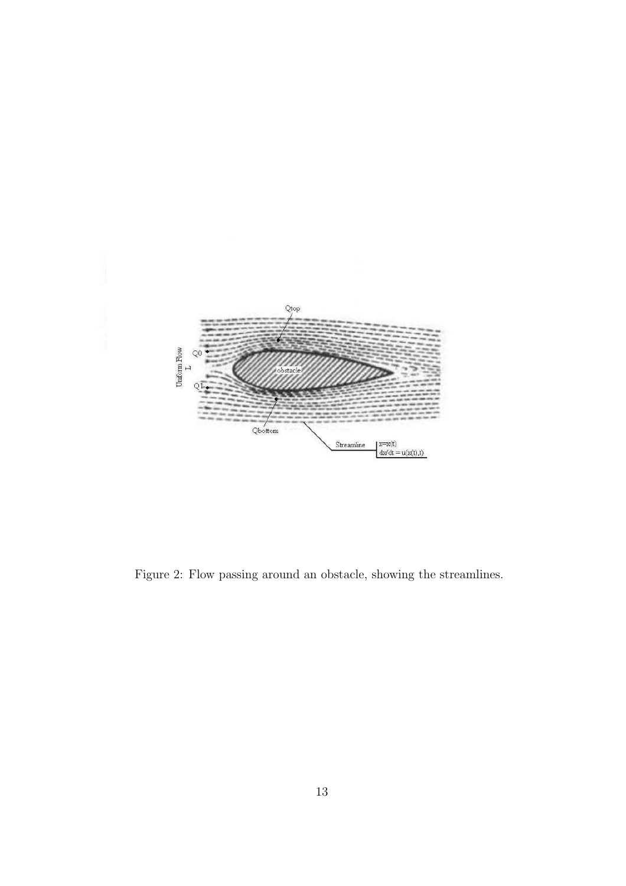Figure 2: Flow passing around an obstacle, showing the streamlines.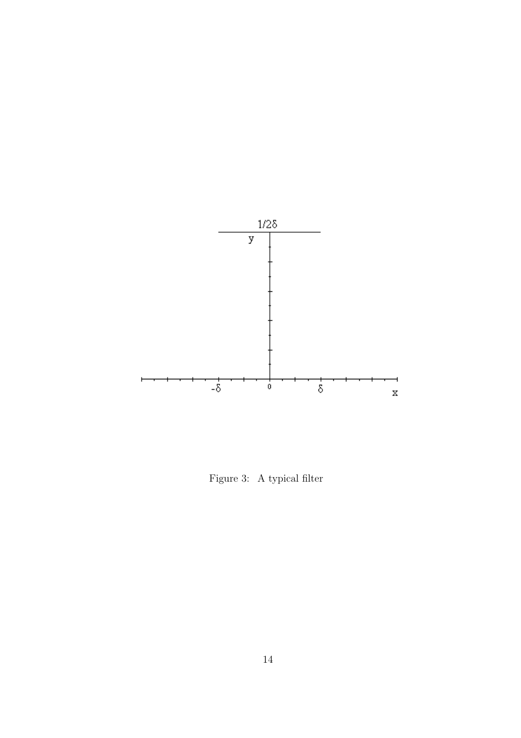Figure 3: A typical filter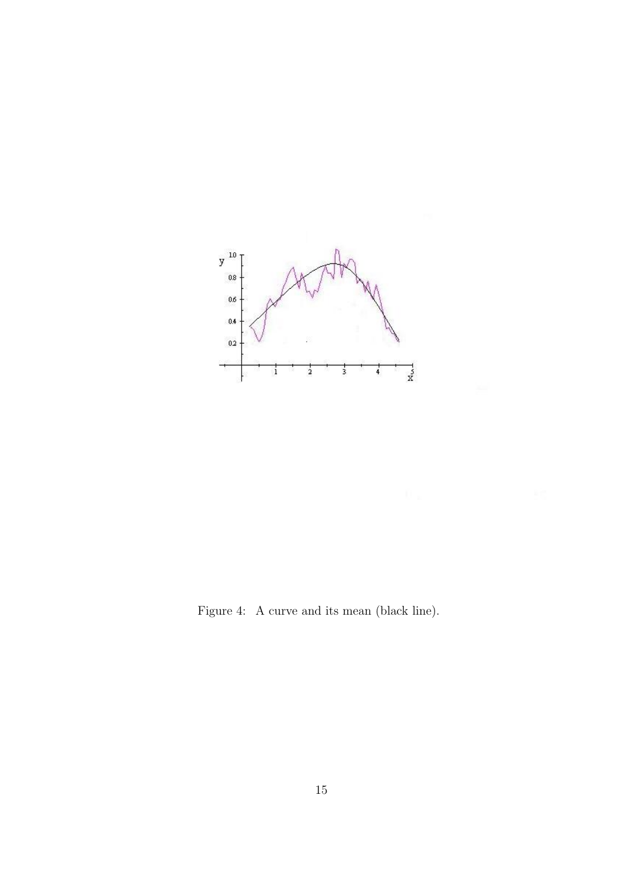Figure 4: A curve and its mean (black line).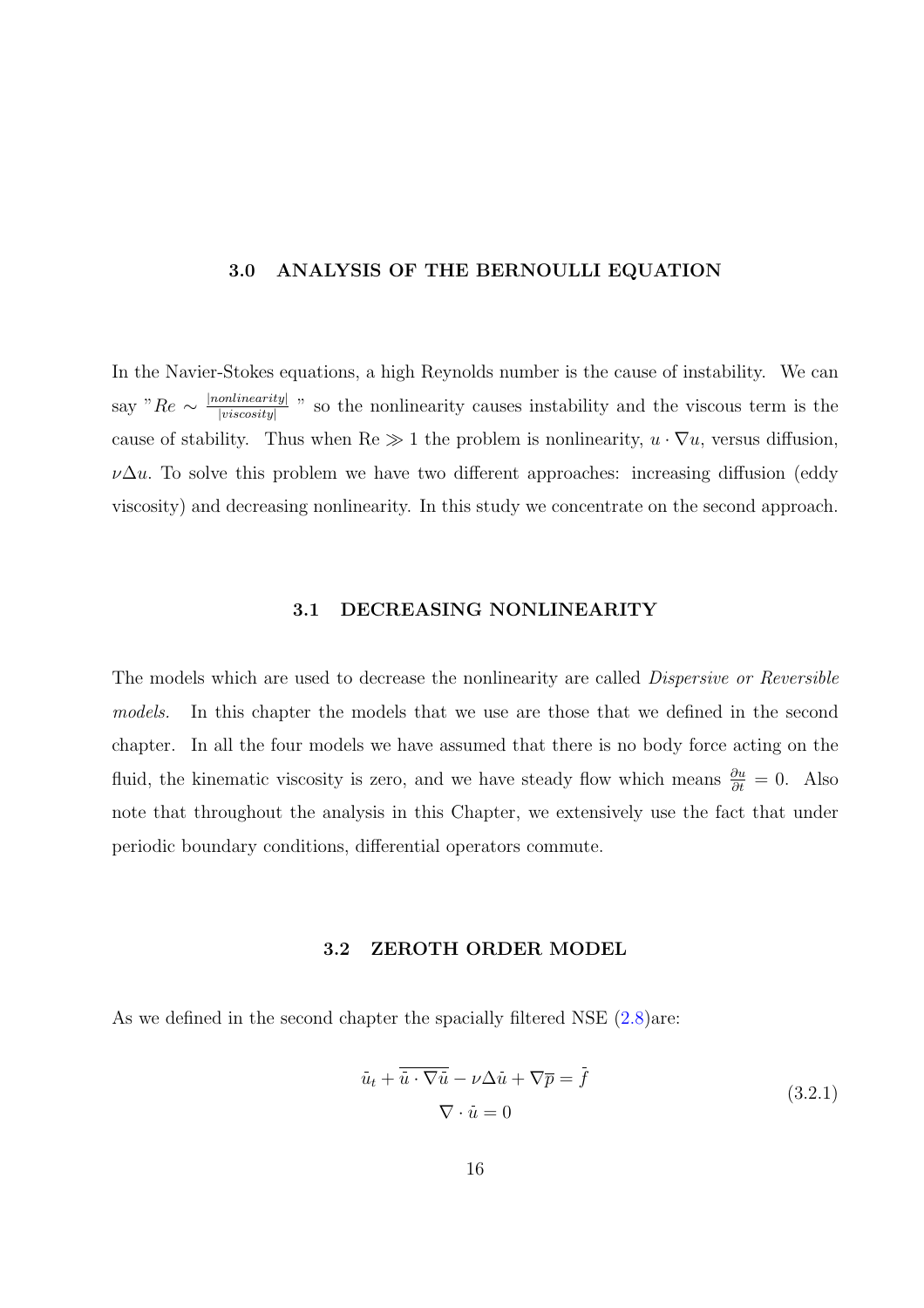## 3.0 ANALYSIS OF THE BERNOULLI EQUATION

In the Navier-Stokes equations, a high Reynolds number is the cause of instability. We can say "$Re \sim \frac{|nonlinearity|}{|viscosity|}$" so the nonlinearity causes instability and the viscous term is the cause of stability. Thus when Re $\gg 1$ the problem is nonlinearity, $u \cdot \nabla u$, versus diffusion, $\nu \Delta u$. To solve this problem we have two different approaches: increasing diffusion (eddy viscosity) and decreasing nonlinearity. In this study we concentrate on the second approach.

### 3.1 DECREASING NONLINEARITY

The models which are used to decrease the nonlinearity are called *Dispersive or Reversible models.* In this chapter the models that we use are those that we defined in the second chapter. In all the four models we have assumed that there is no body force acting on the fluid, the kinematic viscosity is zero, and we have steady flow which means $\frac{\partial u}{\partial t} = 0$. Also note that throughout the analysis in this Chapter, we extensively use the fact that under periodic boundary conditions, differential operators commute.

### 3.2 ZEROTH ORDER MODEL

As we defined in the second chapter the spacially filtered NSE (2.8)are:

$$
\begin{aligned}
\bar{u}_t + \overline{\bar{u} \cdot \nabla \bar{u}} - \nu \Delta \bar{u} + \nabla \overline{p} &= \bar{f} \\
\nabla \cdot \bar{u} &= 0
\end{aligned}
\tag{3.2.1}
$$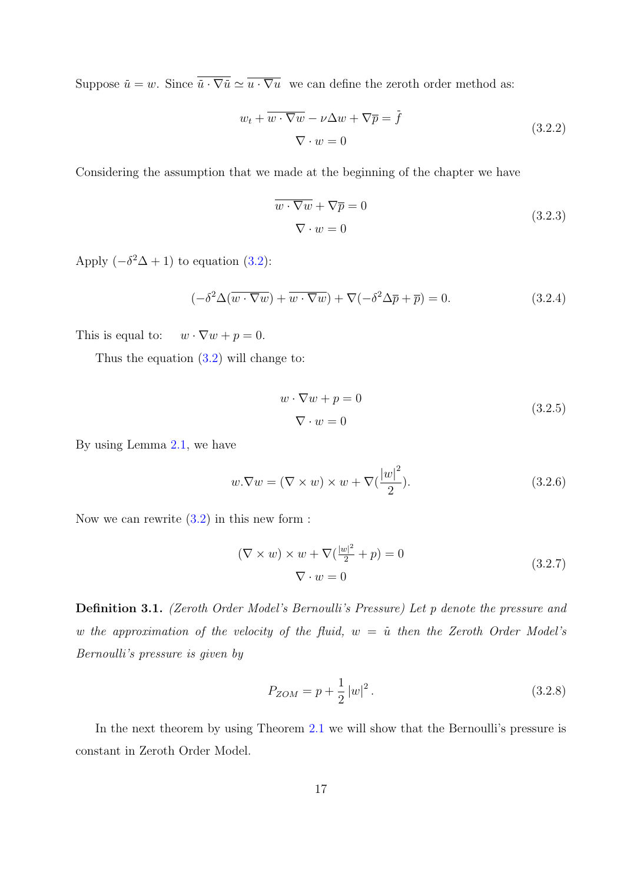Suppose $\bar{u} = w$. Since $\overline{\bar{u} \cdot \nabla \bar{u}} \simeq \overline{u \cdot \nabla u}$ we can define the zeroth order method as:

$$
\begin{aligned}
w_t + \overline{w \cdot \nabla w} - \nu \Delta w + \nabla \overline{p} &= \bar{f} \\
\nabla \cdot w &= 0
\end{aligned}
\tag{3.2.2}
$$

Considering the assumption that we made at the beginning of the chapter we have

$$
\begin{aligned}
\overline{w \cdot \nabla w} + \nabla \overline{p} &= 0 \\
\nabla \cdot w &= 0
\end{aligned}
\tag{3.2.3}
$$

Apply $(-\delta^2 \Delta + 1)$ to equation (3.2):

$$
(-\delta^2 \Delta (\overline{w \cdot \nabla w}) + \overline{w \cdot \nabla w}) + \nabla(-\delta^2 \Delta \overline{p} + \overline{p}) = 0. \tag{3.2.4}
$$

This is equal to: $\quad w \cdot \nabla w + p = 0.$

Thus the equation (3.2) will change to:

$$
\begin{aligned}
w \cdot \nabla w + p &= 0 \\
\nabla \cdot w &= 0
\end{aligned}
\tag{3.2.5}
$$

By using Lemma 2.1, we have

$$
w . \nabla w = (\nabla \times w) \times w + \nabla(\frac{|w|^2}{2}). \tag{3.2.6}
$$

Now we can rewrite (3.2) in this new form :

$$
\begin{aligned}
(\nabla \times w) \times w + \nabla(\tfrac{|w|^2}{2} + p) &= 0 \\
\nabla \cdot w &= 0
\end{aligned}
\tag{3.2.7}
$$

**Definition 3.1.** *(Zeroth Order Model's Bernoulli's Pressure) Let $p$ denote the pressure and $w$ the approximation of the velocity of the fluid, $w = \bar{u}$ then the Zeroth Order Model's Bernoulli's pressure is given by*

$$
P_{ZOM} = p + \frac{1}{2} |w|^2 . \tag{3.2.8}
$$

In the next theorem by using Theorem 2.1 we will show that the Bernoulli's pressure is constant in Zeroth Order Model.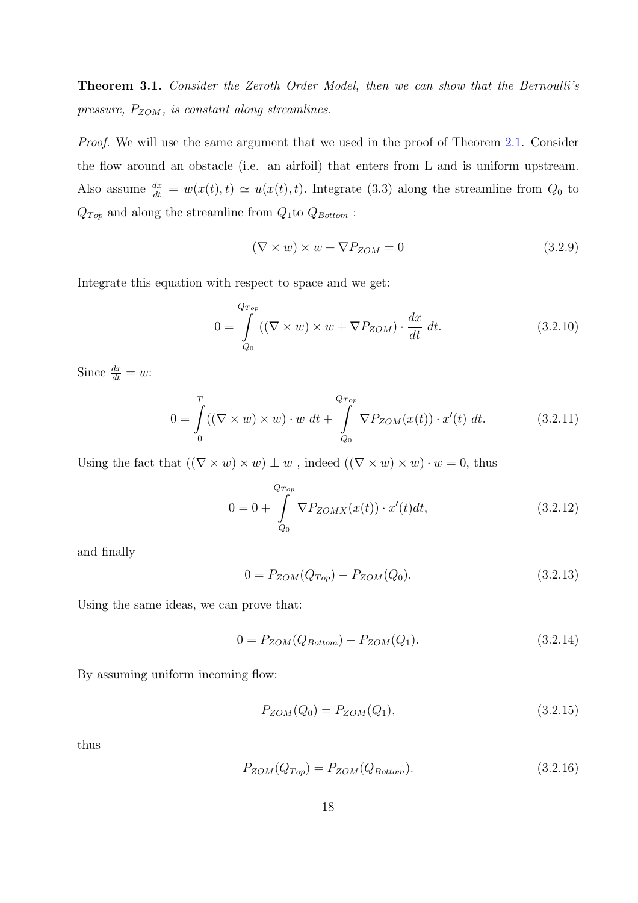**Theorem 3.1.** *Consider the Zeroth Order Model, then we can show that the Bernoulli's pressure, $P_{ZOM}$, is constant along streamlines.*

*Proof.* We will use the same argument that we used in the proof of Theorem 2.1. Consider the flow around an obstacle (i.e. an airfoil) that enters from L and is uniform upstream. Also assume $\frac{dx}{dt} = w(x(t), t) \simeq u(x(t), t)$. Integrate (3.3) along the streamline from $Q_0$ to $Q_{Top}$ and along the streamline from $Q_1$to $Q_{Bottom}$ :

$$(\nabla \times w) \times w + \nabla P_{ZOM} = 0 \tag{3.2.9}$$

Integrate this equation with respect to space and we get:

$$0 = \int_{Q_0}^{Q_{Top}} ((\nabla \times w) \times w + \nabla P_{ZOM}) \cdot \frac{dx}{dt} \, dt. \tag{3.2.10}$$

Since $\frac{dx}{dt} = w$:

$$0 = \int_0^T ((\nabla \times w) \times w) \cdot w \, dt + \int_{Q_0}^{Q_{Top}} \nabla P_{ZOM}(x(t)) \cdot x'(t) \, dt. \tag{3.2.11}$$

Using the fact that $((\nabla \times w) \times w) \perp w$ , indeed $((\nabla \times w) \times w) \cdot w = 0$, thus

$$0 = 0 + \int_{Q_0}^{Q_{Top}} \nabla P_{ZOMX}(x(t)) \cdot x'(t) dt, \tag{3.2.12}$$

and finally

$$0 = P_{ZOM}(Q_{Top}) - P_{ZOM}(Q_0). \tag{3.2.13}$$

Using the same ideas, we can prove that:

$$0 = P_{ZOM}(Q_{Bottom}) - P_{ZOM}(Q_1). \tag{3.2.14}$$

By assuming uniform incoming flow:

$$P_{ZOM}(Q_0) = P_{ZOM}(Q_1), \tag{3.2.15}$$

thus

$$P_{ZOM}(Q_{Top}) = P_{ZOM}(Q_{Bottom}). \tag{3.2.16}$$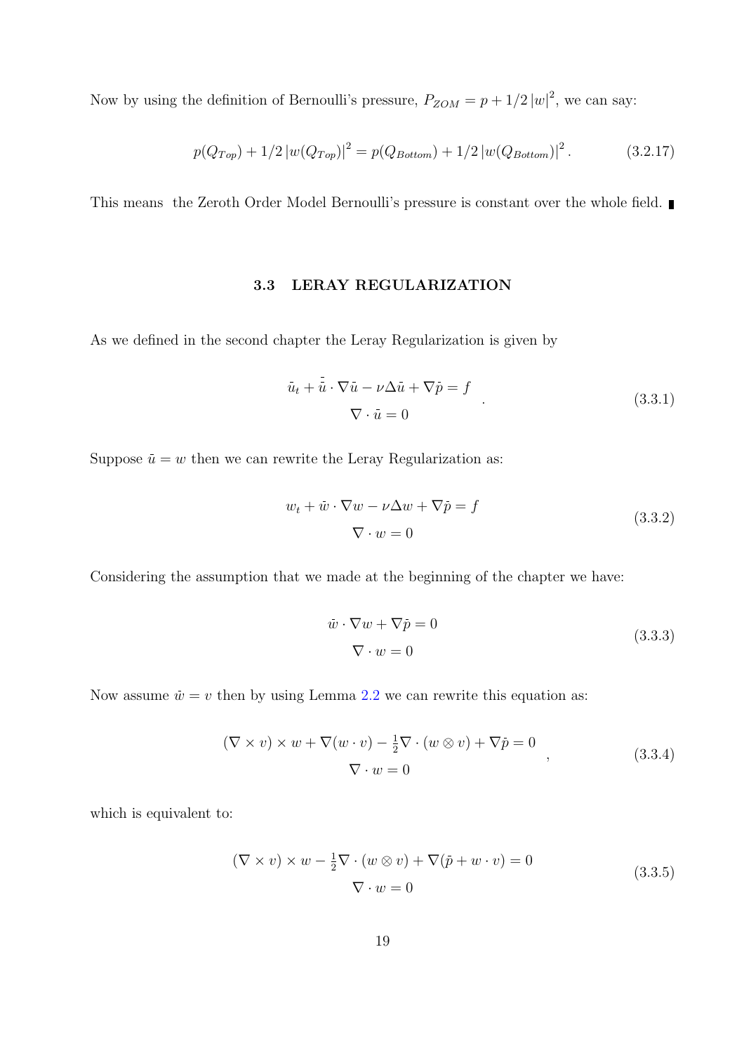Now by using the definition of Bernoulli's pressure, $P_{ZOM} = p + 1/2\,|w|^2$, we can say:

$$p(Q_{Top}) + 1/2\,|w(Q_{Top})|^2 = p(Q_{Bottom}) + 1/2\,|w(Q_{Bottom})|^2 . \tag{3.2.17}$$

This means the Zeroth Order Model Bernoulli's pressure is constant over the whole field. ∎

## 3.3 LERAY REGULARIZATION

As we defined in the second chapter the Leray Regularization is given by

$$\begin{gathered} \bar{u}_t + \bar{\bar{u}} \cdot \nabla \bar{u} - \nu \Delta \bar{u} + \nabla \bar{p} = f \\ \nabla \cdot \bar{u} = 0 \end{gathered} . \tag{3.3.1}$$

Suppose $\bar{u} = w$ then we can rewrite the Leray Regularization as:

$$\begin{gathered} w_t + \bar{w} \cdot \nabla w - \nu \Delta w + \nabla \bar{p} = f \\ \nabla \cdot w = 0 \end{gathered} \tag{3.3.2}$$

Considering the assumption that we made at the beginning of the chapter we have:

$$\begin{gathered} \bar{w} \cdot \nabla w + \nabla \bar{p} = 0 \\ \nabla \cdot w = 0 \end{gathered} \tag{3.3.3}$$

Now assume $\bar{w} = v$ then by using Lemma 2.2 we can rewrite this equation as:

$$\begin{gathered} (\nabla \times v) \times w + \nabla (w \cdot v) - \tfrac{1}{2} \nabla \cdot (w \otimes v) + \nabla \bar{p} = 0 \\ \nabla \cdot w = 0 \end{gathered} , \tag{3.3.4}$$

which is equivalent to:

$$\begin{gathered} (\nabla \times v) \times w - \tfrac{1}{2} \nabla \cdot (w \otimes v) + \nabla (\bar{p} + w \cdot v) = 0 \\ \nabla \cdot w = 0 \end{gathered} \tag{3.3.5}$$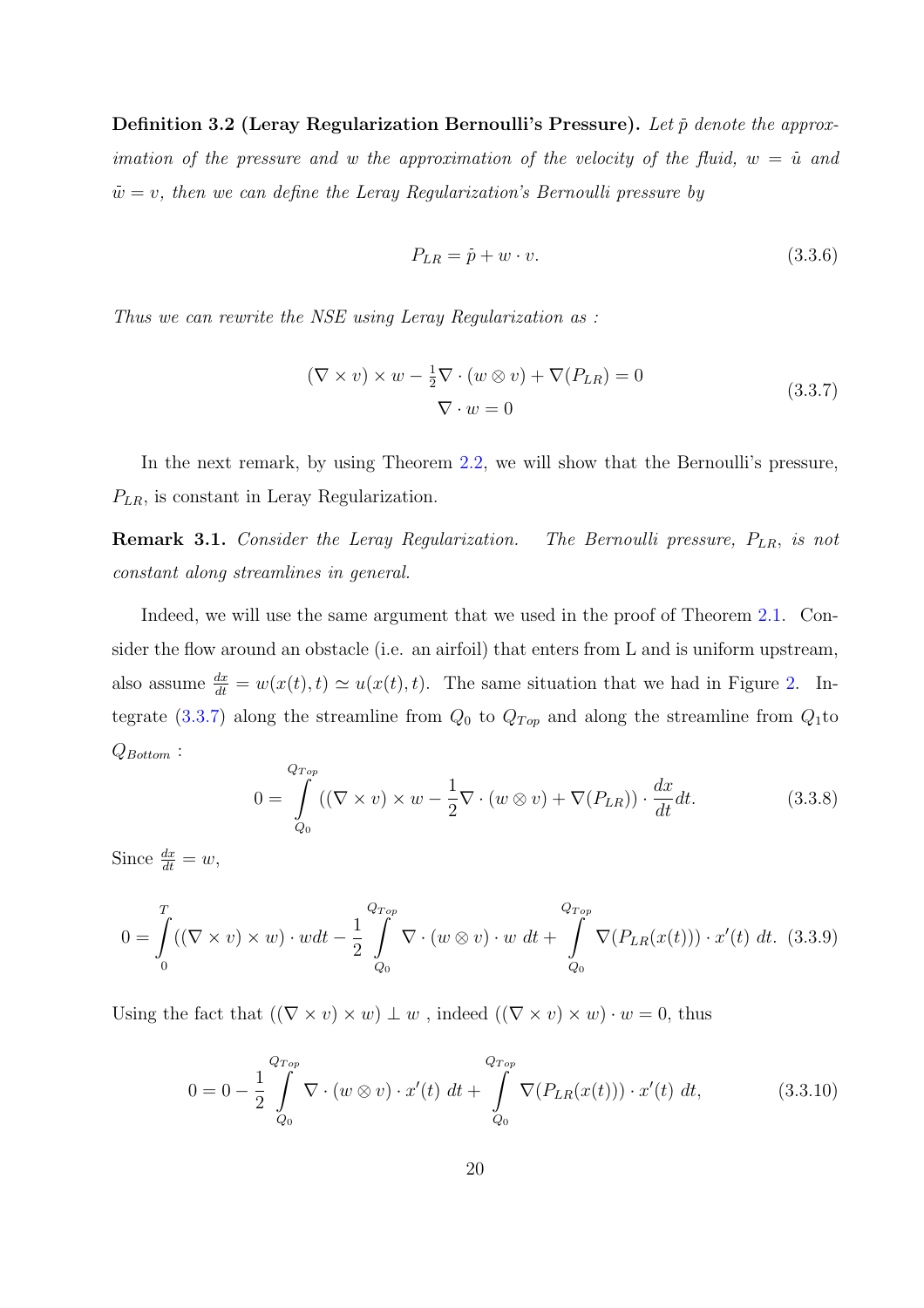**Definition 3.2 (Leray Regularization Bernoulli's Pressure).** *Let $\bar{p}$ denote the approximation of the pressure and $w$ the approximation of the velocity of the fluid, $w = \bar{u}$ and $\bar{w} = v$, then we can define the Leray Regularization's Bernoulli pressure by*

$$P_{LR} = \bar{p} + w \cdot v. \tag{3.3.6}$$

*Thus we can rewrite the NSE using Leray Regularization as :*

$$\begin{gathered} (\nabla \times v) \times w - \tfrac{1}{2}\nabla \cdot (w \otimes v) + \nabla(P_{LR}) = 0 \\ \nabla \cdot w = 0 \end{gathered} \tag{3.3.7}$$

In the next remark, by using Theorem 2.2, we will show that the Bernoulli's pressure, $P_{LR}$, is constant in Leray Regularization.

**Remark 3.1.** *Consider the Leray Regularization. The Bernoulli pressure, $P_{LR}$, is not constant along streamlines in general.*

Indeed, we will use the same argument that we used in the proof of Theorem 2.1. Consider the flow around an obstacle (i.e. an airfoil) that enters from L and is uniform upstream, also assume $\frac{dx}{dt} = w(x(t), t) \simeq u(x(t), t)$. The same situation that we had in Figure 2. Integrate (3.3.7) along the streamline from $Q_0$ to $Q_{Top}$ and along the streamline from $Q_1$to $Q_{Bottom}$ :

$$0 = \int_{Q_0}^{Q_{Top}} \left( (\nabla \times v) \times w - \frac{1}{2}\nabla \cdot (w \otimes v) + \nabla(P_{LR}) \right) \cdot \frac{dx}{dt} dt. \tag{3.3.8}$$

Since $\frac{dx}{dt} = w$,

$$0 = \int_0^T ((\nabla \times v) \times w) \cdot w dt - \frac{1}{2} \int_{Q_0}^{Q_{Top}} \nabla \cdot (w \otimes v) \cdot w \ dt + \int_{Q_0}^{Q_{Top}} \nabla(P_{LR}(x(t))) \cdot x'(t) \ dt. \tag{3.3.9}$$

Using the fact that $((\nabla \times v) \times w) \perp w$ , indeed $((\nabla \times v) \times w) \cdot w = 0$, thus

$$0 = 0 - \frac{1}{2} \int_{Q_0}^{Q_{Top}} \nabla \cdot (w \otimes v) \cdot x'(t) \ dt + \int_{Q_0}^{Q_{Top}} \nabla(P_{LR}(x(t))) \cdot x'(t) \ dt, \tag{3.3.10}$$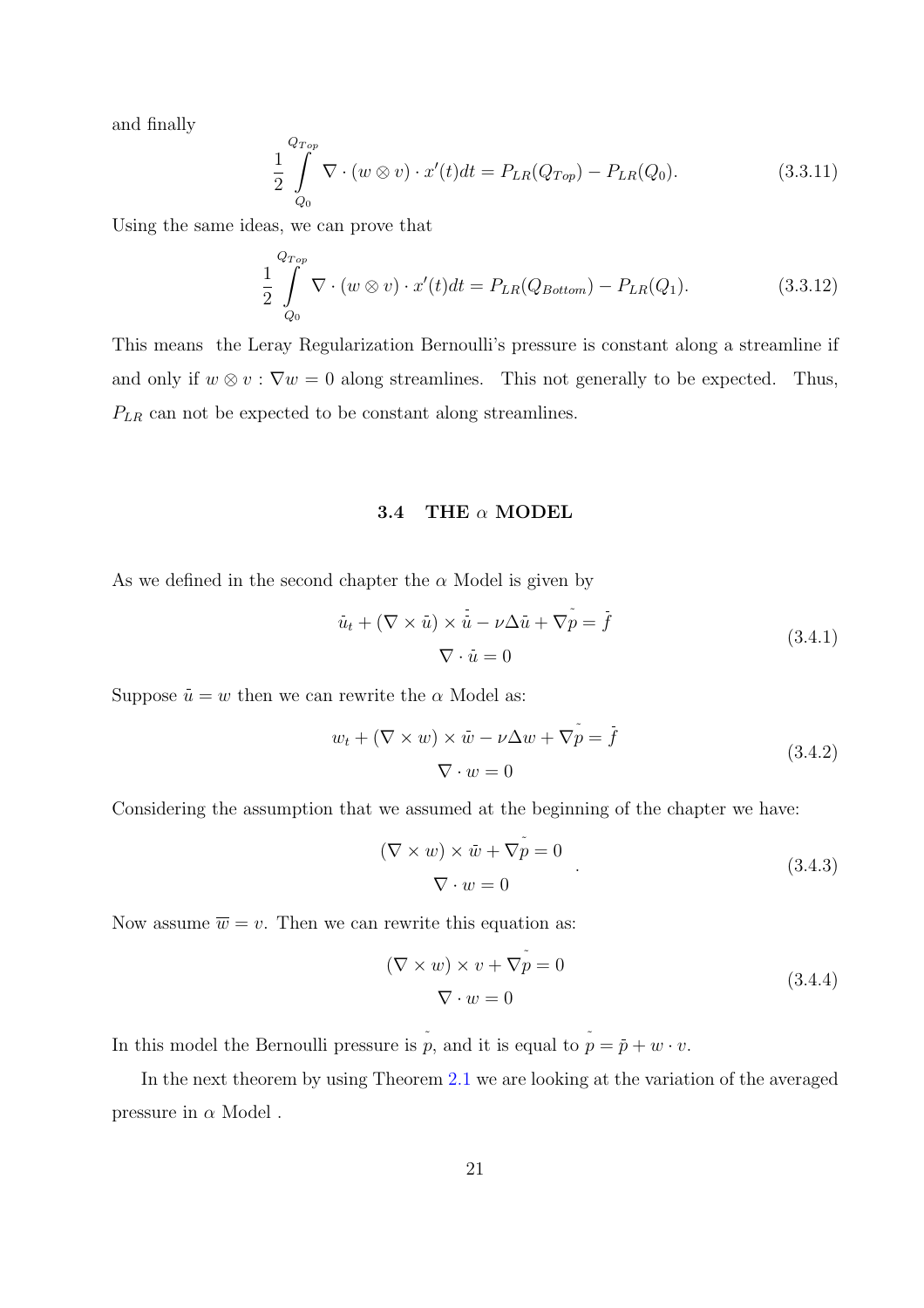and finally

$$\frac{1}{2}\int_{Q_0}^{Q_{Top}} \nabla \cdot (w \otimes v) \cdot x'(t)dt = P_{LR}(Q_{Top}) - P_{LR}(Q_0). \tag{3.3.11}$$

Using the same ideas, we can prove that

$$\frac{1}{2}\int_{Q_0}^{Q_{Top}} \nabla \cdot (w \otimes v) \cdot x'(t)dt = P_{LR}(Q_{Bottom}) - P_{LR}(Q_1). \tag{3.3.12}$$

This means the Leray Regularization Bernoulli's pressure is constant along a streamline if and only if $w \otimes v : \nabla w = 0$ along streamlines. This not generally to be expected. Thus, $P_{LR}$ can not be expected to be constant along streamlines.

### 3.4 THE $\alpha$ MODEL

As we defined in the second chapter the $\alpha$ Model is given by

$$\begin{gathered} \bar{u}_t + (\nabla \times \bar{u}) \times \bar{\bar{u}} - \nu \Delta \bar{u} + \nabla \tilde{p} = \bar{f} \\ \nabla \cdot \bar{u} = 0 \end{gathered} \tag{3.4.1}$$

Suppose $\bar{u} = w$ then we can rewrite the $\alpha$ Model as:

$$\begin{gathered} w_t + (\nabla \times w) \times \bar{w} - \nu \Delta w + \nabla \tilde{p} = \bar{f} \\ \nabla \cdot w = 0 \end{gathered} \tag{3.4.2}$$

Considering the assumption that we assumed at the beginning of the chapter we have:

$$\begin{gathered} (\nabla \times w) \times \bar{w} + \nabla \tilde{p} = 0 \\ \nabla \cdot w = 0 \end{gathered} . \tag{3.4.3}$$

Now assume $\overline{w} = v$. Then we can rewrite this equation as:

$$\begin{gathered} (\nabla \times w) \times v + \nabla \tilde{p} = 0 \\ \nabla \cdot w = 0 \end{gathered} \tag{3.4.4}$$

In this model the Bernoulli pressure is $\tilde{p}$, and it is equal to $\tilde{p} = \bar{p} + w \cdot v$.

In the next theorem by using Theorem 2.1 we are looking at the variation of the averaged pressure in $\alpha$ Model .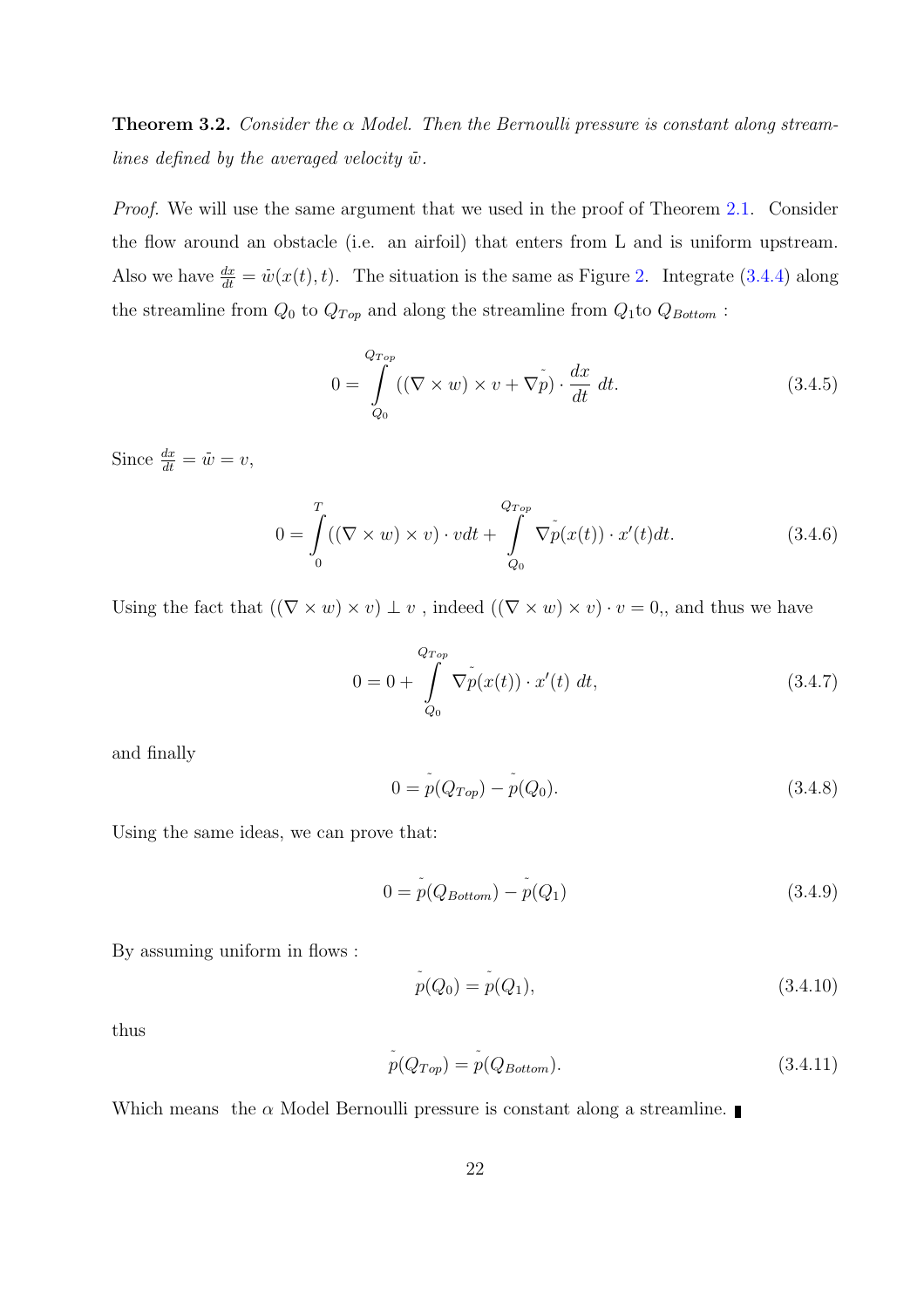**Theorem 3.2.** *Consider the $\alpha$ Model. Then the Bernoulli pressure is constant along streamlines defined by the averaged velocity $\bar{w}$.*

*Proof.* We will use the same argument that we used in the proof of Theorem 2.1. Consider the flow around an obstacle (i.e. an airfoil) that enters from L and is uniform upstream. Also we have $\frac{dx}{dt} = \bar{w}(x(t), t)$. The situation is the same as Figure 2. Integrate (3.4.4) along the streamline from $Q_0$ to $Q_{Top}$ and along the streamline from $Q_1$to $Q_{Bottom}$ :

$$0 = \int_{Q_0}^{Q_{Top}} ((\nabla \times w) \times v + \nabla \tilde{p}) \cdot \frac{dx}{dt}\, dt. \tag{3.4.5}$$

Since $\frac{dx}{dt} = \bar{w} = v$,

$$0 = \int_{0}^{T} ((\nabla \times w) \times v) \cdot v dt + \int_{Q_0}^{Q_{Top}} \nabla \tilde{p}(x(t)) \cdot x'(t) dt. \tag{3.4.6}$$

Using the fact that $((\nabla \times w) \times v) \perp v$ , indeed $((\nabla \times w) \times v) \cdot v = 0$,, and thus we have

$$0 = 0 + \int_{Q_0}^{Q_{Top}} \nabla \tilde{p}(x(t)) \cdot x'(t)\, dt, \tag{3.4.7}$$

and finally

$$0 = \tilde{p}(Q_{Top}) - \tilde{p}(Q_0). \tag{3.4.8}$$

Using the same ideas, we can prove that:

$$0 = \tilde{p}(Q_{Bottom}) - \tilde{p}(Q_1) \tag{3.4.9}$$

By assuming uniform in flows :

$$\tilde{p}(Q_0) = \tilde{p}(Q_1), \tag{3.4.10}$$

thus

$$\tilde{p}(Q_{Top}) = \tilde{p}(Q_{Bottom}). \tag{3.4.11}$$

Which means the $\alpha$ Model Bernoulli pressure is constant along a streamline. ∎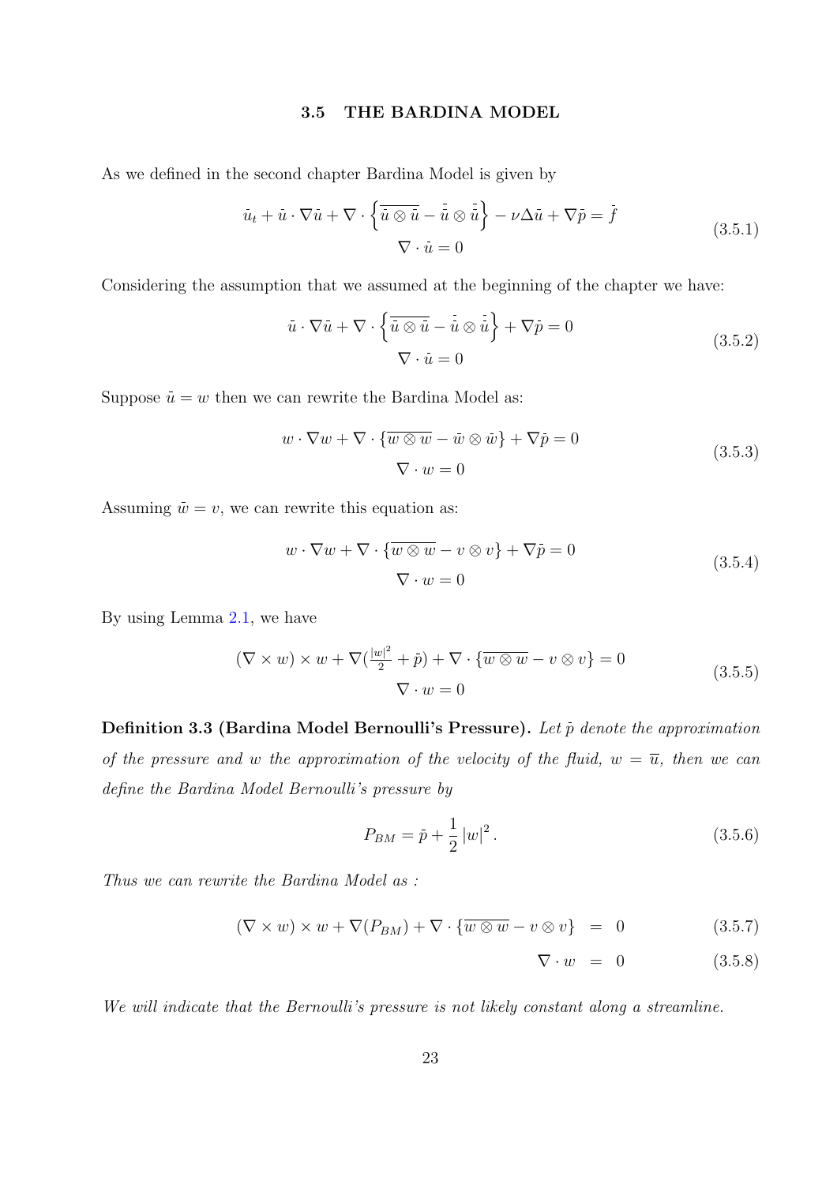### 3.5 THE BARDINA MODEL

As we defined in the second chapter Bardina Model is given by

$$\begin{gathered} \bar{u}_t + \bar{u} \cdot \nabla \bar{u} + \nabla \cdot \left\{ \overline{\bar{u} \otimes \bar{u}} - \bar{\bar{u}} \otimes \bar{\bar{u}} \right\} - \nu \Delta \bar{u} + \nabla \bar{p} = \bar{f} \\ \nabla \cdot \bar{u} = 0 \end{gathered} \tag{3.5.1}$$

Considering the assumption that we assumed at the beginning of the chapter we have:

$$\begin{gathered} \bar{u} \cdot \nabla \bar{u} + \nabla \cdot \left\{ \overline{\bar{u} \otimes \bar{u}} - \bar{\bar{u}} \otimes \bar{\bar{u}} \right\} + \nabla \bar{p} = 0 \\ \nabla \cdot \bar{u} = 0 \end{gathered} \tag{3.5.2}$$

Suppose $\bar{u} = w$ then we can rewrite the Bardina Model as:

$$\begin{gathered} w \cdot \nabla w + \nabla \cdot \{ \overline{w \otimes w} - \bar{w} \otimes \bar{w} \} + \nabla \bar{p} = 0 \\ \nabla \cdot w = 0 \end{gathered} \tag{3.5.3}$$

Assuming $\bar{w} = v$, we can rewrite this equation as:

$$\begin{gathered} w \cdot \nabla w + \nabla \cdot \{ \overline{w \otimes w} - v \otimes v \} + \nabla \bar{p} = 0 \\ \nabla \cdot w = 0 \end{gathered} \tag{3.5.4}$$

By using Lemma 2.1, we have

$$\begin{gathered} (\nabla \times w) \times w + \nabla (\tfrac{|w|^2}{2} + \bar{p}) + \nabla \cdot \{ \overline{w \otimes w} - v \otimes v \} = 0 \\ \nabla \cdot w = 0 \end{gathered} \tag{3.5.5}$$

**Definition 3.3 (Bardina Model Bernoulli's Pressure).** *Let $\bar{p}$ denote the approximation of the pressure and $w$ the approximation of the velocity of the fluid, $w = \overline{u}$, then we can define the Bardina Model Bernoulli's pressure by*

$$P_{BM} = \bar{p} + \frac{1}{2} |w|^2 . \tag{3.5.6}$$

*Thus we can rewrite the Bardina Model as :*

$$(\nabla \times w) \times w + \nabla (P_{BM}) + \nabla \cdot \{ \overline{w \otimes w} - v \otimes v \} = 0 \tag{3.5.7}$$

$$\nabla \cdot w = 0 \tag{3.5.8}$$

*We will indicate that the Bernoulli's pressure is not likely constant along a streamline.*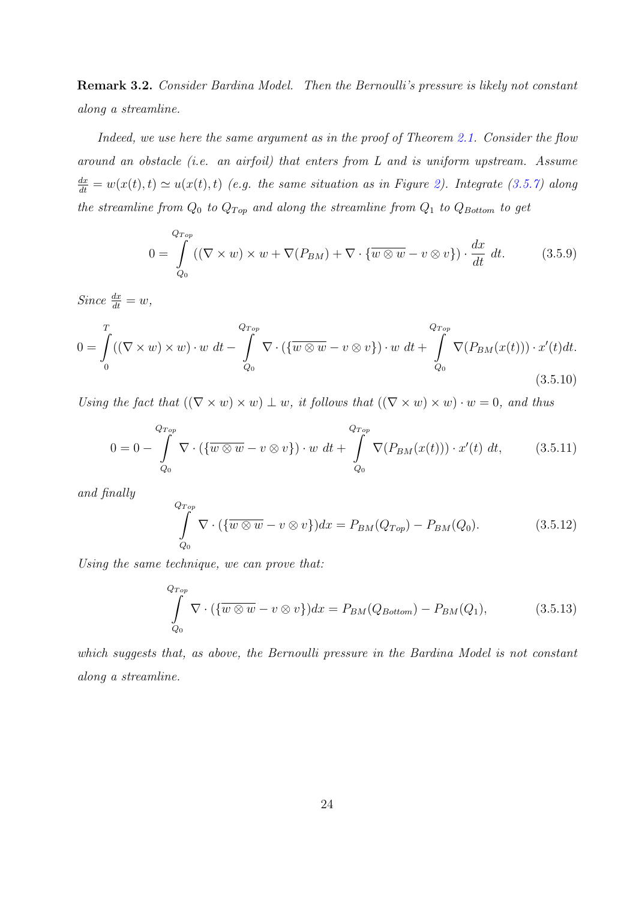**Remark 3.2.** *Consider Bardina Model. Then the Bernoulli's pressure is likely not constant along a streamline.*

*Indeed, we use here the same argument as in the proof of Theorem 2.1. Consider the flow around an obstacle (i.e. an airfoil) that enters from L and is uniform upstream. Assume* $\frac{dx}{dt} = w(x(t), t) \simeq u(x(t), t)$ *(e.g. the same situation as in Figure 2). Integrate (3.5.7) along the streamline from* $Q_0$ *to* $Q_{Top}$ *and along the streamline from* $Q_1$ *to* $Q_{Bottom}$ *to get*

$$0 = \int_{Q_0}^{Q_{Top}} \left((\nabla \times w) \times w + \nabla(P_{BM}) + \nabla \cdot \{\overline{w \otimes w} - v \otimes v\}\right) \cdot \frac{dx}{dt}\, dt. \tag{3.5.9}$$

*Since* $\frac{dx}{dt} = w$,

$$0 = \int_{0}^{T} ((\nabla \times w) \times w) \cdot w\, dt - \int_{Q_0}^{Q_{Top}} \nabla \cdot (\{\overline{w \otimes w} - v \otimes v\}) \cdot w\, dt + \int_{Q_0}^{Q_{Top}} \nabla(P_{BM}(x(t))) \cdot x'(t) dt. \tag{3.5.10}$$

*Using the fact that* $((\nabla \times w) \times w) \perp w$*, it follows that* $((\nabla \times w) \times w) \cdot w = 0$*, and thus*

$$0 = 0 - \int_{Q_0}^{Q_{Top}} \nabla \cdot (\{\overline{w \otimes w} - v \otimes v\}) \cdot w\, dt + \int_{Q_0}^{Q_{Top}} \nabla(P_{BM}(x(t))) \cdot x'(t)\, dt, \tag{3.5.11}$$

*and finally*

$$\int_{Q_0}^{Q_{Top}} \nabla \cdot (\{\overline{w \otimes w} - v \otimes v\}) dx = P_{BM}(Q_{Top}) - P_{BM}(Q_0). \tag{3.5.12}$$

*Using the same technique, we can prove that:*

$$\int_{Q_0}^{Q_{Top}} \nabla \cdot (\{\overline{w \otimes w} - v \otimes v\}) dx = P_{BM}(Q_{Bottom}) - P_{BM}(Q_1), \tag{3.5.13}$$

*which suggests that, as above, the Bernoulli pressure in the Bardina Model is not constant along a streamline.*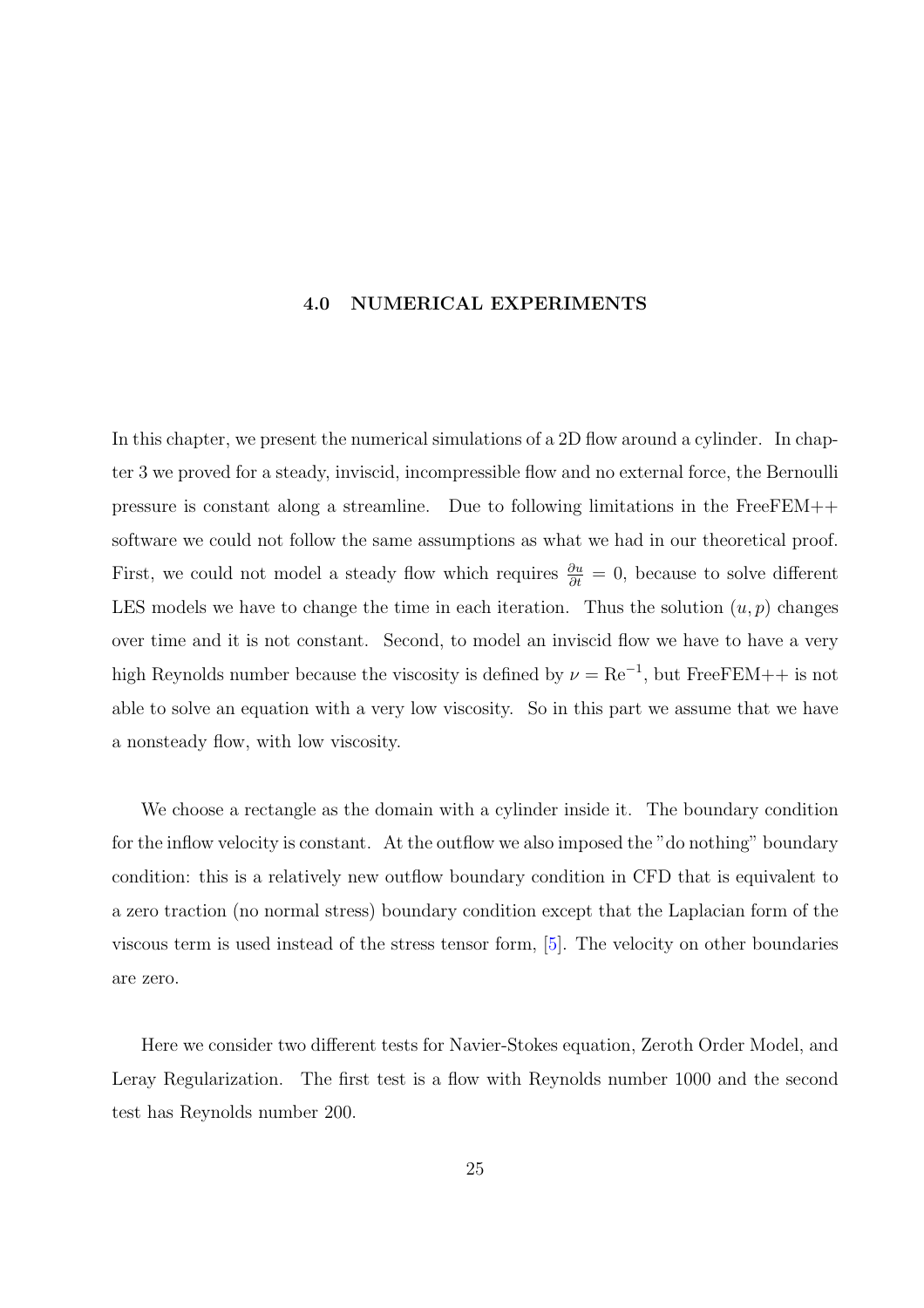# 4.0 NUMERICAL EXPERIMENTS

In this chapter, we present the numerical simulations of a 2D flow around a cylinder. In chapter 3 we proved for a steady, inviscid, incompressible flow and no external force, the Bernoulli pressure is constant along a streamline. Due to following limitations in the FreeFEM++ software we could not follow the same assumptions as what we had in our theoretical proof. First, we could not model a steady flow which requires $\frac{\partial u}{\partial t} = 0$, because to solve different LES models we have to change the time in each iteration. Thus the solution $(u, p)$ changes over time and it is not constant. Second, to model an inviscid flow we have to have a very high Reynolds number because the viscosity is defined by $\nu = \mathrm{Re}^{-1}$, but FreeFEM++ is not able to solve an equation with a very low viscosity. So in this part we assume that we have a nonsteady flow, with low viscosity.

We choose a rectangle as the domain with a cylinder inside it. The boundary condition for the inflow velocity is constant. At the outflow we also imposed the "do nothing" boundary condition: this is a relatively new outflow boundary condition in CFD that is equivalent to a zero traction (no normal stress) boundary condition except that the Laplacian form of the viscous term is used instead of the stress tensor form, [5]. The velocity on other boundaries are zero.

Here we consider two different tests for Navier-Stokes equation, Zeroth Order Model, and Leray Regularization. The first test is a flow with Reynolds number 1000 and the second test has Reynolds number 200.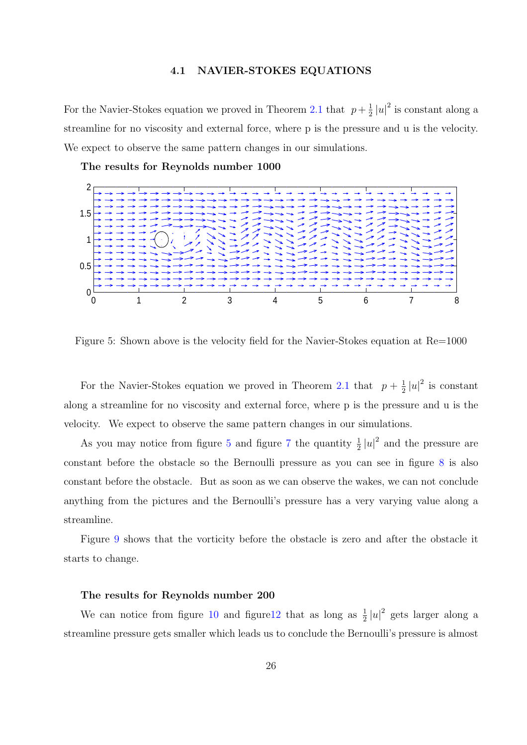### 4.1 NAVIER-STOKES EQUATIONS

For the Navier-Stokes equation we proved in Theorem 2.1 that $p + \frac{1}{2}|u|^2$ is constant along a streamline for no viscosity and external force, where p is the pressure and u is the velocity. We expect to observe the same pattern changes in our simulations.

**The results for Reynolds number 1000**

Figure 5: Shown above is the velocity field for the Navier-Stokes equation at Re=1000

For the Navier-Stokes equation we proved in Theorem 2.1 that $p + \frac{1}{2}|u|^2$ is constant along a streamline for no viscosity and external force, where p is the pressure and u is the velocity. We expect to observe the same pattern changes in our simulations.

As you may notice from figure 5 and figure 7 the quantity $\frac{1}{2}|u|^2$ and the pressure are constant before the obstacle so the Bernoulli pressure as you can see in figure 8 is also constant before the obstacle. But as soon as we can observe the wakes, we can not conclude anything from the pictures and the Bernoulli's pressure has a very varying value along a streamline.

Figure 9 shows that the vorticity before the obstacle is zero and after the obstacle it starts to change.

**The results for Reynolds number 200**

We can notice from figure 10 and figure12 that as long as $\frac{1}{2}|u|^2$ gets larger along a streamline pressure gets smaller which leads us to conclude the Bernoulli's pressure is almost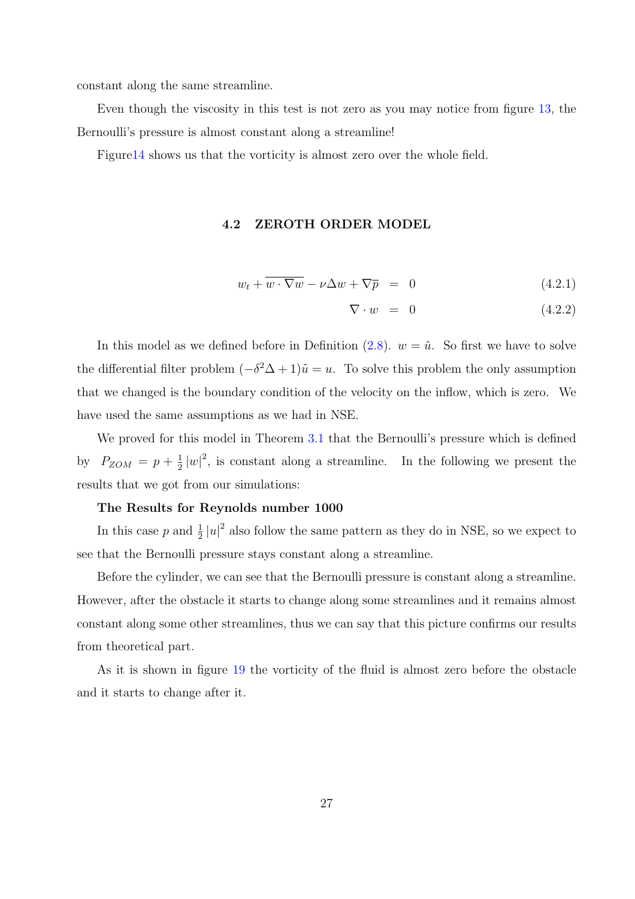constant along the same streamline.

Even though the viscosity in this test is not zero as you may notice from figure 13, the Bernoulli's pressure is almost constant along a streamline!

Figure14 shows us that the vorticity is almost zero over the whole field.

### 4.2 ZEROTH ORDER MODEL

$$
\begin{aligned}
w_t + \overline{w \cdot \nabla w} - \nu \Delta w + \nabla \overline{p} &= 0 \qquad (4.2.1) \\
\nabla \cdot w &= 0 \qquad (4.2.2)
\end{aligned}
$$

In this model as we defined before in Definition (2.8). $w = \bar{u}$. So first we have to solve the differential filter problem $(-\delta^2 \Delta + 1)\bar{u} = u$. To solve this problem the only assumption that we changed is the boundary condition of the velocity on the inflow, which is zero. We have used the same assumptions as we had in NSE.

We proved for this model in Theorem 3.1 that the Bernoulli's pressure which is defined by $P_{ZOM} = p + \frac{1}{2}|w|^2$, is constant along a streamline. In the following we present the results that we got from our simulations:

**The Results for Reynolds number 1000**

In this case $p$ and $\frac{1}{2}|u|^2$ also follow the same pattern as they do in NSE, so we expect to see that the Bernoulli pressure stays constant along a streamline.

Before the cylinder, we can see that the Bernoulli pressure is constant along a streamline. However, after the obstacle it starts to change along some streamlines and it remains almost constant along some other streamlines, thus we can say that this picture confirms our results from theoretical part.

As it is shown in figure 19 the vorticity of the fluid is almost zero before the obstacle and it starts to change after it.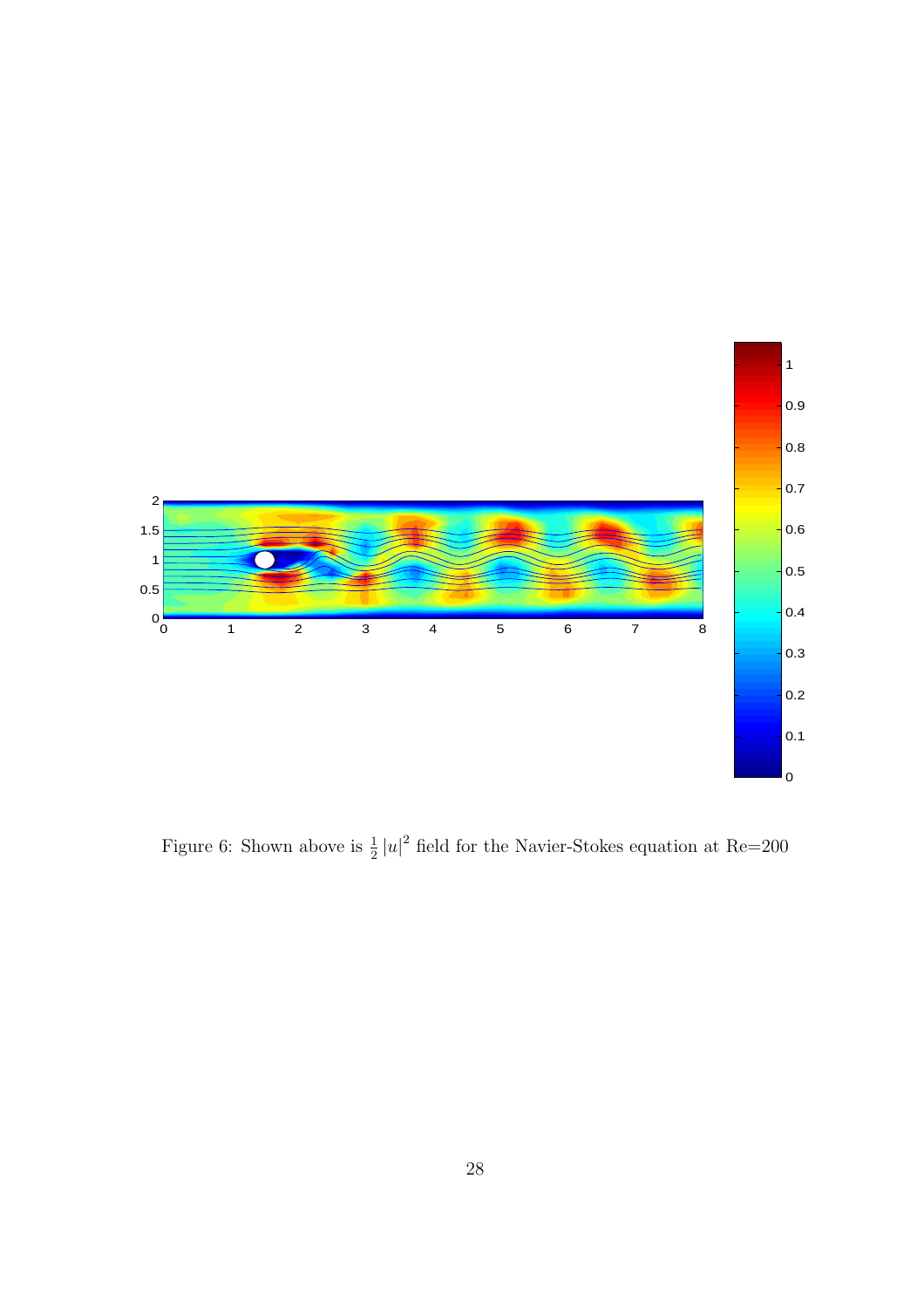Figure 6: Shown above is $\frac{1}{2}|u|^2$ field for the Navier-Stokes equation at Re=200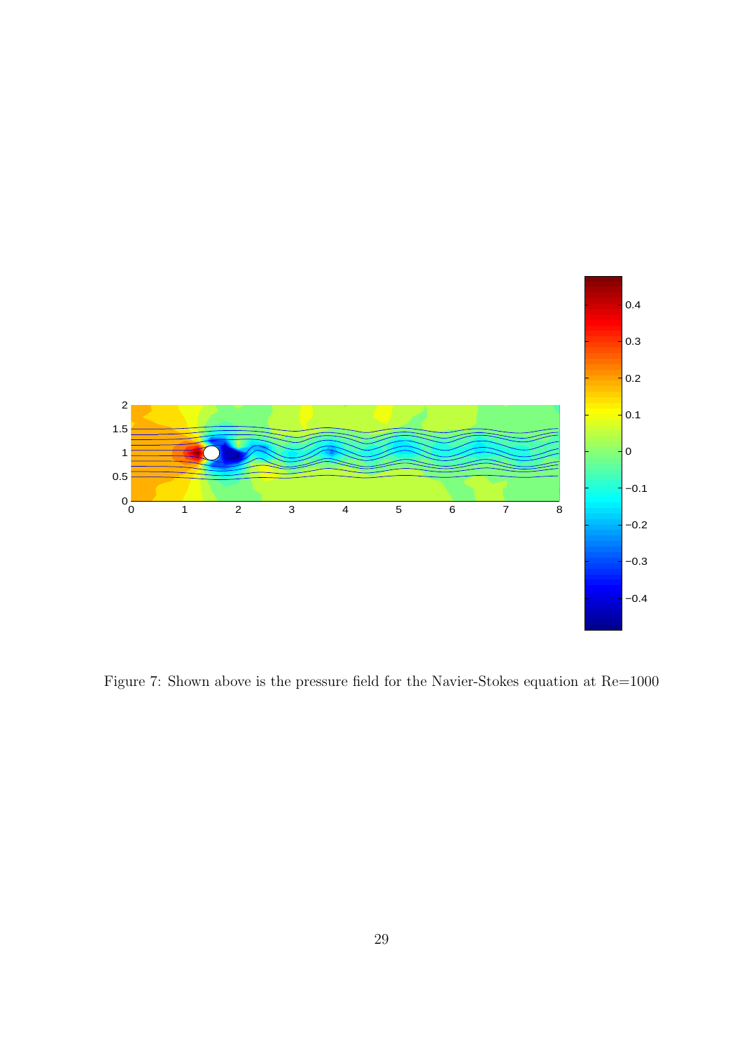Figure 7: Shown above is the pressure field for the Navier-Stokes equation at Re=1000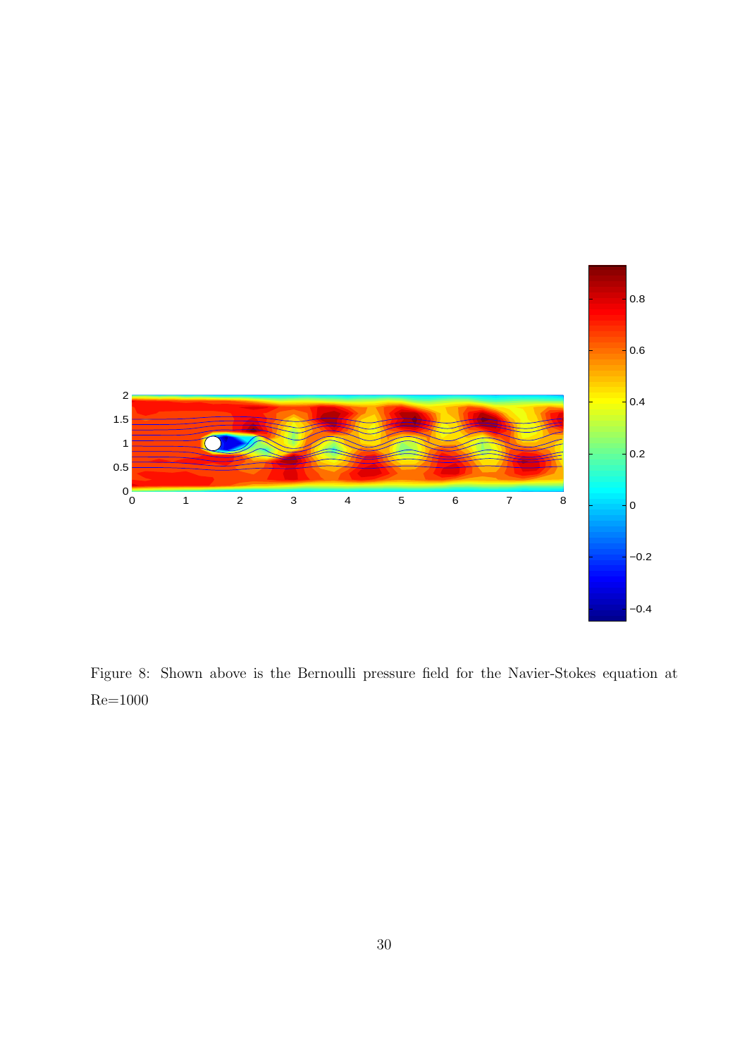Figure 8: Shown above is the Bernoulli pressure field for the Navier-Stokes equation at Re=1000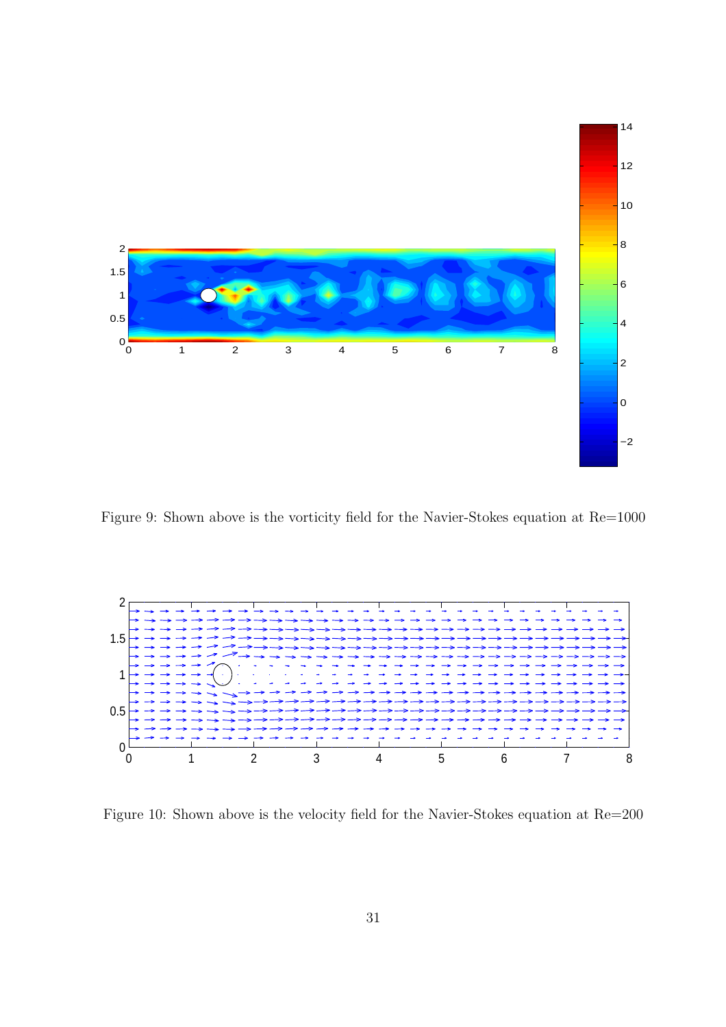Figure 9: Shown above is the vorticity field for the Navier-Stokes equation at Re=1000

Figure 10: Shown above is the velocity field for the Navier-Stokes equation at Re=200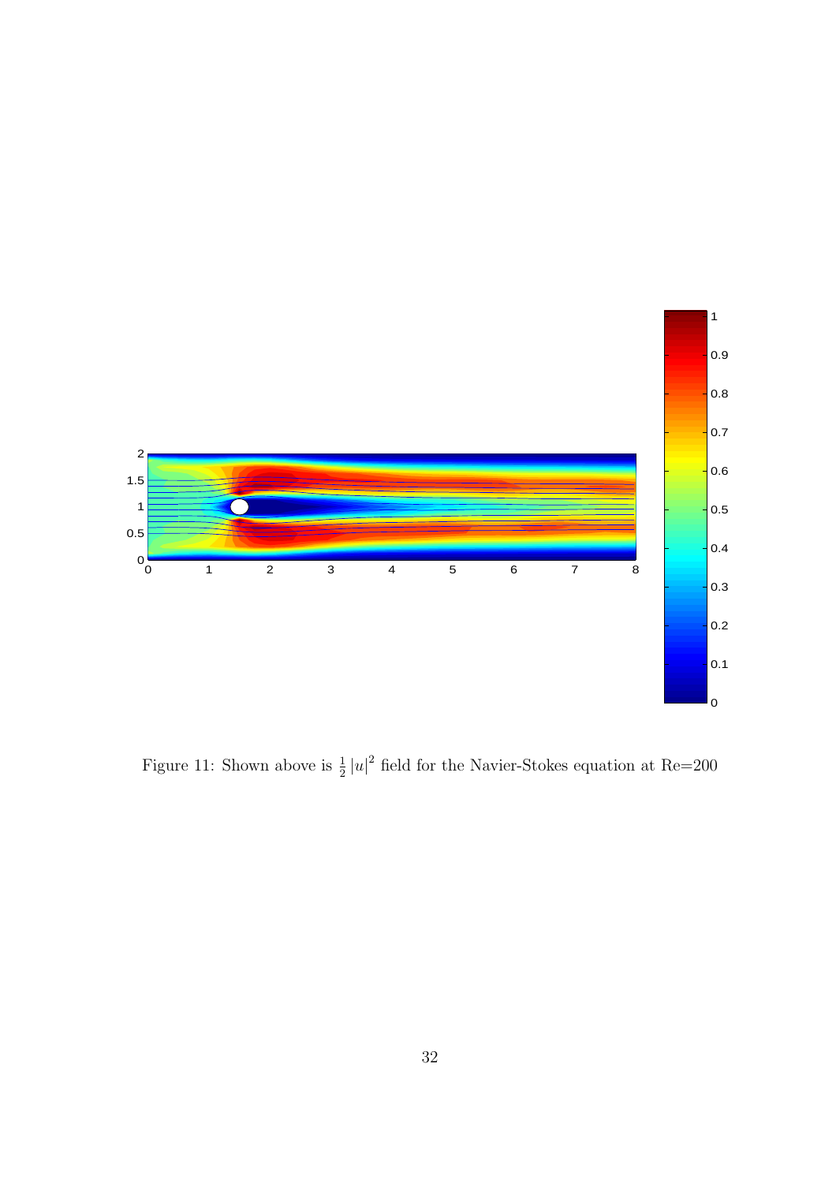Figure 11: Shown above is $\frac{1}{2}|u|^2$ field for the Navier-Stokes equation at Re=200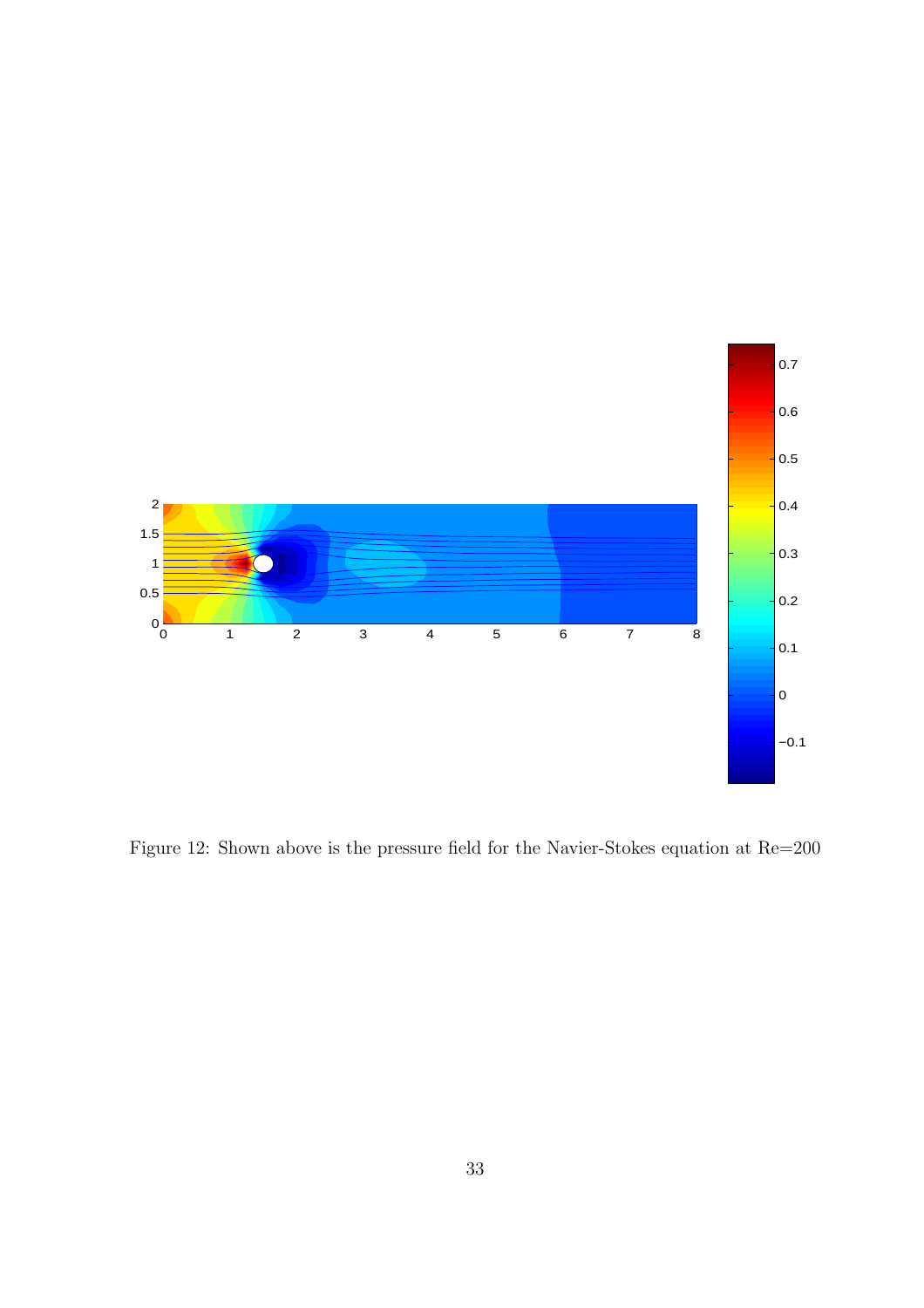Figure 12: Shown above is the pressure field for the Navier-Stokes equation at Re=200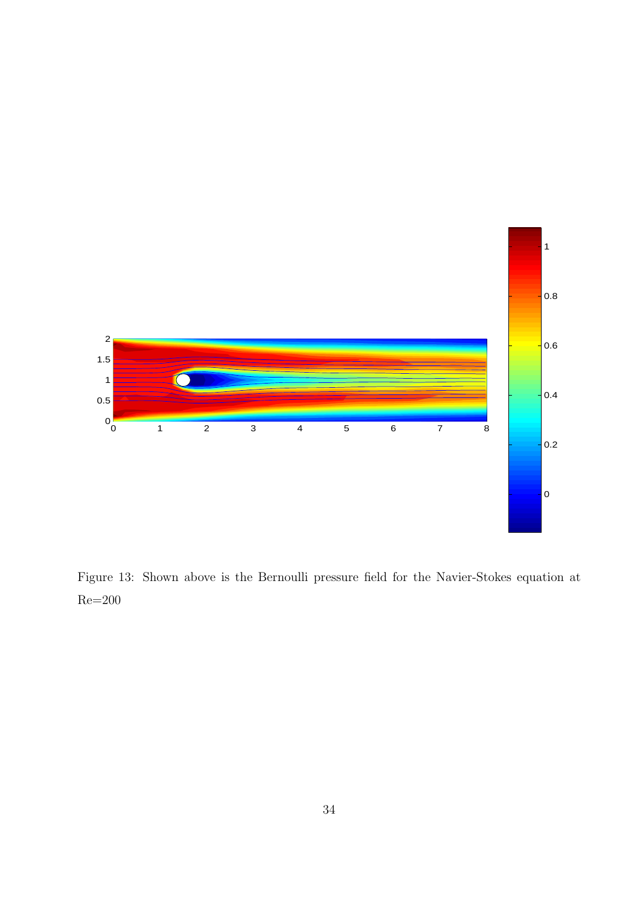Figure 13: Shown above is the Bernoulli pressure field for the Navier-Stokes equation at Re=200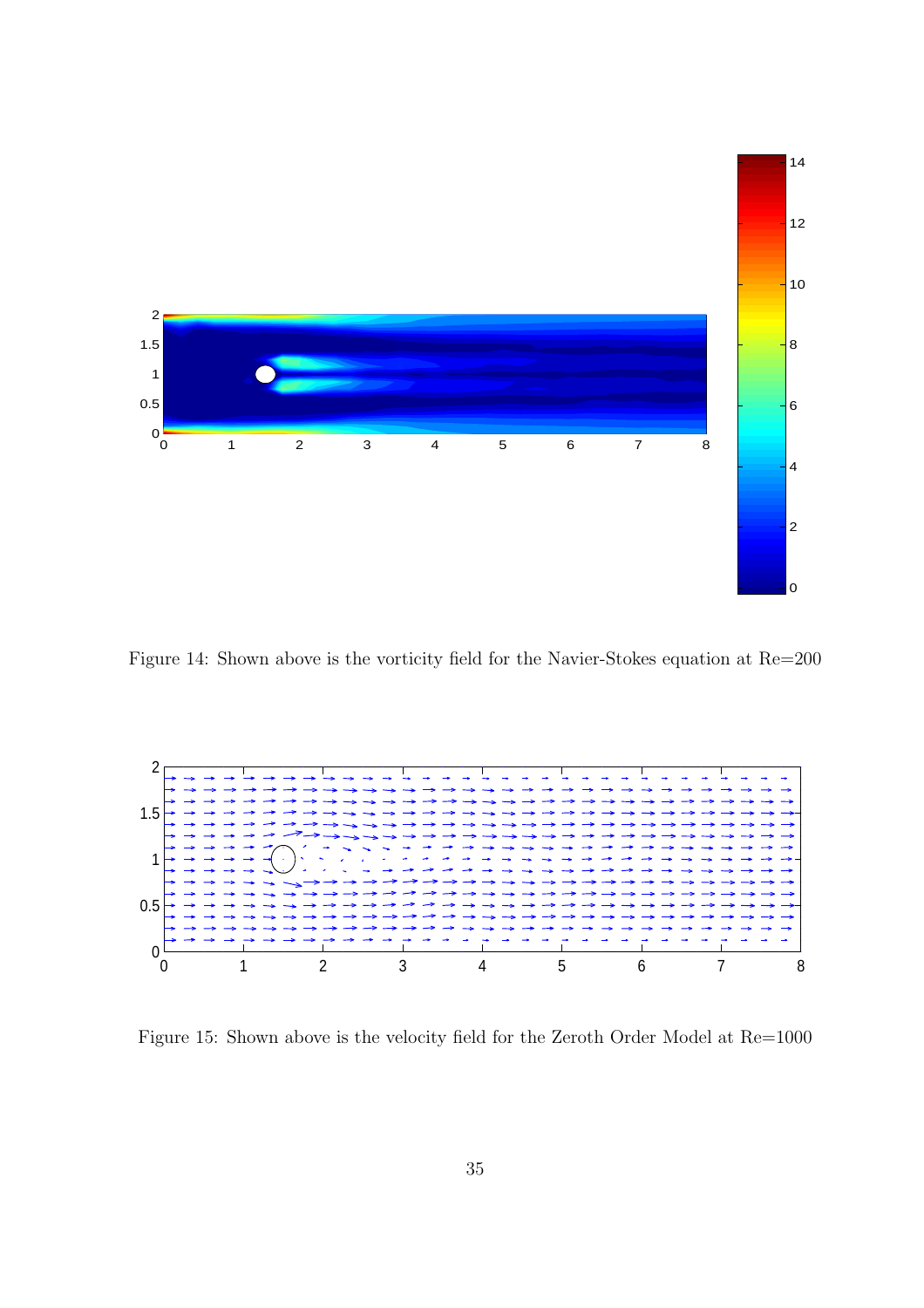Figure 14: Shown above is the vorticity field for the Navier-Stokes equation at Re=200

Figure 15: Shown above is the velocity field for the Zeroth Order Model at Re=1000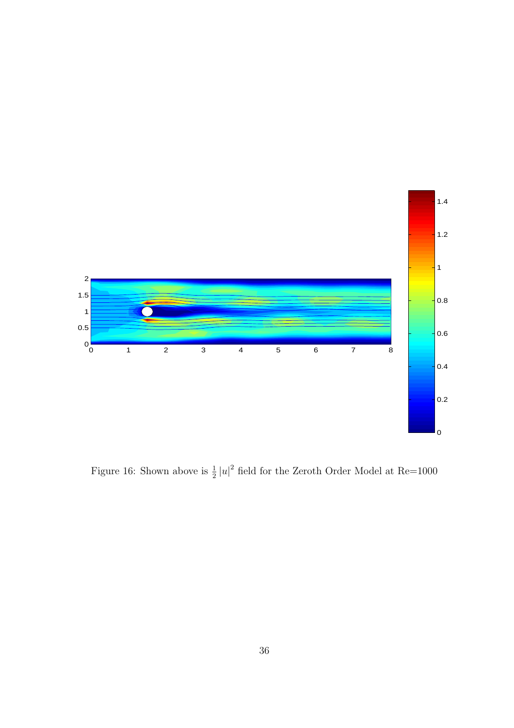Figure 16: Shown above is $\frac{1}{2}|u|^2$ field for the Zeroth Order Model at Re=1000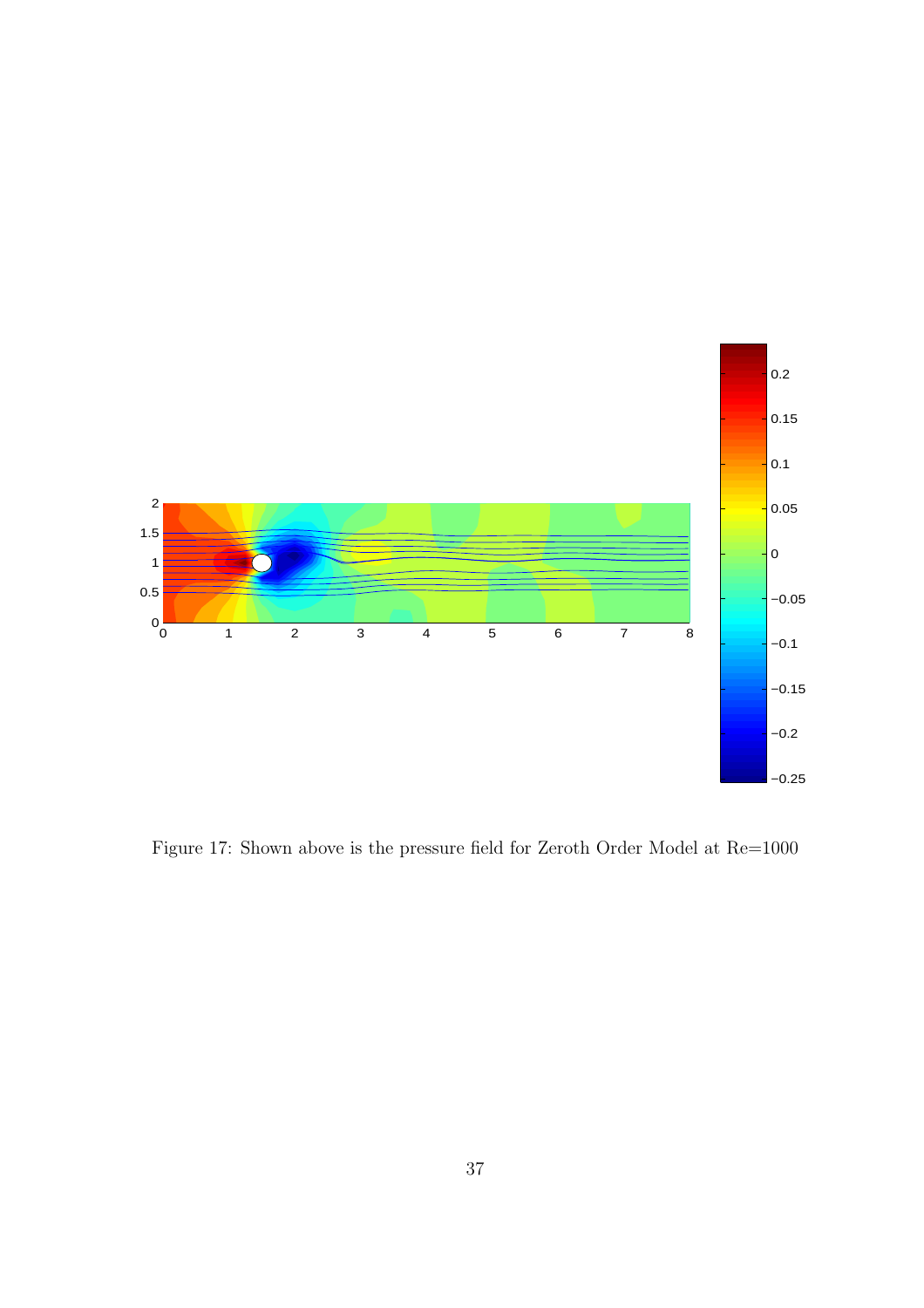Figure 17: Shown above is the pressure field for Zeroth Order Model at Re=1000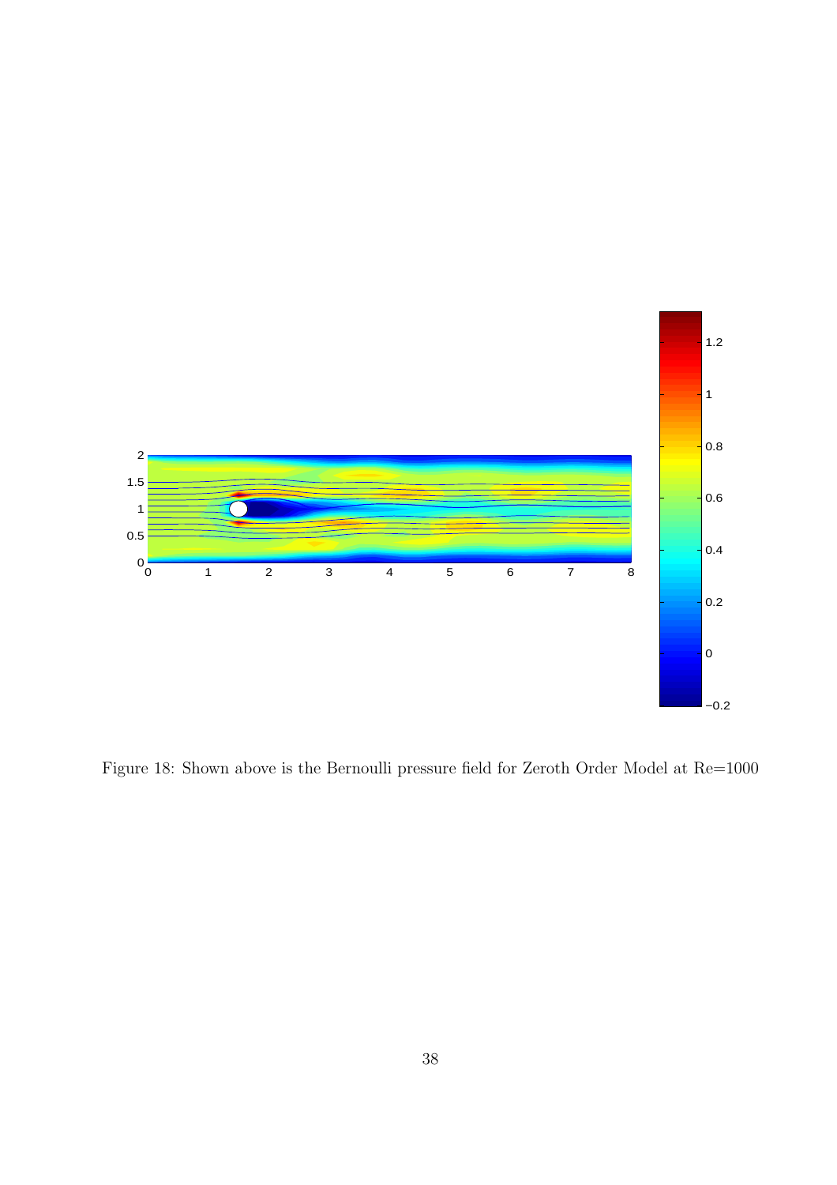Figure 18: Shown above is the Bernoulli pressure field for Zeroth Order Model at Re=1000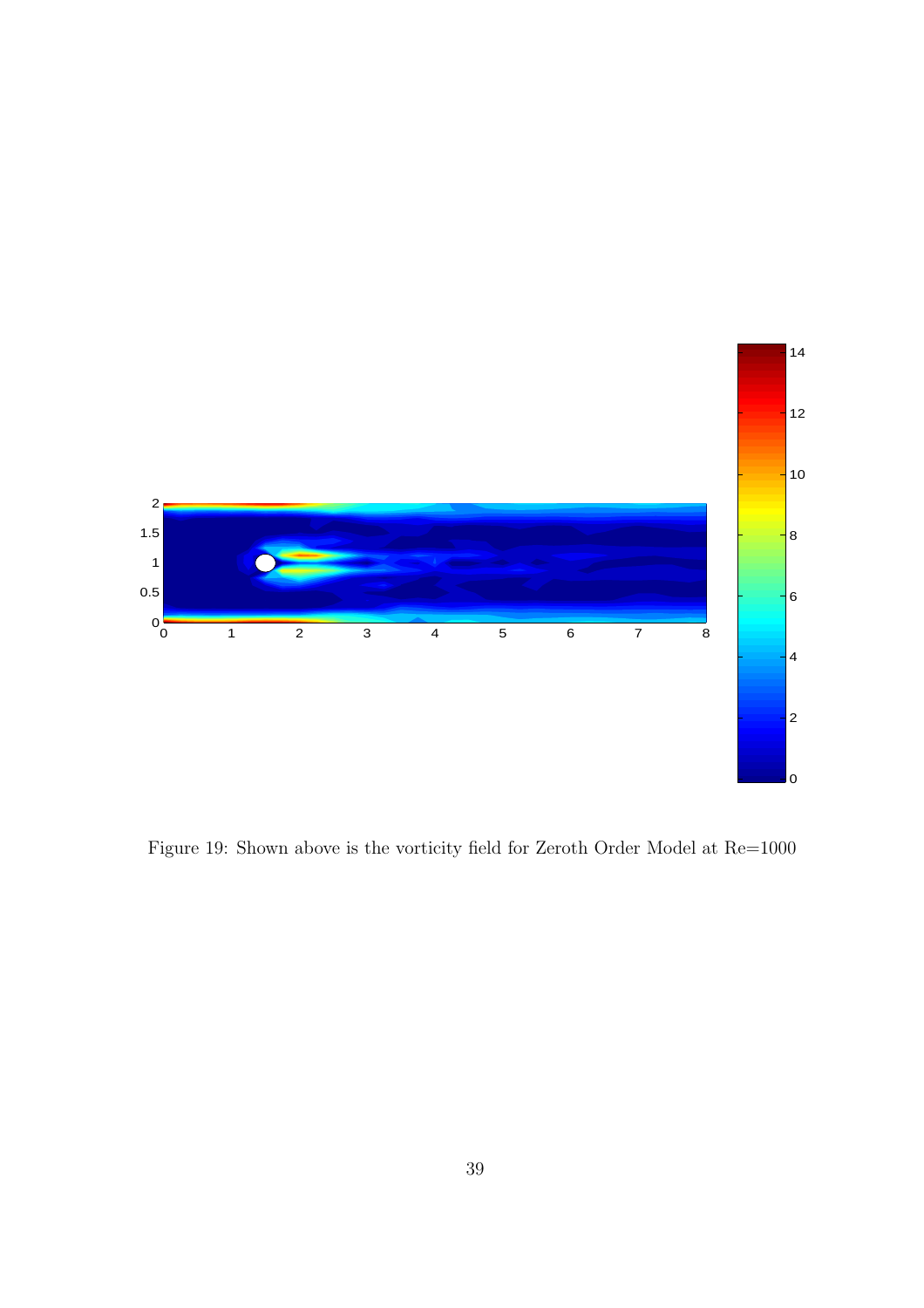Figure 19: Shown above is the vorticity field for Zeroth Order Model at Re=1000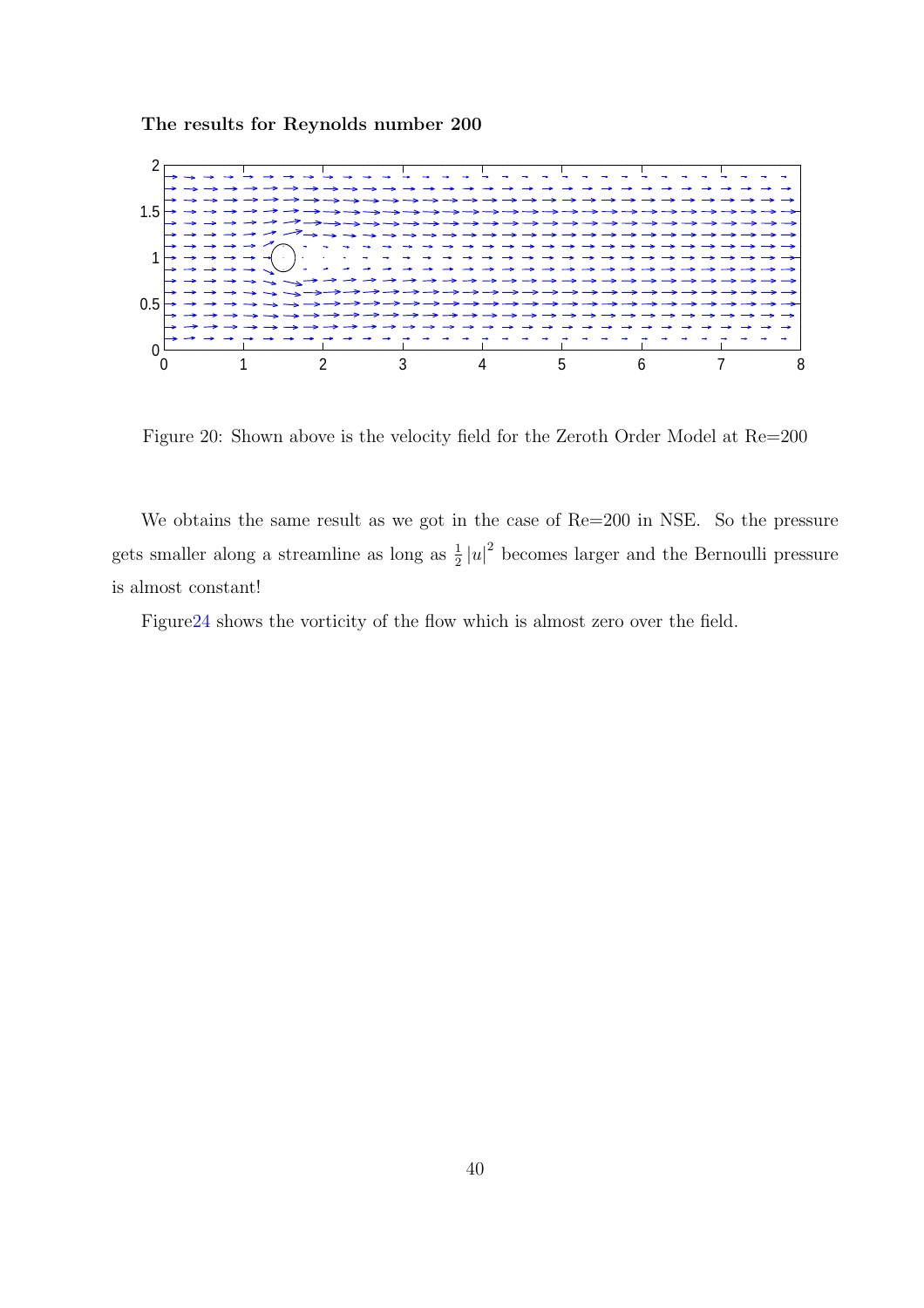**The results for Reynolds number 200**

Figure 20: Shown above is the velocity field for the Zeroth Order Model at Re=200

We obtains the same result as we got in the case of Re=200 in NSE. So the pressure gets smaller along a streamline as long as $\frac{1}{2}|u|^2$ becomes larger and the Bernoulli pressure is almost constant!

Figure24 shows the vorticity of the flow which is almost zero over the field.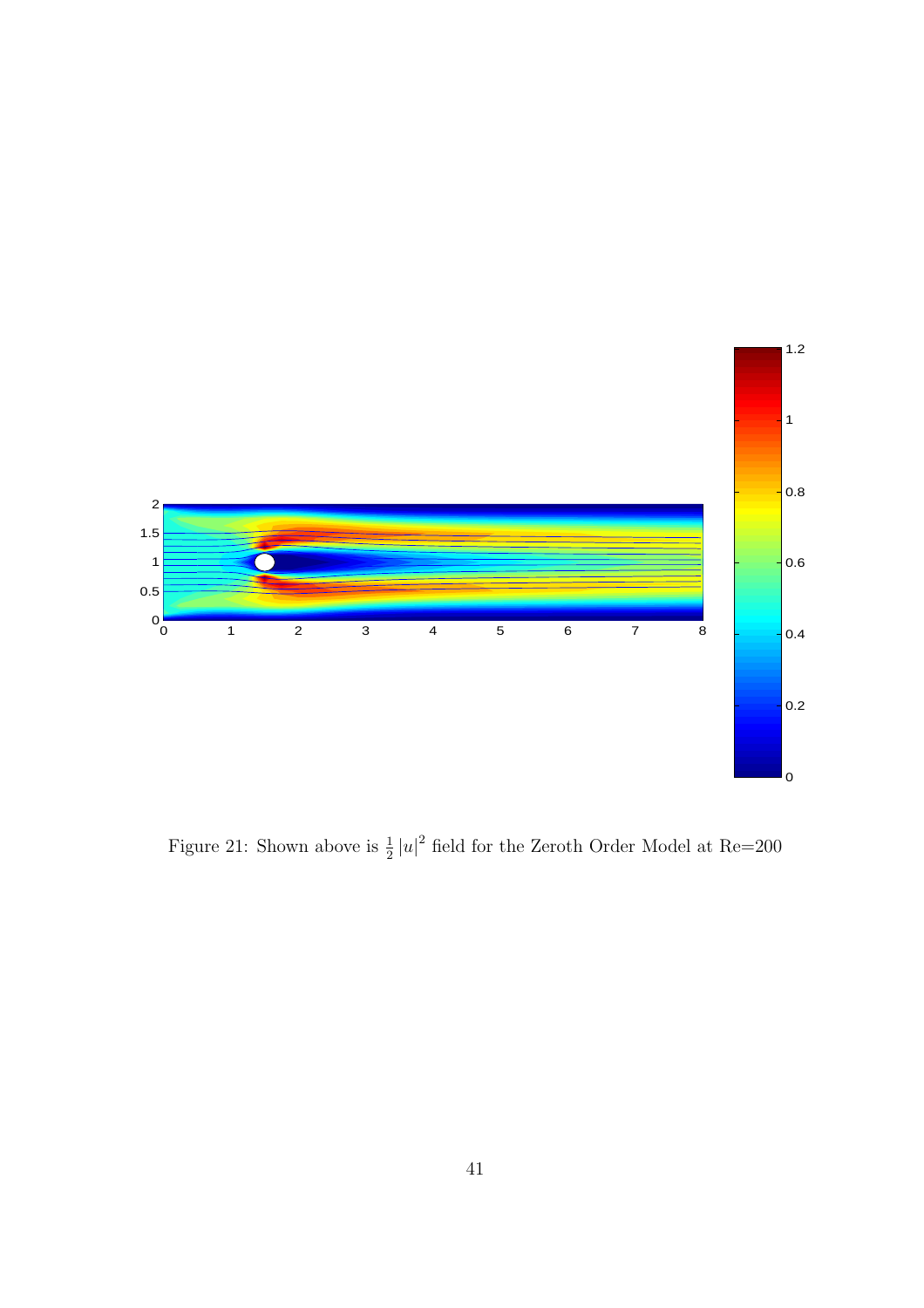Figure 21: Shown above is $\frac{1}{2}|u|^2$ field for the Zeroth Order Model at Re=200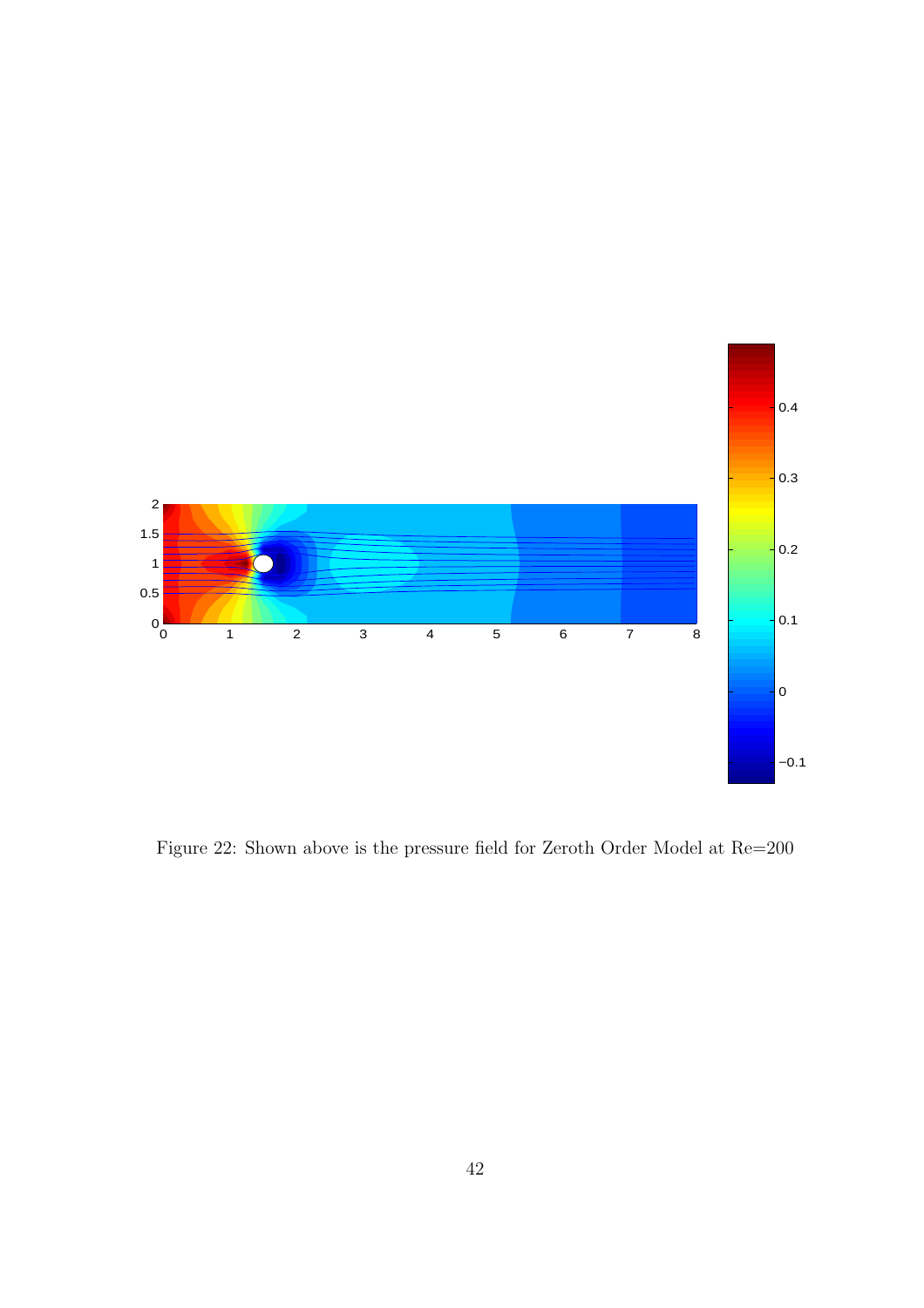Figure 22: Shown above is the pressure field for Zeroth Order Model at Re=200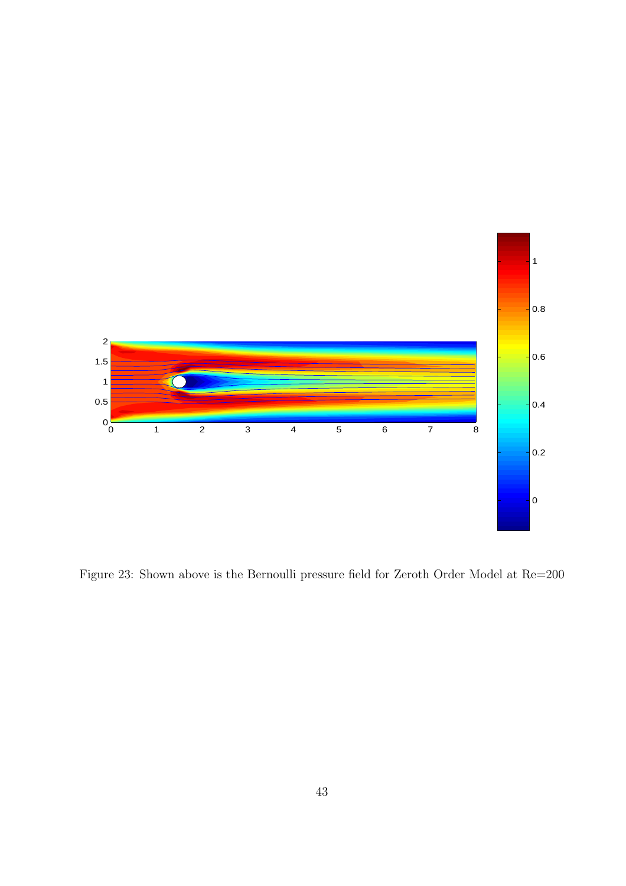Figure 23: Shown above is the Bernoulli pressure field for Zeroth Order Model at Re=200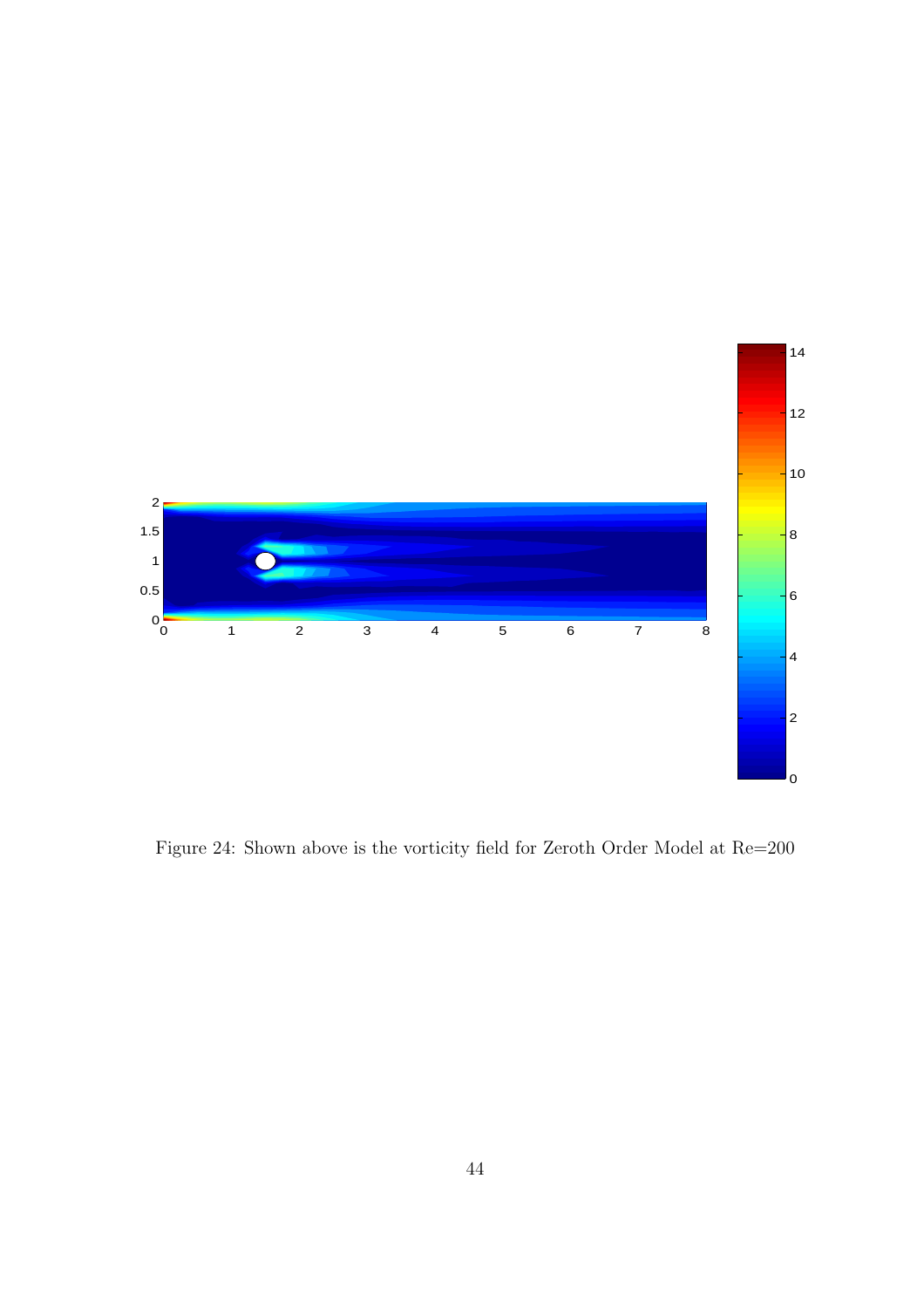Figure 24: Shown above is the vorticity field for Zeroth Order Model at Re=200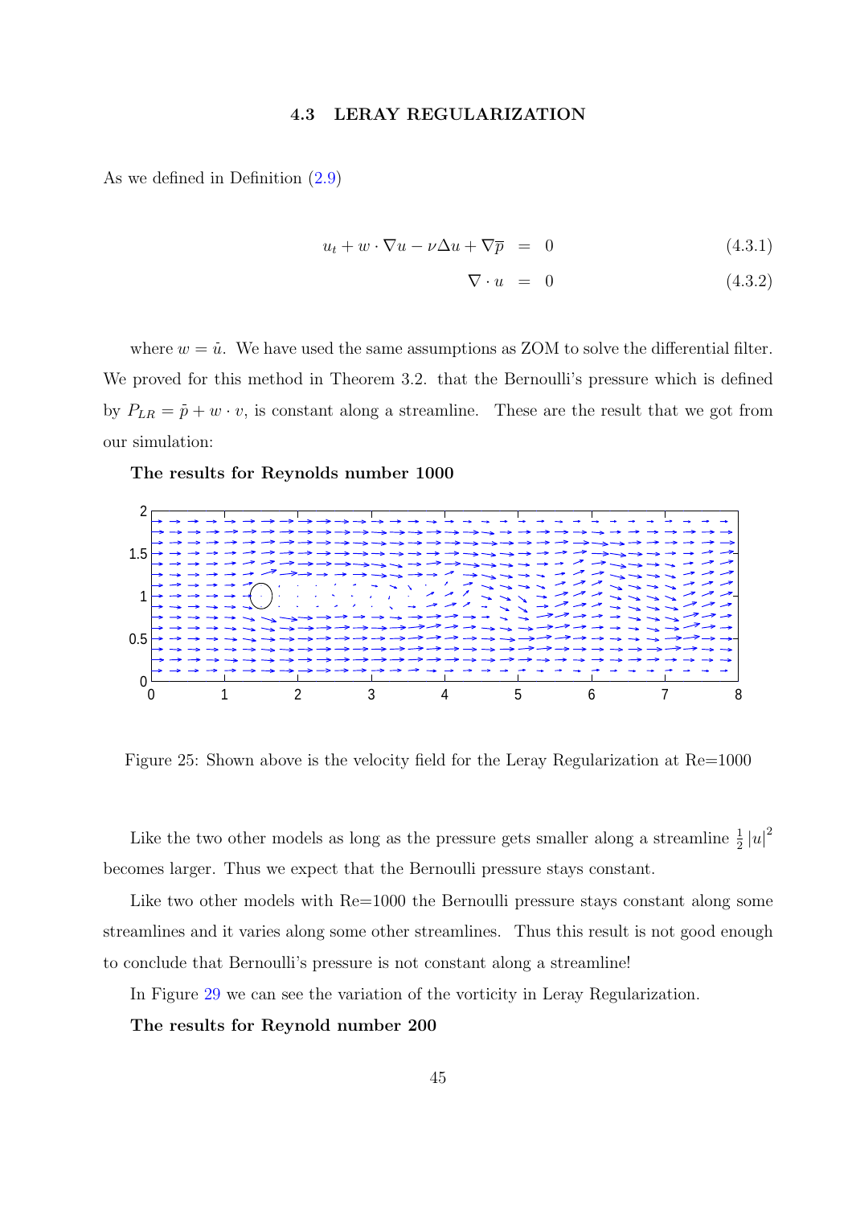### 4.3 LERAY REGULARIZATION

As we defined in Definition (2.9)

$$u_t + w \cdot \nabla u - \nu \Delta u + \nabla \overline{p} = 0 \quad (4.3.1)$$

$$\nabla \cdot u = 0 \quad (4.3.2)$$

where $w = \bar{u}$. We have used the same assumptions as ZOM to solve the differential filter. We proved for this method in Theorem 3.2. that the Bernoulli's pressure which is defined by $P_{LR} = \bar{p} + w \cdot v$, is constant along a streamline. These are the result that we got from our simulation:

**The results for Reynolds number 1000**

Figure 25: Shown above is the velocity field for the Leray Regularization at Re=1000

Like the two other models as long as the pressure gets smaller along a streamline $\frac{1}{2}|u|^2$ becomes larger. Thus we expect that the Bernoulli pressure stays constant.

Like two other models with Re=1000 the Bernoulli pressure stays constant along some streamlines and it varies along some other streamlines. Thus this result is not good enough to conclude that Bernoulli's pressure is not constant along a streamline!

In Figure 29 we can see the variation of the vorticity in Leray Regularization.

**The results for Reynold number 200**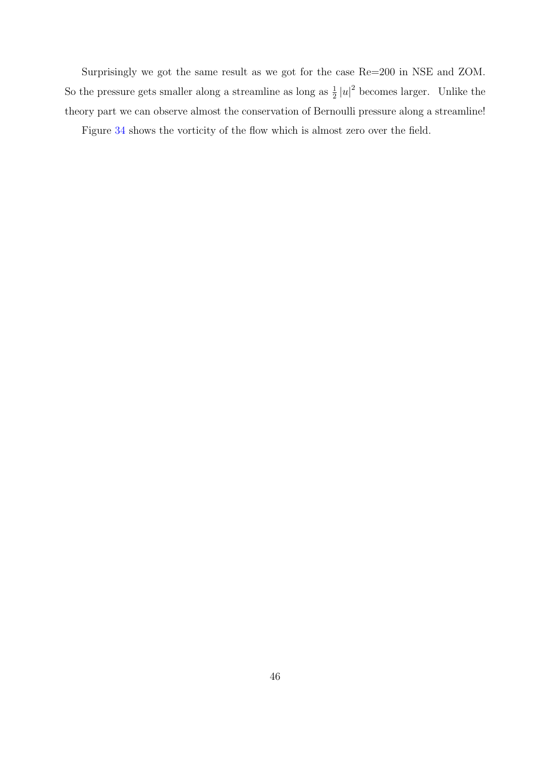Surprisingly we got the same result as we got for the case Re=200 in NSE and ZOM. So the pressure gets smaller along a streamline as long as $\frac{1}{2}|u|^2$ becomes larger. Unlike the theory part we can observe almost the conservation of Bernoulli pressure along a streamline!

Figure 34 shows the vorticity of the flow which is almost zero over the field.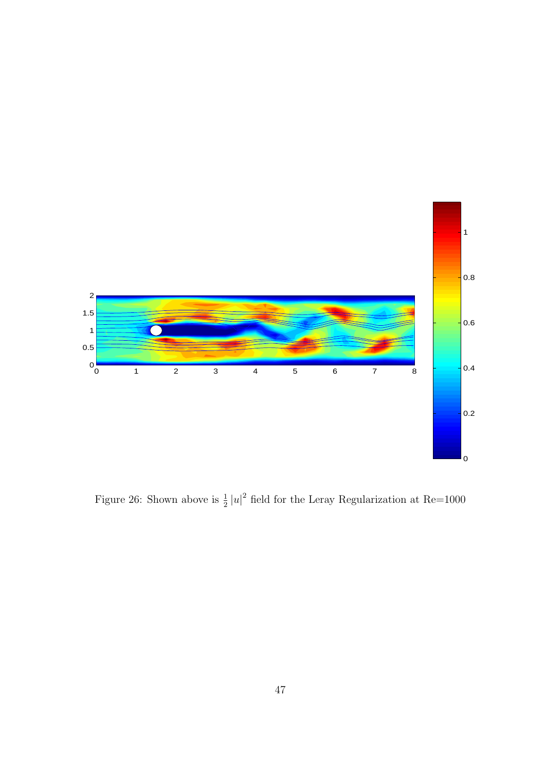Figure 26: Shown above is $\frac{1}{2}|u|^2$ field for the Leray Regularization at Re=1000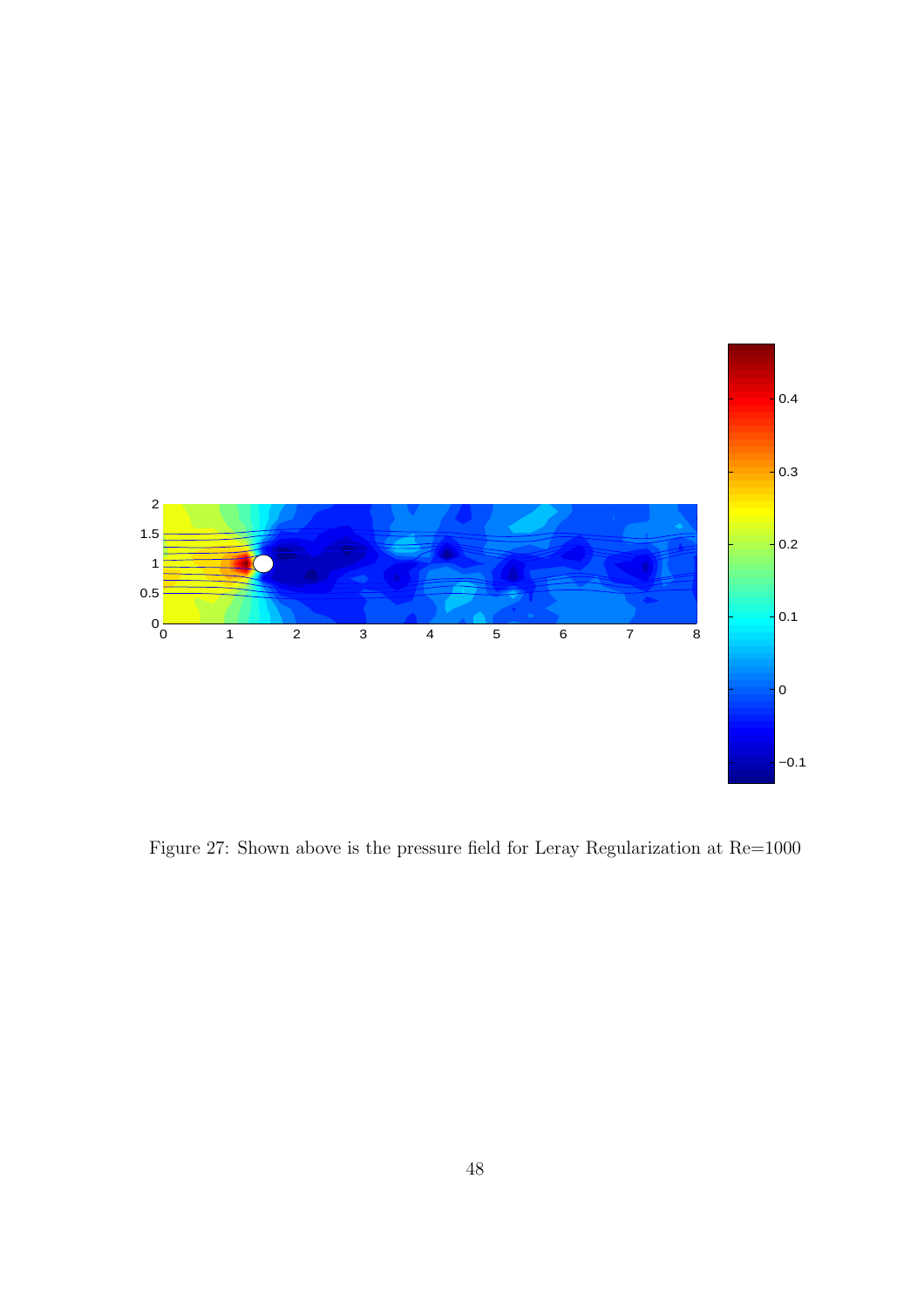Figure 27: Shown above is the pressure field for Leray Regularization at Re=1000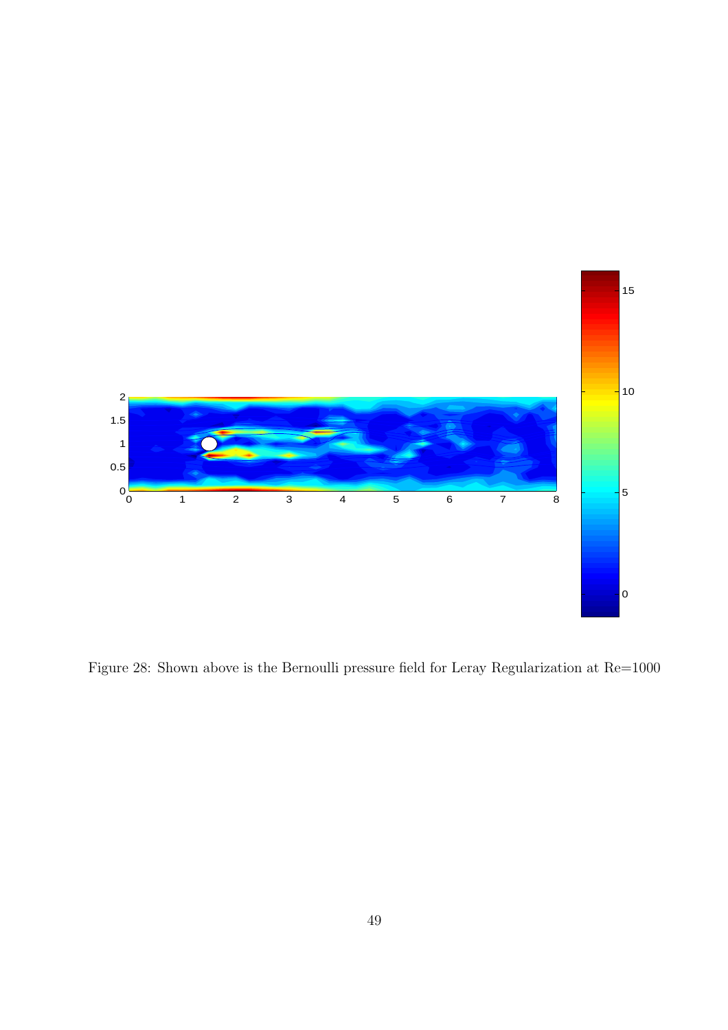Figure 28: Shown above is the Bernoulli pressure field for Leray Regularization at Re=1000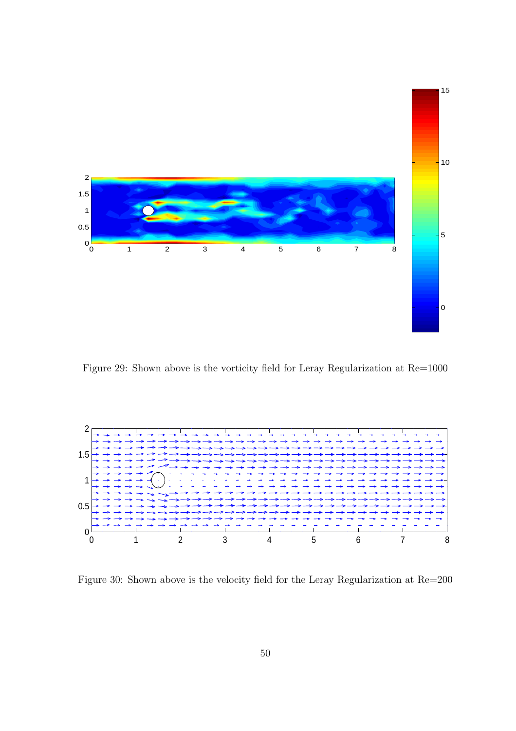Figure 29: Shown above is the vorticity field for Leray Regularization at Re=1000

Figure 30: Shown above is the velocity field for the Leray Regularization at Re=200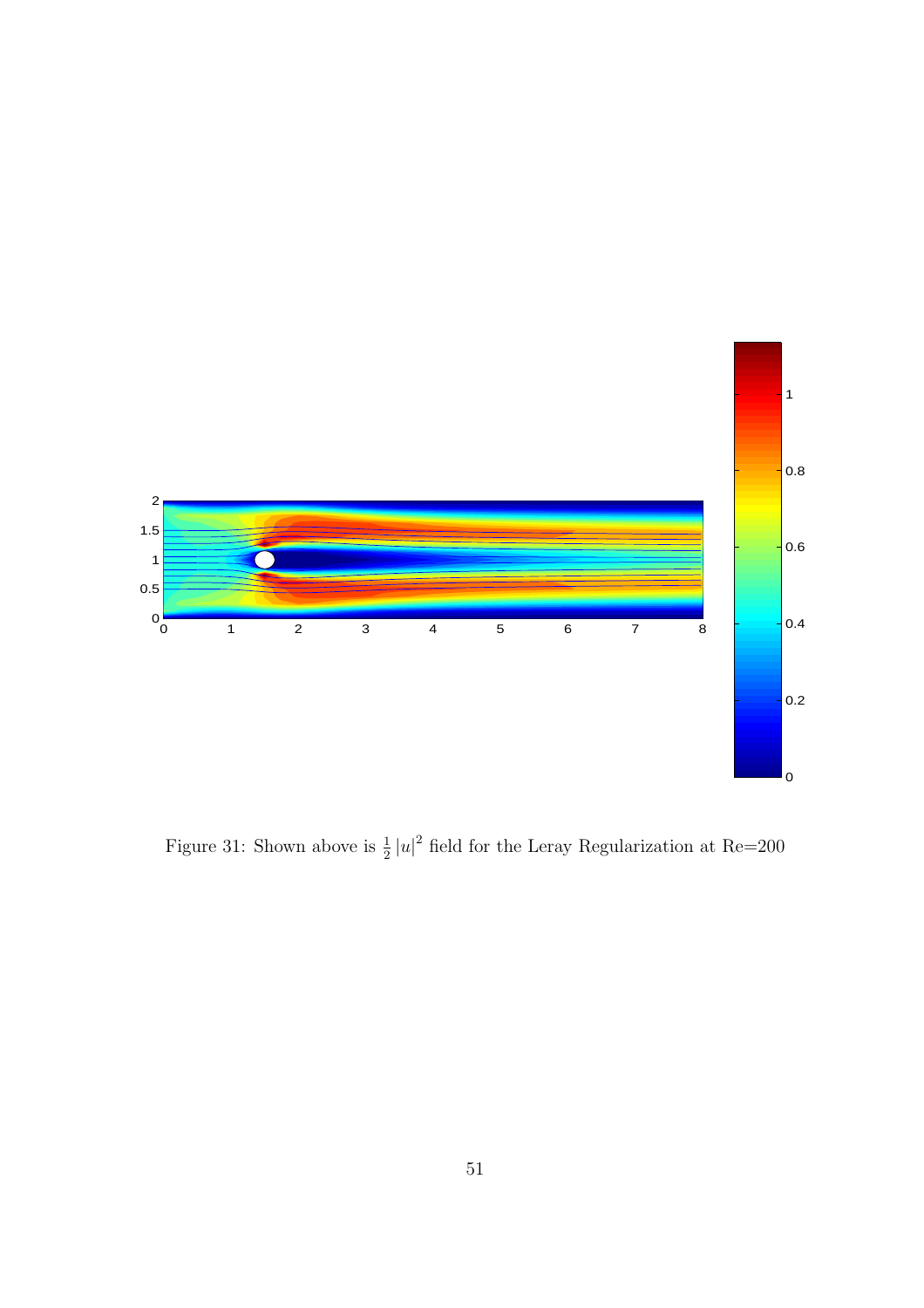Figure 31: Shown above is $\frac{1}{2}|u|^2$ field for the Leray Regularization at Re=200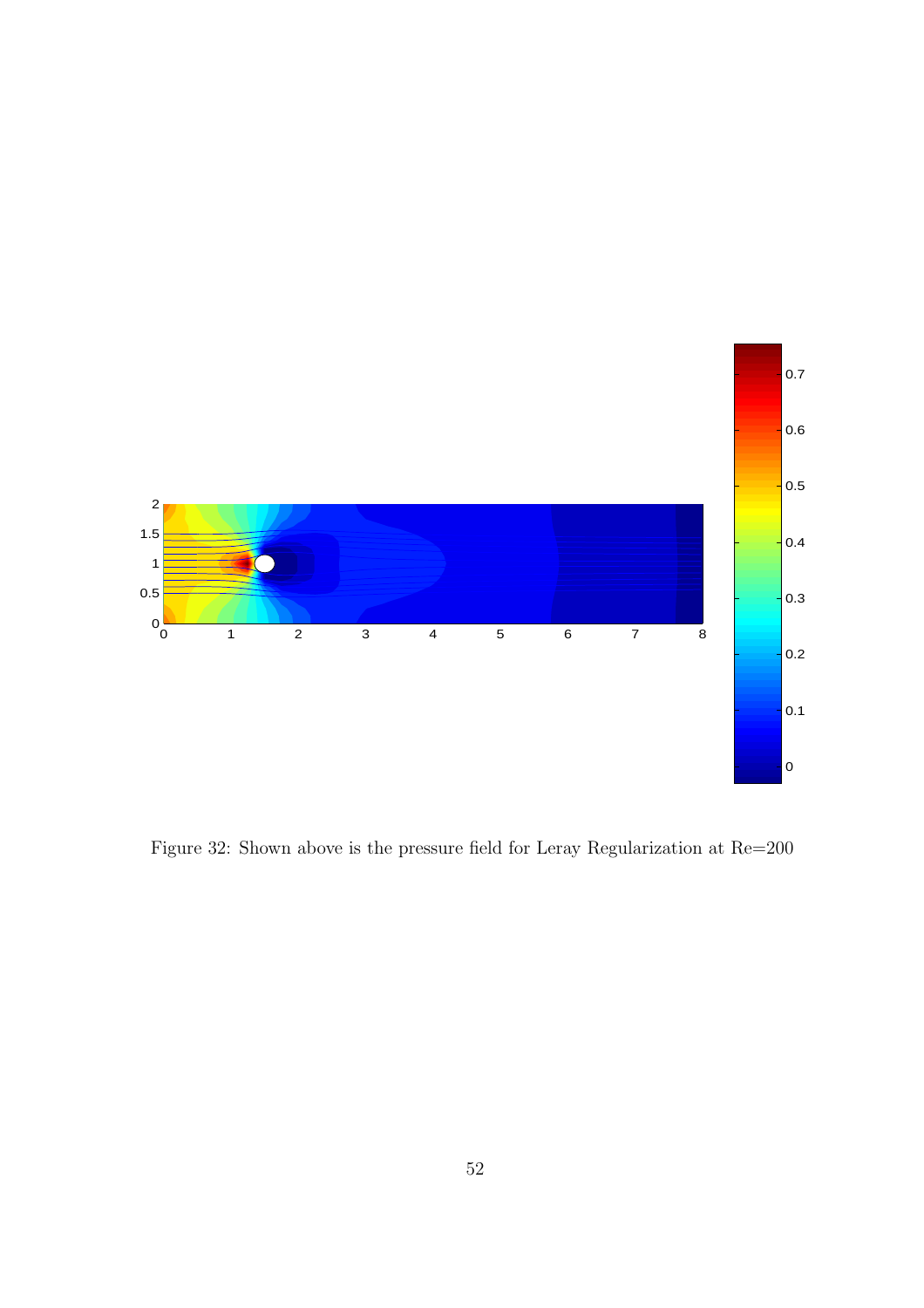Figure 32: Shown above is the pressure field for Leray Regularization at Re=200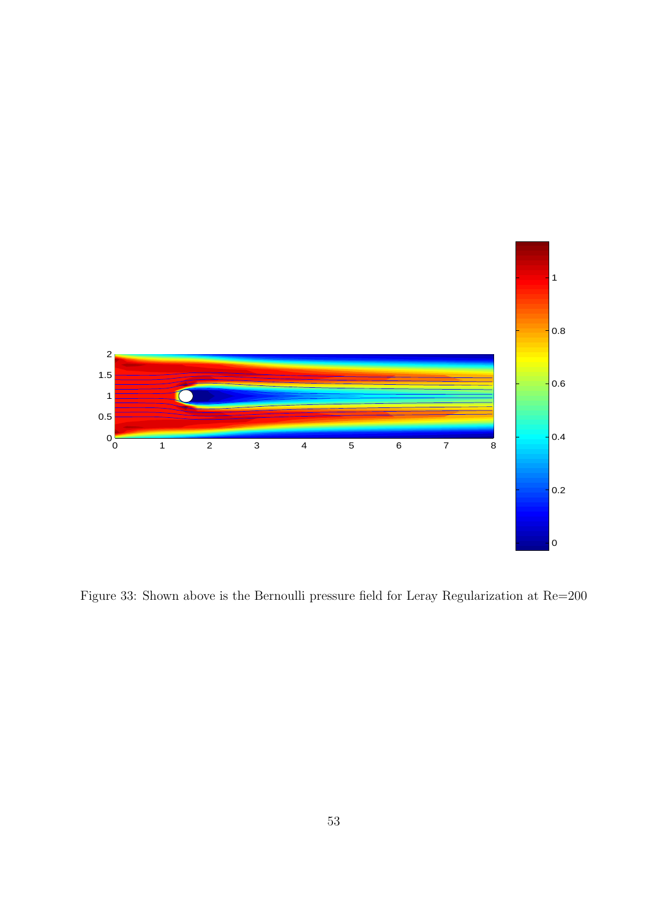Figure 33: Shown above is the Bernoulli pressure field for Leray Regularization at Re=200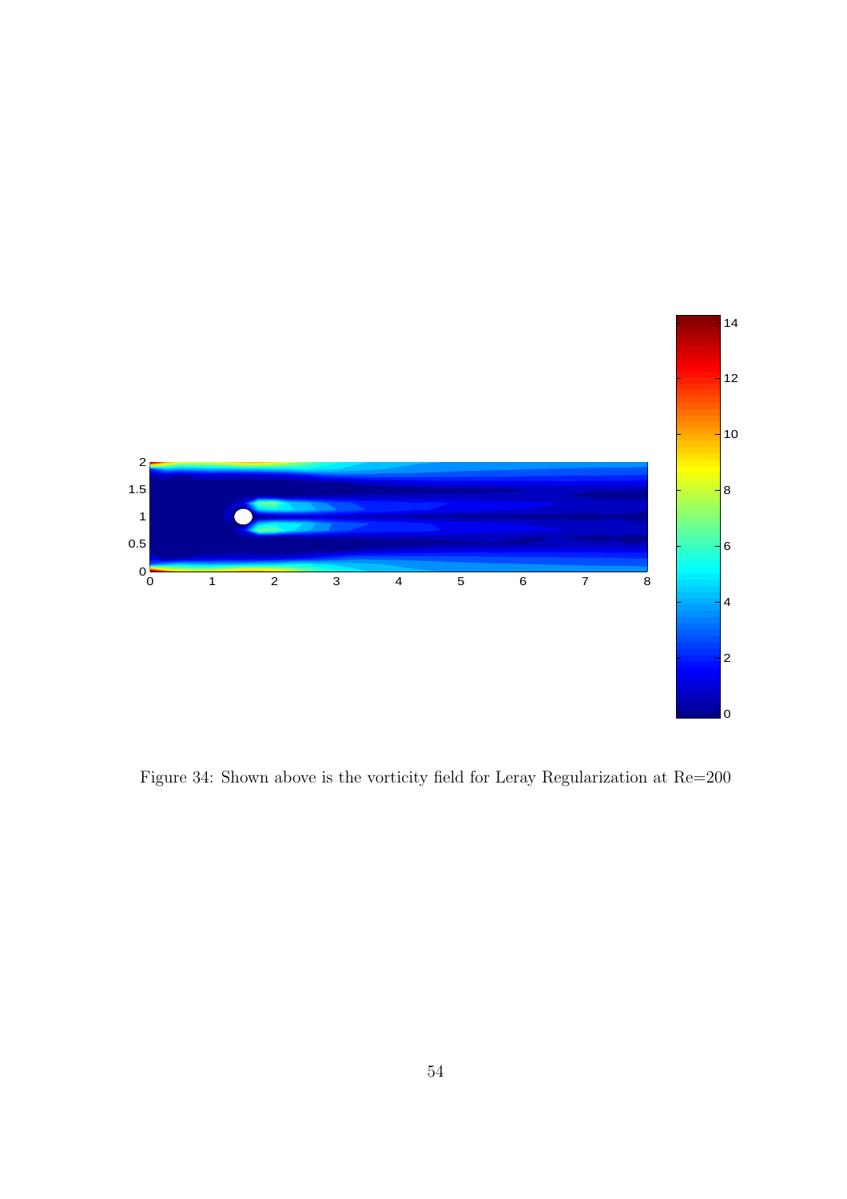Figure 34: Shown above is the vorticity field for Leray Regularization at Re=200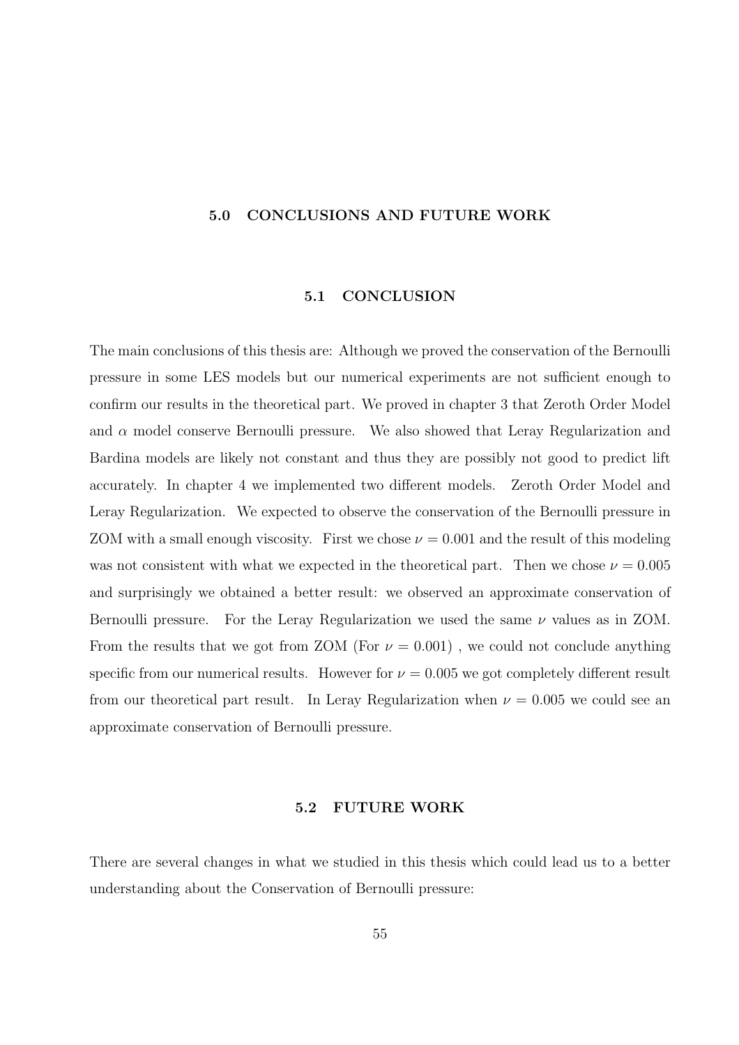# 5.0 CONCLUSIONS AND FUTURE WORK

## 5.1 CONCLUSION

The main conclusions of this thesis are: Although we proved the conservation of the Bernoulli pressure in some LES models but our numerical experiments are not sufficient enough to confirm our results in the theoretical part. We proved in chapter 3 that Zeroth Order Model and $\alpha$ model conserve Bernoulli pressure. We also showed that Leray Regularization and Bardina models are likely not constant and thus they are possibly not good to predict lift accurately. In chapter 4 we implemented two different models. Zeroth Order Model and Leray Regularization. We expected to observe the conservation of the Bernoulli pressure in ZOM with a small enough viscosity. First we chose $\nu = 0.001$ and the result of this modeling was not consistent with what we expected in the theoretical part. Then we chose $\nu = 0.005$ and surprisingly we obtained a better result: we observed an approximate conservation of Bernoulli pressure. For the Leray Regularization we used the same $\nu$ values as in ZOM. From the results that we got from ZOM (For $\nu = 0.001$) , we could not conclude anything specific from our numerical results. However for $\nu = 0.005$ we got completely different result from our theoretical part result. In Leray Regularization when $\nu = 0.005$ we could see an approximate conservation of Bernoulli pressure.

## 5.2 FUTURE WORK

There are several changes in what we studied in this thesis which could lead us to a better understanding about the Conservation of Bernoulli pressure: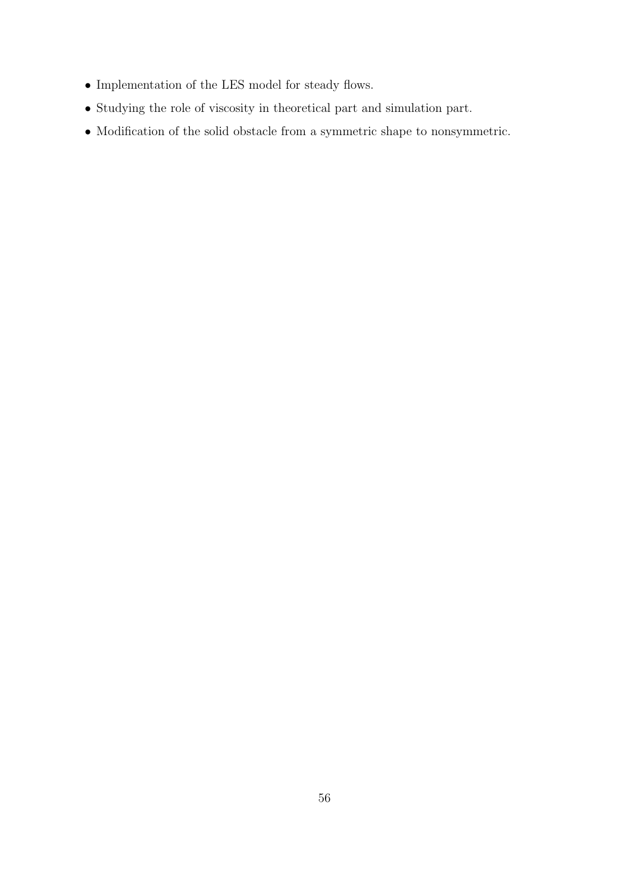- Implementation of the LES model for steady flows.
- Studying the role of viscosity in theoretical part and simulation part.
- Modification of the solid obstacle from a symmetric shape to nonsymmetric.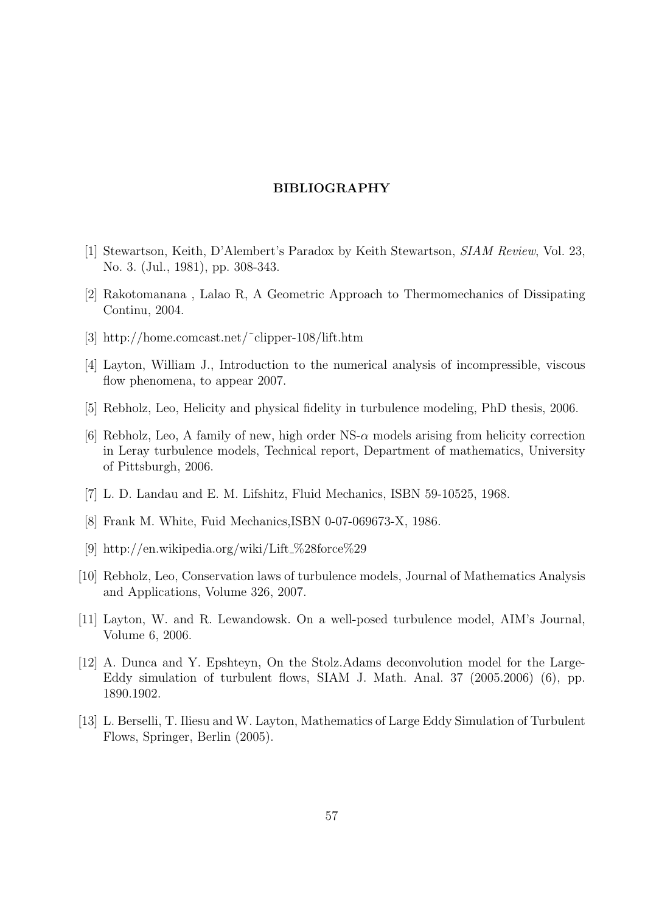# BIBLIOGRAPHY

[1] Stewartson, Keith, D'Alembert's Paradox by Keith Stewartson, *SIAM Review*, Vol. 23, No. 3. (Jul., 1981), pp. 308-343.

[2] Rakotomanana , Lalao R, A Geometric Approach to Thermomechanics of Dissipating Continu, 2004.

[3] http://home.comcast.net/~clipper-108/lift.htm

[4] Layton, William J., Introduction to the numerical analysis of incompressible, viscous flow phenomena, to appear 2007.

[5] Rebholz, Leo, Helicity and physical fidelity in turbulence modeling, PhD thesis, 2006.

[6] Rebholz, Leo, A family of new, high order NS-$\alpha$ models arising from helicity correction in Leray turbulence models, Technical report, Department of mathematics, University of Pittsburgh, 2006.

[7] L. D. Landau and E. M. Lifshitz, Fluid Mechanics, ISBN 59-10525, 1968.

[8] Frank M. White, Fuid Mechanics,ISBN 0-07-069673-X, 1986.

[9] http://en.wikipedia.org/wiki/Lift_%28force%29

[10] Rebholz, Leo, Conservation laws of turbulence models, Journal of Mathematics Analysis and Applications, Volume 326, 2007.

[11] Layton, W. and R. Lewandowsk. On a well-posed turbulence model, AIM's Journal, Volume 6, 2006.

[12] A. Dunca and Y. Epshteyn, On the Stolz.Adams deconvolution model for the Large-Eddy simulation of turbulent flows, SIAM J. Math. Anal. 37 (2005.2006) (6), pp. 1890.1902.

[13] L. Berselli, T. Iliesu and W. Layton, Mathematics of Large Eddy Simulation of Turbulent Flows, Springer, Berlin (2005).